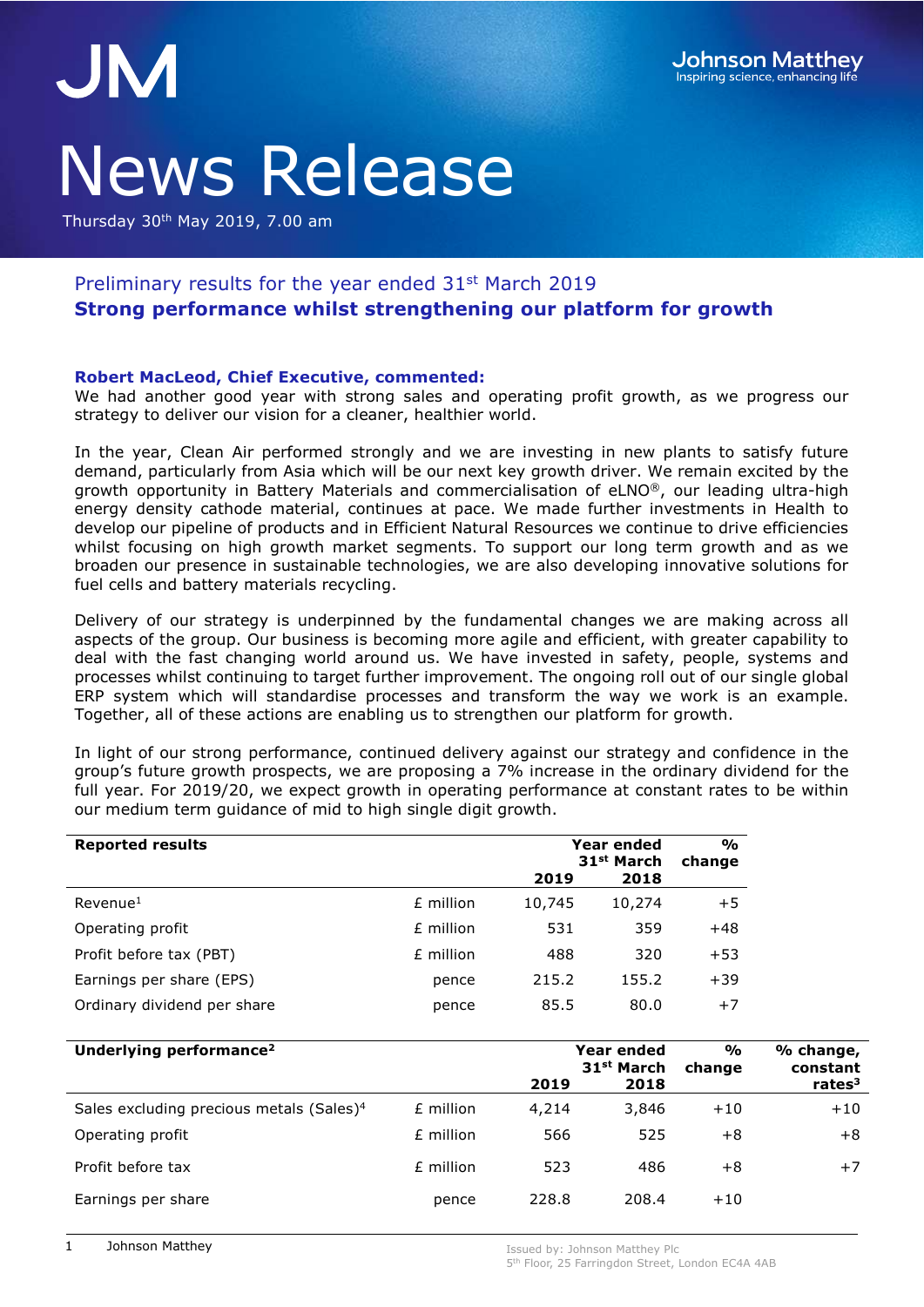# News Release

Thursday 30th May 2019, 7.00 am

## Preliminary results for the year ended 31st March 2019

## **Strong performance whilst strengthening our platform for growth**

**Robert MacLeod, Chief Executive, commented:**

We had another good year with strong sales and operating profit growth, as we progress our strategy to deliver our vision for a cleaner, healthier world.

In the year, Clean Air performed strongly and we are investing in new plants to satisfy future demand, particularly from Asia which will be our next key growth driver. We remain excited by the growth opportunity in Battery Materials and commercialisation of eLNO®, our leading ultra-high energy density cathode material, continues at pace. We made further investments in Health to develop our pipeline of products and in Efficient Natural Resources we continue to drive efficiencies whilst focusing on high growth market segments. To support our long term growth and as we broaden our presence in sustainable technologies, we are also developing innovative solutions for fuel cells and battery materials recycling.

Delivery of our strategy is underpinned by the fundamental changes we are making across all aspects of the group. Our business is becoming more agile and efficient, with greater capability to deal with the fast changing world around us. We have invested in safety, people, systems and processes whilst continuing to target further improvement. The ongoing roll out of our single global ERP system which will standardise processes and transform the way we work is an example. Together, all of these actions are enabling us to strengthen our platform for growth.

In light of our strong performance, continued delivery against our strategy and confidence in the group's future growth prospects, we are proposing a 7% increase in the ordinary dividend for the full year. For 2019/20, we expect growth in operating performance at constant rates to be within our medium term guidance of mid to high single digit growth.

| **Reported results** | | Year ended 31st March 2019 | 2018 | % change |
|---|---|---|---|---|
| Revenue[1] | £ million | 10,745 | 10,274 | +5 |
| Operating profit | £ million | 531 | 359 | +48 |
| Profit before tax (PBT) | £ million | 488 | 320 | +53 |
| Earnings per share (EPS) | pence | 215.2 | 155.2 | +39 |
| Ordinary dividend per share | pence | 85.5 | 80.0 | +7 |

| **Underlying performance[2]** | | Year ended 31st March 2019 | 2018 | % change | % change, constant rates[3] |
|---|---|---|---|---|---|
| Sales excluding precious metals (Sales)[4] | £ million | 4,214 | 3,846 | +10 | +10 |
| Operating profit | £ million | 566 | 525 | +8 | +8 |
| Profit before tax | £ million | 523 | 486 | +8 | +7 |
| Earnings per share | pence | 228.8 | 208.4 | +10 | |

Issued by: Johnson Matthey Plc
5th Floor, 25 Farringdon Street, London EC4A 4AB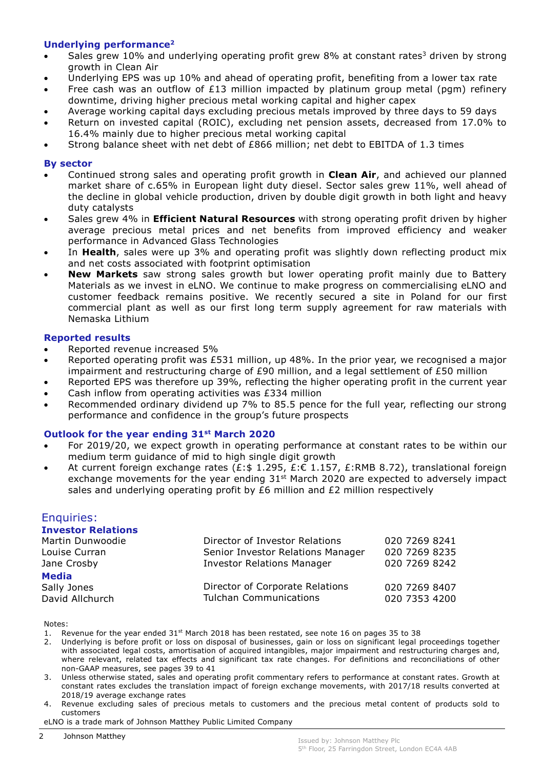### Underlying performance[2]

- Sales grew 10% and underlying operating profit grew 8% at constant rates[3] driven by strong growth in Clean Air
- Underlying EPS was up 10% and ahead of operating profit, benefiting from a lower tax rate
- Free cash was an outflow of £13 million impacted by platinum group metal (pgm) refinery downtime, driving higher precious metal working capital and higher capex
- Average working capital days excluding precious metals improved by three days to 59 days
- Return on invested capital (ROIC), excluding net pension assets, decreased from 17.0% to 16.4% mainly due to higher precious metal working capital
- Strong balance sheet with net debt of £866 million; net debt to EBITDA of 1.3 times

### By sector

- Continued strong sales and operating profit growth in **Clean Air**, and achieved our planned market share of c.65% in European light duty diesel. Sector sales grew 11%, well ahead of the decline in global vehicle production, driven by double digit growth in both light and heavy duty catalysts
- Sales grew 4% in **Efficient Natural Resources** with strong operating profit driven by higher average precious metal prices and net benefits from improved efficiency and weaker performance in Advanced Glass Technologies
- In **Health**, sales were up 3% and operating profit was slightly down reflecting product mix and net costs associated with footprint optimisation
- **New Markets** saw strong sales growth but lower operating profit mainly due to Battery Materials as we invest in eLNO. We continue to make progress on commercialising eLNO and customer feedback remains positive. We recently secured a site in Poland for our first commercial plant as well as our first long term supply agreement for raw materials with Nemaska Lithium

### Reported results

- Reported revenue increased 5%
- Reported operating profit was £531 million, up 48%. In the prior year, we recognised a major impairment and restructuring charge of £90 million, and a legal settlement of £50 million
- Reported EPS was therefore up 39%, reflecting the higher operating profit in the current year
- Cash inflow from operating activities was £334 million
- Recommended ordinary dividend up 7% to 85.5 pence for the full year, reflecting our strong performance and confidence in the group's future prospects

### Outlook for the year ending 31st March 2020

- For 2019/20, we expect growth in operating performance at constant rates to be within our medium term guidance of mid to high single digit growth
- At current foreign exchange rates (£:$ 1.295, £:€ 1.157, £:RMB 8.72), translational foreign exchange movements for the year ending 31st March 2020 are expected to adversely impact sales and underlying operating profit by £6 million and £2 million respectively

## Enquiries:

### Investor Relations

| | | |
|---|---|---|
| Martin Dunwoodie | Director of Investor Relations | 020 7269 8241 |
| Louise Curran | Senior Investor Relations Manager | 020 7269 8235 |
| Jane Crosby | Investor Relations Manager | 020 7269 8242 |

### Media

| | | |
|---|---|---|
| Sally Jones | Director of Corporate Relations | 020 7269 8407 |
| David Allchurch | Tulchan Communications | 020 7353 4200 |

Notes:

1. Revenue for the year ended 31st March 2018 has been restated, see note 16 on pages 35 to 38
2. Underlying is before profit or loss on disposal of businesses, gain or loss on significant legal proceedings together with associated legal costs, amortisation of acquired intangibles, major impairment and restructuring charges and, where relevant, related tax effects and significant tax rate changes. For definitions and reconciliations of other non-GAAP measures, see pages 39 to 41
3. Unless otherwise stated, sales and operating profit commentary refers to performance at constant rates. Growth at constant rates excludes the translation impact of foreign exchange movements, with 2017/18 results converted at 2018/19 average exchange rates
4. Revenue excluding sales of precious metals to customers and the precious metal content of products sold to customers

eLNO is a trade mark of Johnson Matthey Public Limited Company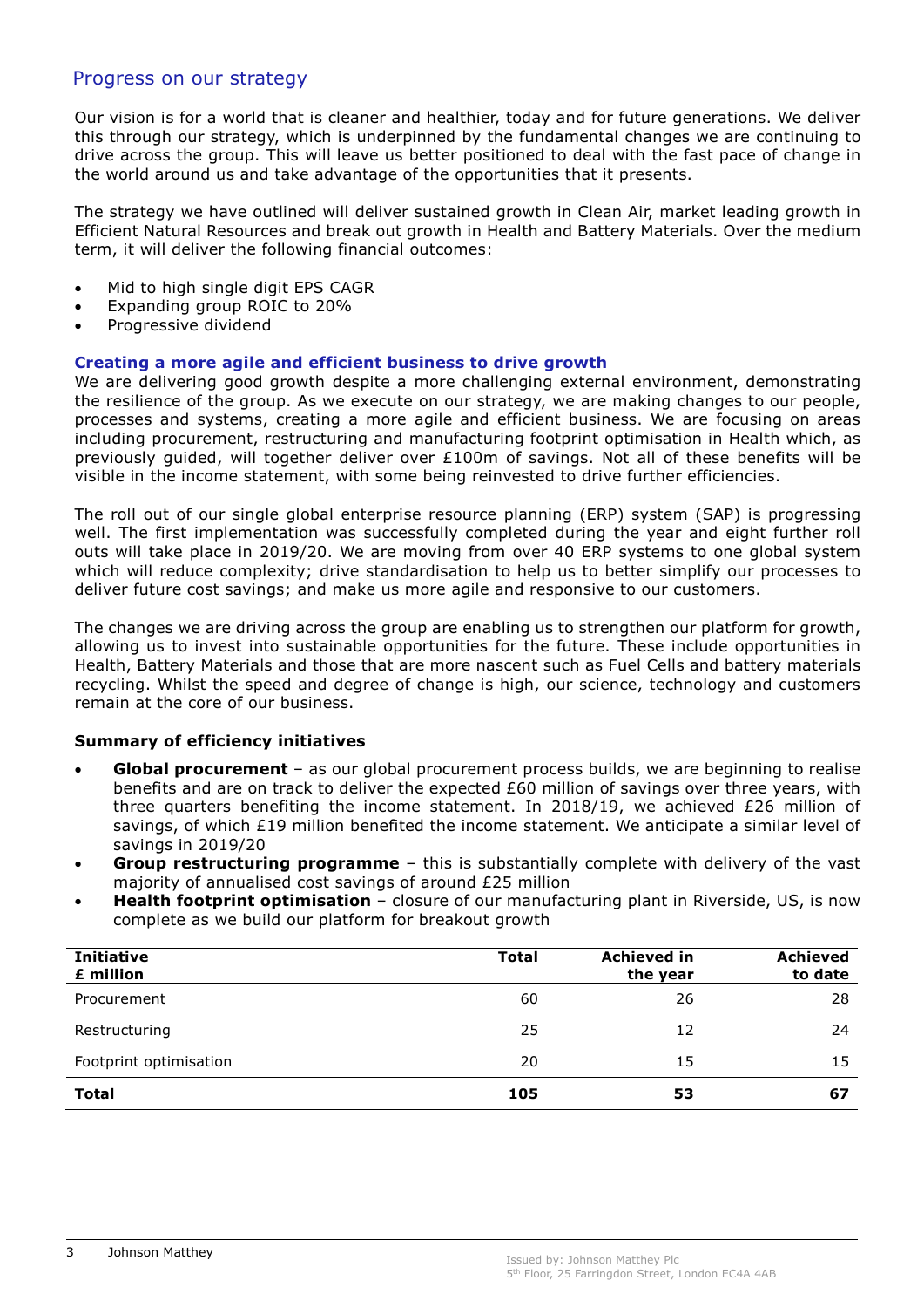## Progress on our strategy

Our vision is for a world that is cleaner and healthier, today and for future generations. We deliver this through our strategy, which is underpinned by the fundamental changes we are continuing to drive across the group. This will leave us better positioned to deal with the fast pace of change in the world around us and take advantage of the opportunities that it presents.

The strategy we have outlined will deliver sustained growth in Clean Air, market leading growth in Efficient Natural Resources and break out growth in Health and Battery Materials. Over the medium term, it will deliver the following financial outcomes:

- Mid to high single digit EPS CAGR
- Expanding group ROIC to 20%
- Progressive dividend

### Creating a more agile and efficient business to drive growth

We are delivering good growth despite a more challenging external environment, demonstrating the resilience of the group. As we execute on our strategy, we are making changes to our people, processes and systems, creating a more agile and efficient business. We are focusing on areas including procurement, restructuring and manufacturing footprint optimisation in Health which, as previously guided, will together deliver over £100m of savings. Not all of these benefits will be visible in the income statement, with some being reinvested to drive further efficiencies.

The roll out of our single global enterprise resource planning (ERP) system (SAP) is progressing well. The first implementation was successfully completed during the year and eight further roll outs will take place in 2019/20. We are moving from over 40 ERP systems to one global system which will reduce complexity; drive standardisation to help us to better simplify our processes to deliver future cost savings; and make us more agile and responsive to our customers.

The changes we are driving across the group are enabling us to strengthen our platform for growth, allowing us to invest into sustainable opportunities for the future. These include opportunities in Health, Battery Materials and those that are more nascent such as Fuel Cells and battery materials recycling. Whilst the speed and degree of change is high, our science, technology and customers remain at the core of our business.

**Summary of efficiency initiatives**

- **Global procurement** – as our global procurement process builds, we are beginning to realise benefits and are on track to deliver the expected £60 million of savings over three years, with three quarters benefiting the income statement. In 2018/19, we achieved £26 million of savings, of which £19 million benefited the income statement. We anticipate a similar level of savings in 2019/20
- **Group restructuring programme** – this is substantially complete with delivery of the vast majority of annualised cost savings of around £25 million
- **Health footprint optimisation** – closure of our manufacturing plant in Riverside, US, is now complete as we build our platform for breakout growth

| Initiative<br>£ million | Total | Achieved in the year | Achieved to date |
|---|---|---|---|
| Procurement | 60 | 26 | 28 |
| Restructuring | 25 | 12 | 24 |
| Footprint optimisation | 20 | 15 | 15 |
| **Total** | **105** | **53** | **67** |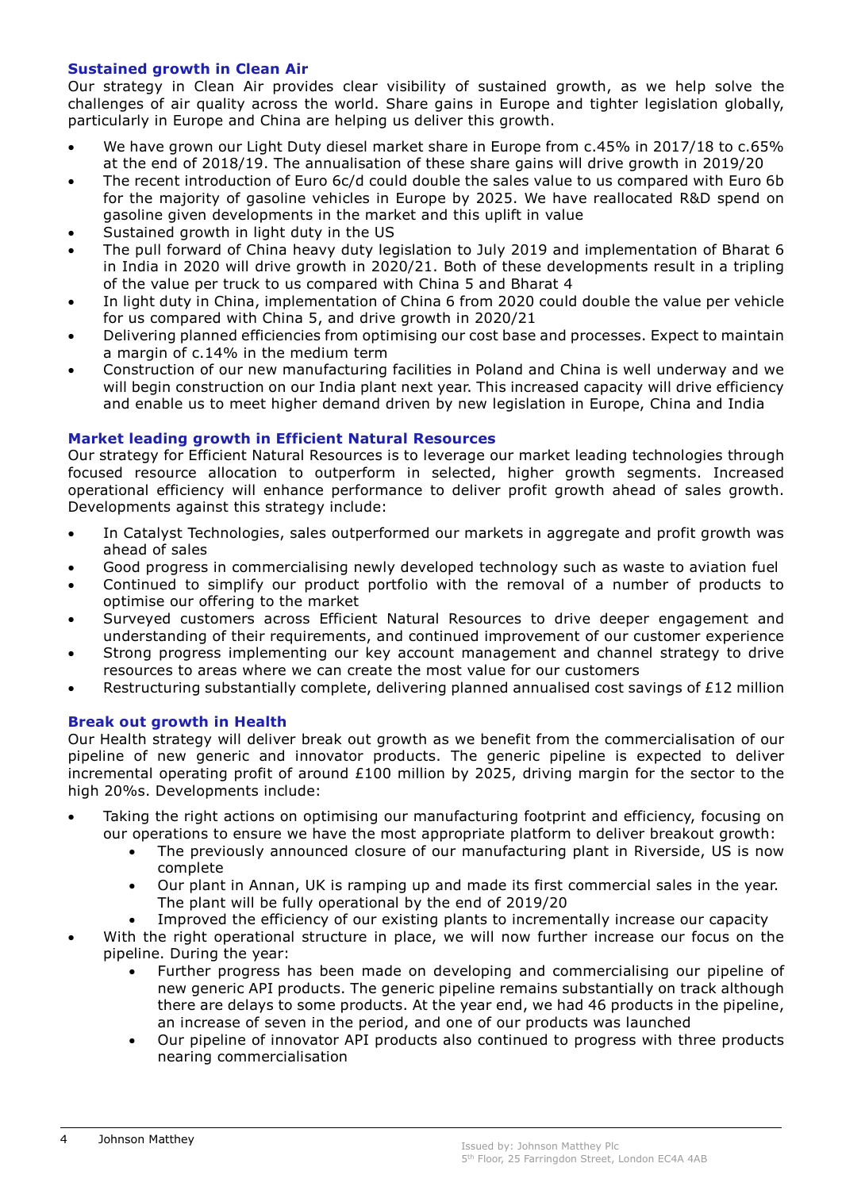## Sustained growth in Clean Air

Our strategy in Clean Air provides clear visibility of sustained growth, as we help solve the challenges of air quality across the world. Share gains in Europe and tighter legislation globally, particularly in Europe and China are helping us deliver this growth.

- We have grown our Light Duty diesel market share in Europe from c.45% in 2017/18 to c.65% at the end of 2018/19. The annualisation of these share gains will drive growth in 2019/20
- The recent introduction of Euro 6c/d could double the sales value to us compared with Euro 6b for the majority of gasoline vehicles in Europe by 2025. We have reallocated R&D spend on gasoline given developments in the market and this uplift in value
- Sustained growth in light duty in the US
- The pull forward of China heavy duty legislation to July 2019 and implementation of Bharat 6 in India in 2020 will drive growth in 2020/21. Both of these developments result in a tripling of the value per truck to us compared with China 5 and Bharat 4
- In light duty in China, implementation of China 6 from 2020 could double the value per vehicle for us compared with China 5, and drive growth in 2020/21
- Delivering planned efficiencies from optimising our cost base and processes. Expect to maintain a margin of c.14% in the medium term
- Construction of our new manufacturing facilities in Poland and China is well underway and we will begin construction on our India plant next year. This increased capacity will drive efficiency and enable us to meet higher demand driven by new legislation in Europe, China and India

## Market leading growth in Efficient Natural Resources

Our strategy for Efficient Natural Resources is to leverage our market leading technologies through focused resource allocation to outperform in selected, higher growth segments. Increased operational efficiency will enhance performance to deliver profit growth ahead of sales growth. Developments against this strategy include:

- In Catalyst Technologies, sales outperformed our markets in aggregate and profit growth was ahead of sales
- Good progress in commercialising newly developed technology such as waste to aviation fuel
- Continued to simplify our product portfolio with the removal of a number of products to optimise our offering to the market
- Surveyed customers across Efficient Natural Resources to drive deeper engagement and understanding of their requirements, and continued improvement of our customer experience
- Strong progress implementing our key account management and channel strategy to drive resources to areas where we can create the most value for our customers
- Restructuring substantially complete, delivering planned annualised cost savings of £12 million

## Break out growth in Health

Our Health strategy will deliver break out growth as we benefit from the commercialisation of our pipeline of new generic and innovator products. The generic pipeline is expected to deliver incremental operating profit of around £100 million by 2025, driving margin for the sector to the high 20%s. Developments include:

- Taking the right actions on optimising our manufacturing footprint and efficiency, focusing on our operations to ensure we have the most appropriate platform to deliver breakout growth:
    - The previously announced closure of our manufacturing plant in Riverside, US is now complete
    - Our plant in Annan, UK is ramping up and made its first commercial sales in the year. The plant will be fully operational by the end of 2019/20
    - Improved the efficiency of our existing plants to incrementally increase our capacity
- With the right operational structure in place, we will now further increase our focus on the pipeline. During the year:
    - Further progress has been made on developing and commercialising our pipeline of new generic API products. The generic pipeline remains substantially on track although there are delays to some products. At the year end, we had 46 products in the pipeline, an increase of seven in the period, and one of our products was launched
    - Our pipeline of innovator API products also continued to progress with three products nearing commercialisation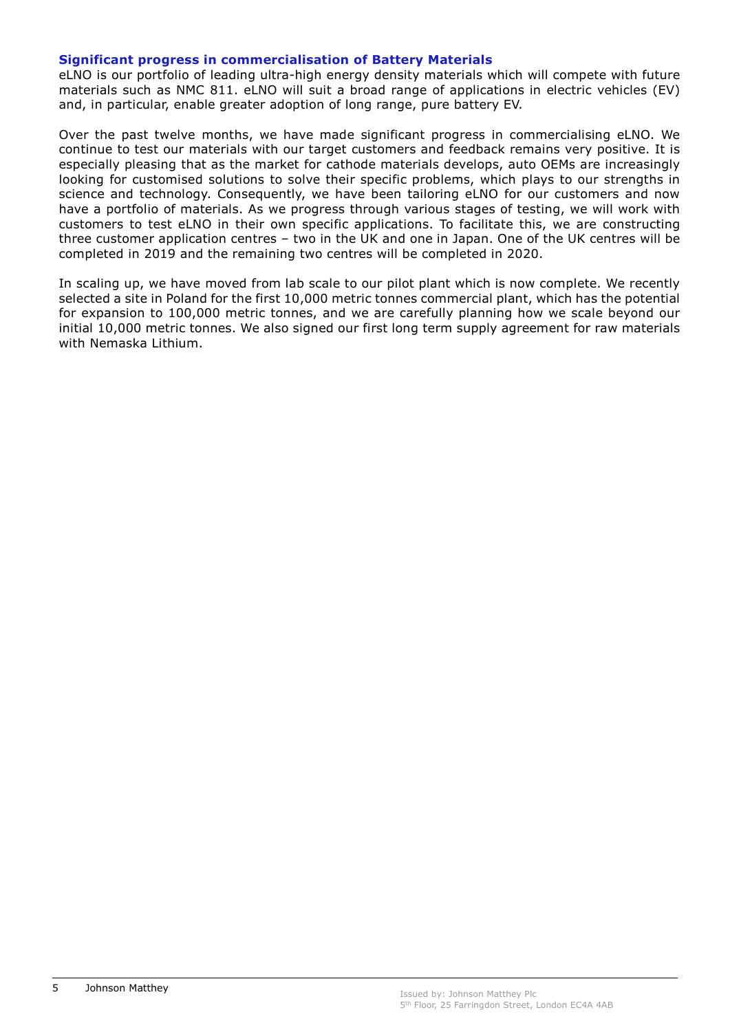## Significant progress in commercialisation of Battery Materials

eLNO is our portfolio of leading ultra-high energy density materials which will compete with future materials such as NMC 811. eLNO will suit a broad range of applications in electric vehicles (EV) and, in particular, enable greater adoption of long range, pure battery EV.

Over the past twelve months, we have made significant progress in commercialising eLNO. We continue to test our materials with our target customers and feedback remains very positive. It is especially pleasing that as the market for cathode materials develops, auto OEMs are increasingly looking for customised solutions to solve their specific problems, which plays to our strengths in science and technology. Consequently, we have been tailoring eLNO for our customers and now have a portfolio of materials. As we progress through various stages of testing, we will work with customers to test eLNO in their own specific applications. To facilitate this, we are constructing three customer application centres – two in the UK and one in Japan. One of the UK centres will be completed in 2019 and the remaining two centres will be completed in 2020.

In scaling up, we have moved from lab scale to our pilot plant which is now complete. We recently selected a site in Poland for the first 10,000 metric tonnes commercial plant, which has the potential for expansion to 100,000 metric tonnes, and we are carefully planning how we scale beyond our initial 10,000 metric tonnes. We also signed our first long term supply agreement for raw materials with Nemaska Lithium.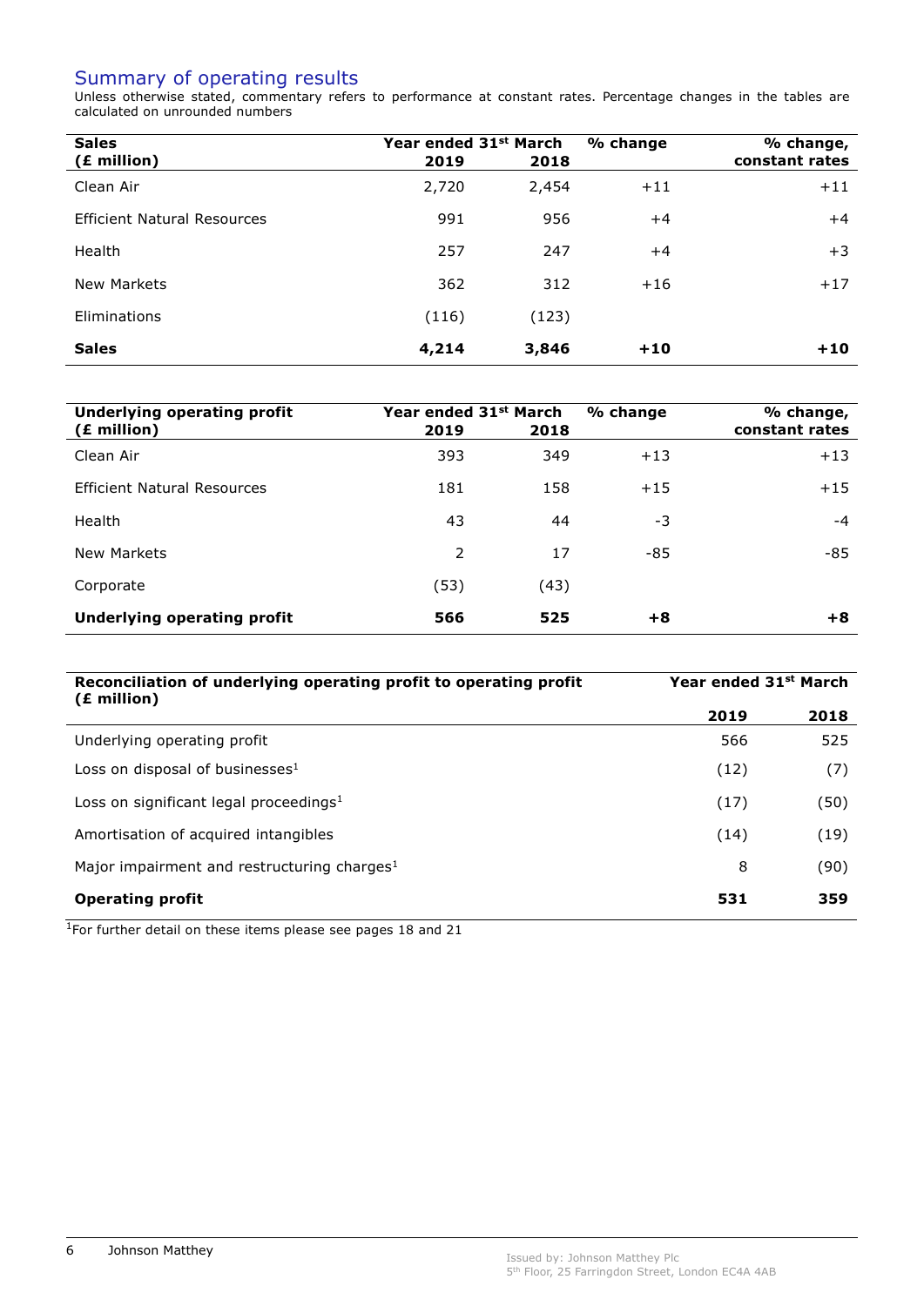## Summary of operating results

Unless otherwise stated, commentary refers to performance at constant rates. Percentage changes in the tables are calculated on unrounded numbers

| **Sales (£ million)** | **Year ended 31st March 2019** | **2018** | **% change** | **% change, constant rates** |
|---|---|---|---|---|
| Clean Air | 2,720 | 2,454 | +11 | +11 |
| Efficient Natural Resources | 991 | 956 | +4 | +4 |
| Health | 257 | 247 | +4 | +3 |
| New Markets | 362 | 312 | +16 | +17 |
| Eliminations | (116) | (123) | | |
| **Sales** | **4,214** | **3,846** | **+10** | **+10** |

| **Underlying operating profit (£ million)** | **Year ended 31st March 2019** | **2018** | **% change** | **% change, constant rates** |
|---|---|---|---|---|
| Clean Air | 393 | 349 | +13 | +13 |
| Efficient Natural Resources | 181 | 158 | +15 | +15 |
| Health | 43 | 44 | -3 | -4 |
| New Markets | 2 | 17 | -85 | -85 |
| Corporate | (53) | (43) | | |
| **Underlying operating profit** | **566** | **525** | **+8** | **+8** |

| **Reconciliation of underlying operating profit to operating profit (£ million)** | **Year ended 31st March 2019** | **2018** |
|---|---|---|
| Underlying operating profit | 566 | 525 |
| Loss on disposal of businesses[1] | (12) | (7) |
| Loss on significant legal proceedings[1] | (17) | (50) |
| Amortisation of acquired intangibles | (14) | (19) |
| Major impairment and restructuring charges[1] | 8 | (90) |
| **Operating profit** | **531** | **359** |

[1]For further detail on these items please see pages 18 and 21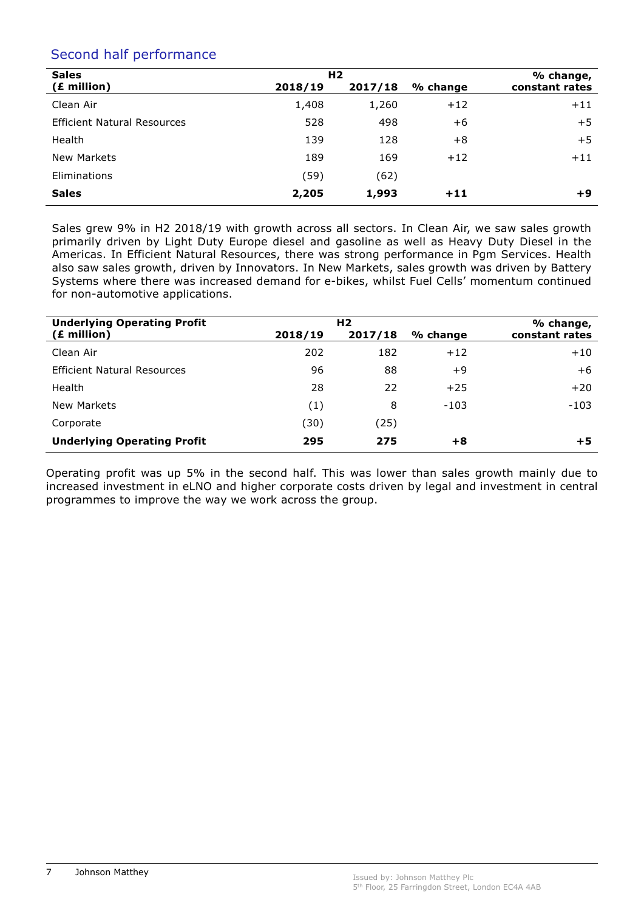## Second half performance

| Sales (£ million) | H2 2018/19 | H2 2017/18 | % change | % change, constant rates |
|---|---|---|---|---|
| Clean Air | 1,408 | 1,260 | +12 | +11 |
| Efficient Natural Resources | 528 | 498 | +6 | +5 |
| Health | 139 | 128 | +8 | +5 |
| New Markets | 189 | 169 | +12 | +11 |
| Eliminations | (59) | (62) | | |
| **Sales** | **2,205** | **1,993** | **+11** | **+9** |

Sales grew 9% in H2 2018/19 with growth across all sectors. In Clean Air, we saw sales growth primarily driven by Light Duty Europe diesel and gasoline as well as Heavy Duty Diesel in the Americas. In Efficient Natural Resources, there was strong performance in Pgm Services. Health also saw sales growth, driven by Innovators. In New Markets, sales growth was driven by Battery Systems where there was increased demand for e-bikes, whilst Fuel Cells' momentum continued for non-automotive applications.

| Underlying Operating Profit (£ million) | H2 2018/19 | H2 2017/18 | % change | % change, constant rates |
|---|---|---|---|---|
| Clean Air | 202 | 182 | +12 | +10 |
| Efficient Natural Resources | 96 | 88 | +9 | +6 |
| Health | 28 | 22 | +25 | +20 |
| New Markets | (1) | 8 | -103 | -103 |
| Corporate | (30) | (25) | | |
| **Underlying Operating Profit** | **295** | **275** | **+8** | **+5** |

Operating profit was up 5% in the second half. This was lower than sales growth mainly due to increased investment in eLNO and higher corporate costs driven by legal and investment in central programmes to improve the way we work across the group.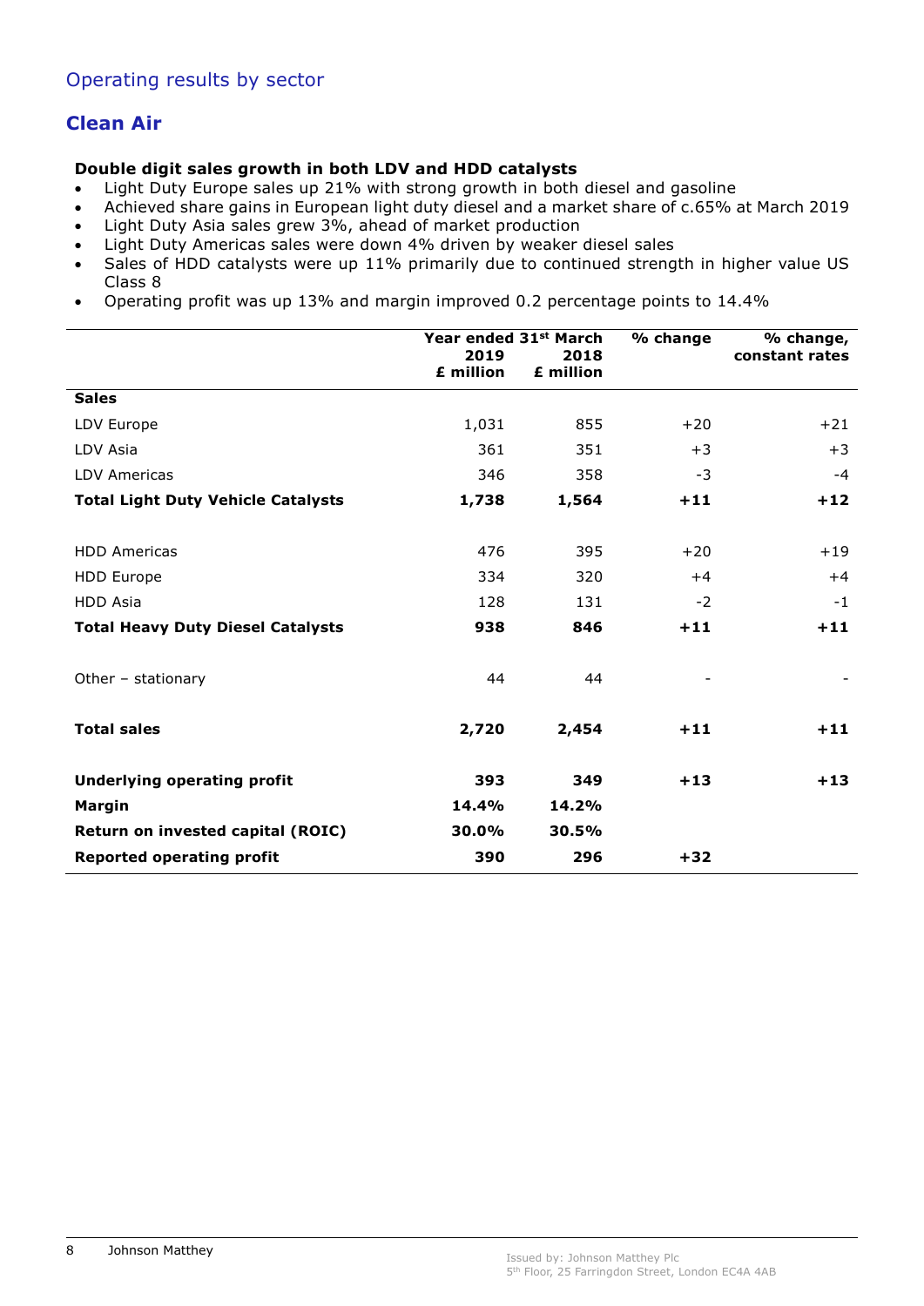## Operating results by sector

# Clean Air

**Double digit sales growth in both LDV and HDD catalysts**

- Light Duty Europe sales up 21% with strong growth in both diesel and gasoline
- Achieved share gains in European light duty diesel and a market share of c.65% at March 2019
- Light Duty Asia sales grew 3%, ahead of market production
- Light Duty Americas sales were down 4% driven by weaker diesel sales
- Sales of HDD catalysts were up 11% primarily due to continued strength in higher value US Class 8
- Operating profit was up 13% and margin improved 0.2 percentage points to 14.4%

| | Year ended 31st March | | % change | % change, constant rates |
|---|---|---|---|---|
| | 2019 £ million | 2018 £ million | | |
| **Sales** | | | | |
| LDV Europe | 1,031 | 855 | +20 | +21 |
| LDV Asia | 361 | 351 | +3 | +3 |
| LDV Americas | 346 | 358 | -3 | -4 |
| **Total Light Duty Vehicle Catalysts** | **1,738** | **1,564** | **+11** | **+12** |
| HDD Americas | 476 | 395 | +20 | +19 |
| HDD Europe | 334 | 320 | +4 | +4 |
| HDD Asia | 128 | 131 | -2 | -1 |
| **Total Heavy Duty Diesel Catalysts** | **938** | **846** | **+11** | **+11** |
| Other – stationary | 44 | 44 | - | - |
| **Total sales** | **2,720** | **2,454** | **+11** | **+11** |
| **Underlying operating profit** | **393** | **349** | **+13** | **+13** |
| **Margin** | **14.4%** | **14.2%** | | |
| **Return on invested capital (ROIC)** | **30.0%** | **30.5%** | | |
| **Reported operating profit** | **390** | **296** | **+32** | |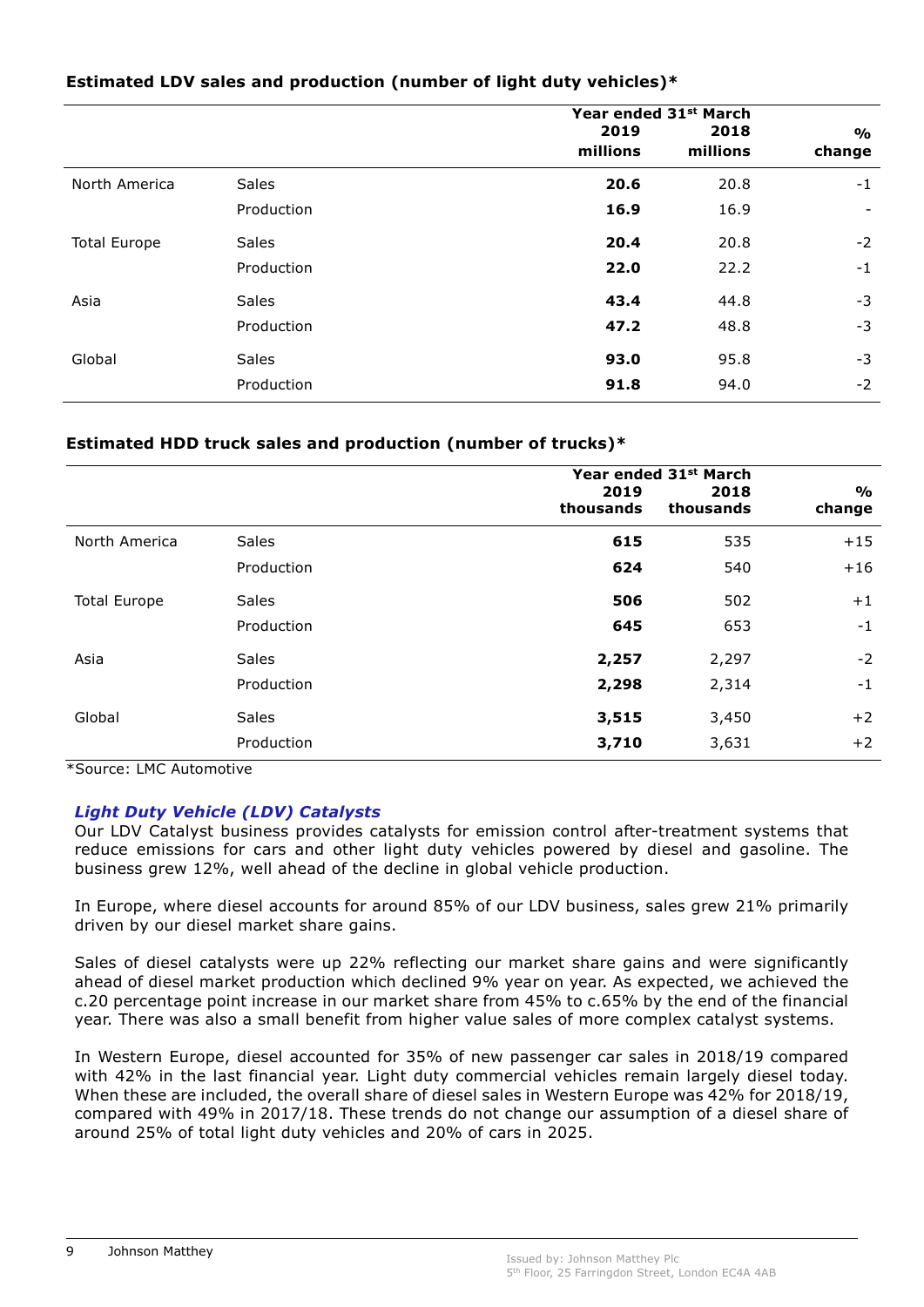**Estimated LDV sales and production (number of light duty vehicles)***

| | | Year ended 31st March | | |
|---|---|---|---|---|
| | | **2019 millions** | **2018 millions** | **% change** |
| North America | Sales | **20.6** | 20.8 | -1 |
| | Production | **16.9** | 16.9 | - |
| Total Europe | Sales | **20.4** | 20.8 | -2 |
| | Production | **22.0** | 22.2 | -1 |
| Asia | Sales | **43.4** | 44.8 | -3 |
| | Production | **47.2** | 48.8 | -3 |
| Global | Sales | **93.0** | 95.8 | -3 |
| | Production | **91.8** | 94.0 | -2 |

**Estimated HDD truck sales and production (number of trucks)***

| | | Year ended 31st March | | |
|---|---|---|---|---|
| | | **2019 thousands** | **2018 thousands** | **% change** |
| North America | Sales | **615** | 535 | +15 |
| | Production | **624** | 540 | +16 |
| Total Europe | Sales | **506** | 502 | +1 |
| | Production | **645** | 653 | -1 |
| Asia | Sales | **2,257** | 2,297 | -2 |
| | Production | **2,298** | 2,314 | -1 |
| Global | Sales | **3,515** | 3,450 | +2 |
| | Production | **3,710** | 3,631 | +2 |

*Source: LMC Automotive

### *Light Duty Vehicle (LDV) Catalysts*

Our LDV Catalyst business provides catalysts for emission control after-treatment systems that reduce emissions for cars and other light duty vehicles powered by diesel and gasoline. The business grew 12%, well ahead of the decline in global vehicle production.

In Europe, where diesel accounts for around 85% of our LDV business, sales grew 21% primarily driven by our diesel market share gains.

Sales of diesel catalysts were up 22% reflecting our market share gains and were significantly ahead of diesel market production which declined 9% year on year. As expected, we achieved the c.20 percentage point increase in our market share from 45% to c.65% by the end of the financial year. There was also a small benefit from higher value sales of more complex catalyst systems.

In Western Europe, diesel accounted for 35% of new passenger car sales in 2018/19 compared with 42% in the last financial year. Light duty commercial vehicles remain largely diesel today. When these are included, the overall share of diesel sales in Western Europe was 42% for 2018/19, compared with 49% in 2017/18. These trends do not change our assumption of a diesel share of around 25% of total light duty vehicles and 20% of cars in 2025.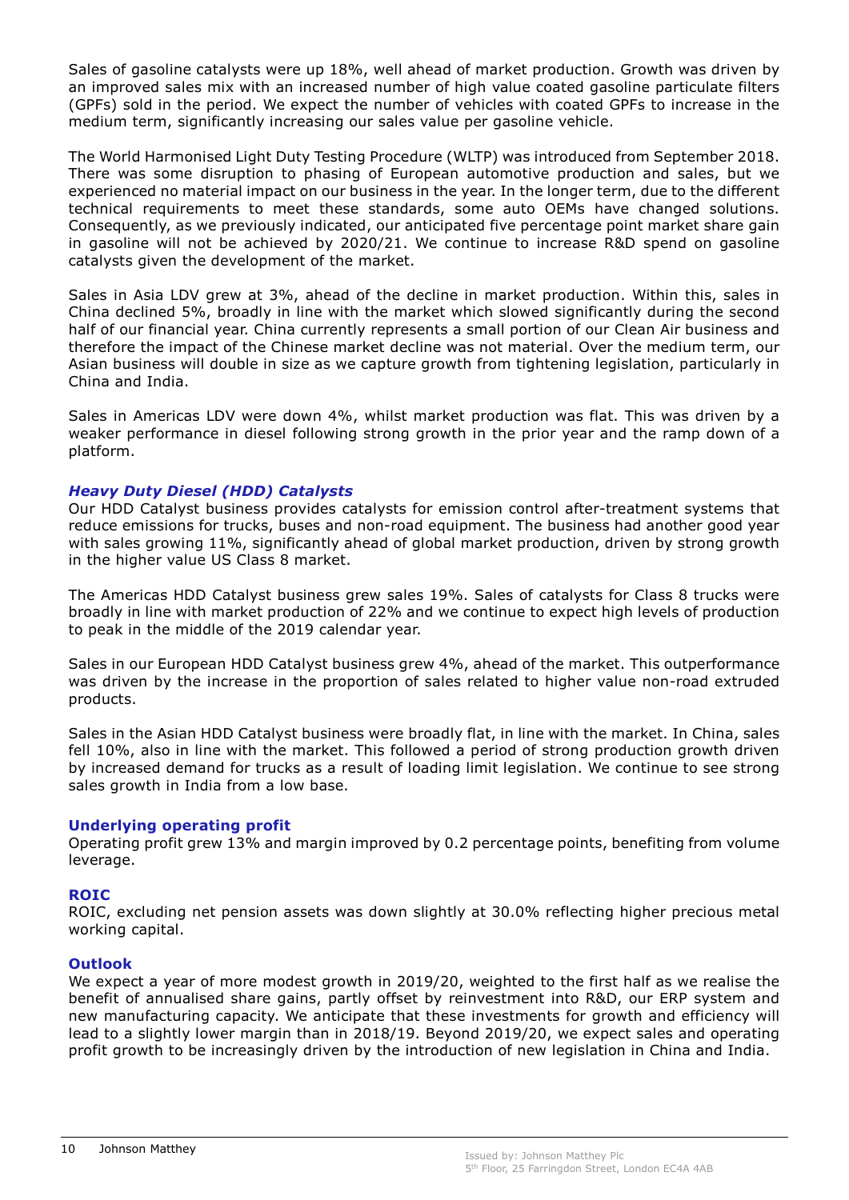Sales of gasoline catalysts were up 18%, well ahead of market production. Growth was driven by an improved sales mix with an increased number of high value coated gasoline particulate filters (GPFs) sold in the period. We expect the number of vehicles with coated GPFs to increase in the medium term, significantly increasing our sales value per gasoline vehicle.

The World Harmonised Light Duty Testing Procedure (WLTP) was introduced from September 2018. There was some disruption to phasing of European automotive production and sales, but we experienced no material impact on our business in the year. In the longer term, due to the different technical requirements to meet these standards, some auto OEMs have changed solutions. Consequently, as we previously indicated, our anticipated five percentage point market share gain in gasoline will not be achieved by 2020/21. We continue to increase R&D spend on gasoline catalysts given the development of the market.

Sales in Asia LDV grew at 3%, ahead of the decline in market production. Within this, sales in China declined 5%, broadly in line with the market which slowed significantly during the second half of our financial year. China currently represents a small portion of our Clean Air business and therefore the impact of the Chinese market decline was not material. Over the medium term, our Asian business will double in size as we capture growth from tightening legislation, particularly in China and India.

Sales in Americas LDV were down 4%, whilst market production was flat. This was driven by a weaker performance in diesel following strong growth in the prior year and the ramp down of a platform.

### *Heavy Duty Diesel (HDD) Catalysts*

Our HDD Catalyst business provides catalysts for emission control after-treatment systems that reduce emissions for trucks, buses and non-road equipment. The business had another good year with sales growing 11%, significantly ahead of global market production, driven by strong growth in the higher value US Class 8 market.

The Americas HDD Catalyst business grew sales 19%. Sales of catalysts for Class 8 trucks were broadly in line with market production of 22% and we continue to expect high levels of production to peak in the middle of the 2019 calendar year.

Sales in our European HDD Catalyst business grew 4%, ahead of the market. This outperformance was driven by the increase in the proportion of sales related to higher value non-road extruded products.

Sales in the Asian HDD Catalyst business were broadly flat, in line with the market. In China, sales fell 10%, also in line with the market. This followed a period of strong production growth driven by increased demand for trucks as a result of loading limit legislation. We continue to see strong sales growth in India from a low base.

### Underlying operating profit

Operating profit grew 13% and margin improved by 0.2 percentage points, benefiting from volume leverage.

### ROIC

ROIC, excluding net pension assets was down slightly at 30.0% reflecting higher precious metal working capital.

### Outlook

We expect a year of more modest growth in 2019/20, weighted to the first half as we realise the benefit of annualised share gains, partly offset by reinvestment into R&D, our ERP system and new manufacturing capacity. We anticipate that these investments for growth and efficiency will lead to a slightly lower margin than in 2018/19. Beyond 2019/20, we expect sales and operating profit growth to be increasingly driven by the introduction of new legislation in China and India.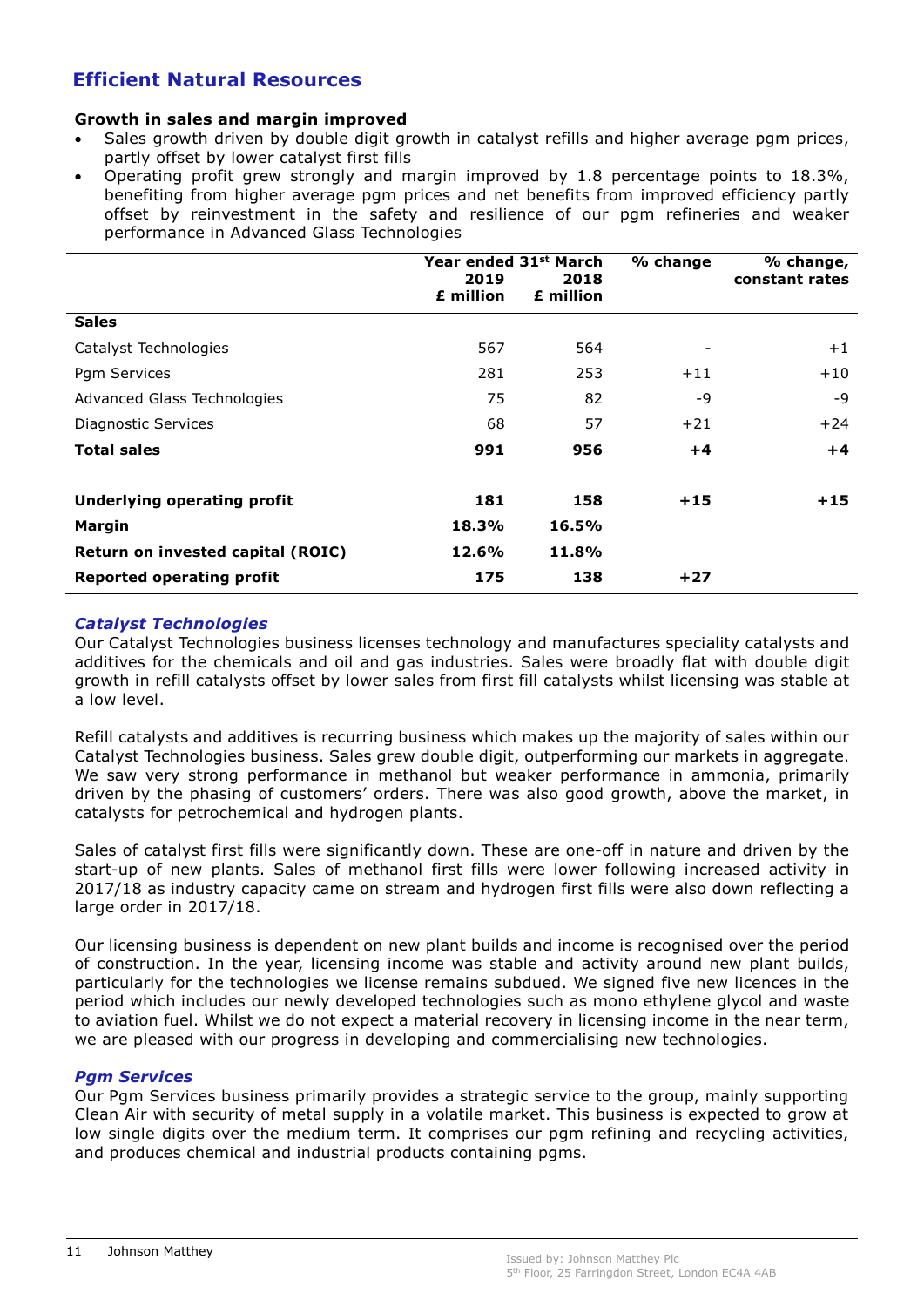## Efficient Natural Resources

**Growth in sales and margin improved**

- Sales growth driven by double digit growth in catalyst refills and higher average pgm prices, partly offset by lower catalyst first fills
- Operating profit grew strongly and margin improved by 1.8 percentage points to 18.3%, benefiting from higher average pgm prices and net benefits from improved efficiency partly offset by reinvestment in the safety and resilience of our pgm refineries and weaker performance in Advanced Glass Technologies

| | Year ended 31st March 2019 £ million | 2018 £ million | % change | % change, constant rates |
|---|---|---|---|---|
| **Sales** | | | | |
| Catalyst Technologies | 567 | 564 | - | +1 |
| Pgm Services | 281 | 253 | +11 | +10 |
| Advanced Glass Technologies | 75 | 82 | -9 | -9 |
| Diagnostic Services | 68 | 57 | +21 | +24 |
| **Total sales** | **991** | **956** | **+4** | **+4** |
| **Underlying operating profit** | **181** | **158** | **+15** | **+15** |
| **Margin** | **18.3%** | **16.5%** | | |
| **Return on invested capital (ROIC)** | **12.6%** | **11.8%** | | |
| **Reported operating profit** | **175** | **138** | **+27** | |

### *Catalyst Technologies*

Our Catalyst Technologies business licenses technology and manufactures speciality catalysts and additives for the chemicals and oil and gas industries. Sales were broadly flat with double digit growth in refill catalysts offset by lower sales from first fill catalysts whilst licensing was stable at a low level.

Refill catalysts and additives is recurring business which makes up the majority of sales within our Catalyst Technologies business. Sales grew double digit, outperforming our markets in aggregate. We saw very strong performance in methanol but weaker performance in ammonia, primarily driven by the phasing of customers' orders. There was also good growth, above the market, in catalysts for petrochemical and hydrogen plants.

Sales of catalyst first fills were significantly down. These are one-off in nature and driven by the start-up of new plants. Sales of methanol first fills were lower following increased activity in 2017/18 as industry capacity came on stream and hydrogen first fills were also down reflecting a large order in 2017/18.

Our licensing business is dependent on new plant builds and income is recognised over the period of construction. In the year, licensing income was stable and activity around new plant builds, particularly for the technologies we license remains subdued. We signed five new licences in the period which includes our newly developed technologies such as mono ethylene glycol and waste to aviation fuel. Whilst we do not expect a material recovery in licensing income in the near term, we are pleased with our progress in developing and commercialising new technologies.

### *Pgm Services*

Our Pgm Services business primarily provides a strategic service to the group, mainly supporting Clean Air with security of metal supply in a volatile market. This business is expected to grow at low single digits over the medium term. It comprises our pgm refining and recycling activities, and produces chemical and industrial products containing pgms.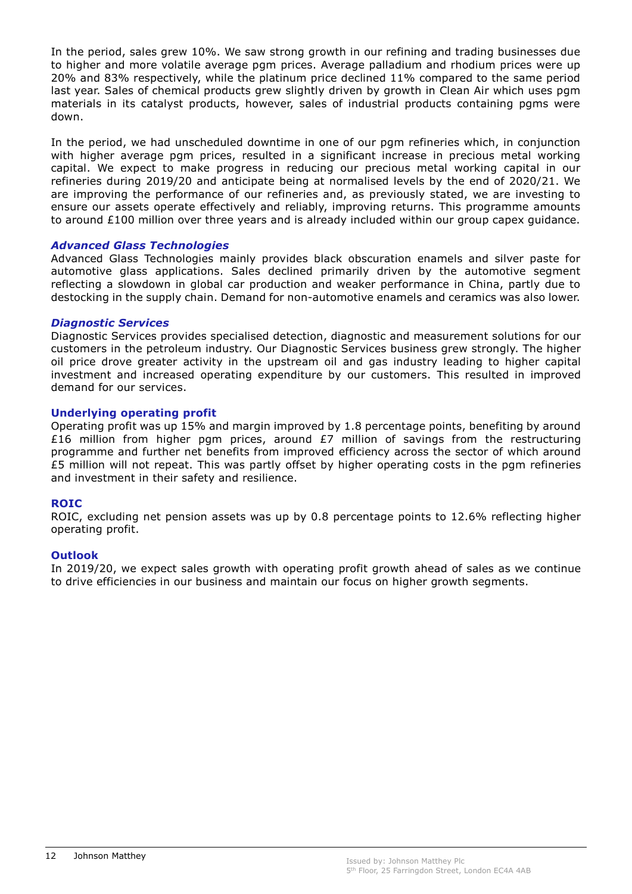In the period, sales grew 10%. We saw strong growth in our refining and trading businesses due to higher and more volatile average pgm prices. Average palladium and rhodium prices were up 20% and 83% respectively, while the platinum price declined 11% compared to the same period last year. Sales of chemical products grew slightly driven by growth in Clean Air which uses pgm materials in its catalyst products, however, sales of industrial products containing pgms were down.

In the period, we had unscheduled downtime in one of our pgm refineries which, in conjunction with higher average pgm prices, resulted in a significant increase in precious metal working capital. We expect to make progress in reducing our precious metal working capital in our refineries during 2019/20 and anticipate being at normalised levels by the end of 2020/21. We are improving the performance of our refineries and, as previously stated, we are investing to ensure our assets operate effectively and reliably, improving returns. This programme amounts to around £100 million over three years and is already included within our group capex guidance.

### *Advanced Glass Technologies*

Advanced Glass Technologies mainly provides black obscuration enamels and silver paste for automotive glass applications. Sales declined primarily driven by the automotive segment reflecting a slowdown in global car production and weaker performance in China, partly due to destocking in the supply chain. Demand for non-automotive enamels and ceramics was also lower.

### *Diagnostic Services*

Diagnostic Services provides specialised detection, diagnostic and measurement solutions for our customers in the petroleum industry. Our Diagnostic Services business grew strongly. The higher oil price drove greater activity in the upstream oil and gas industry leading to higher capital investment and increased operating expenditure by our customers. This resulted in improved demand for our services.

## **Underlying operating profit**

Operating profit was up 15% and margin improved by 1.8 percentage points, benefiting by around £16 million from higher pgm prices, around £7 million of savings from the restructuring programme and further net benefits from improved efficiency across the sector of which around £5 million will not repeat. This was partly offset by higher operating costs in the pgm refineries and investment in their safety and resilience.

## **ROIC**

ROIC, excluding net pension assets was up by 0.8 percentage points to 12.6% reflecting higher operating profit.

## **Outlook**

In 2019/20, we expect sales growth with operating profit growth ahead of sales as we continue to drive efficiencies in our business and maintain our focus on higher growth segments.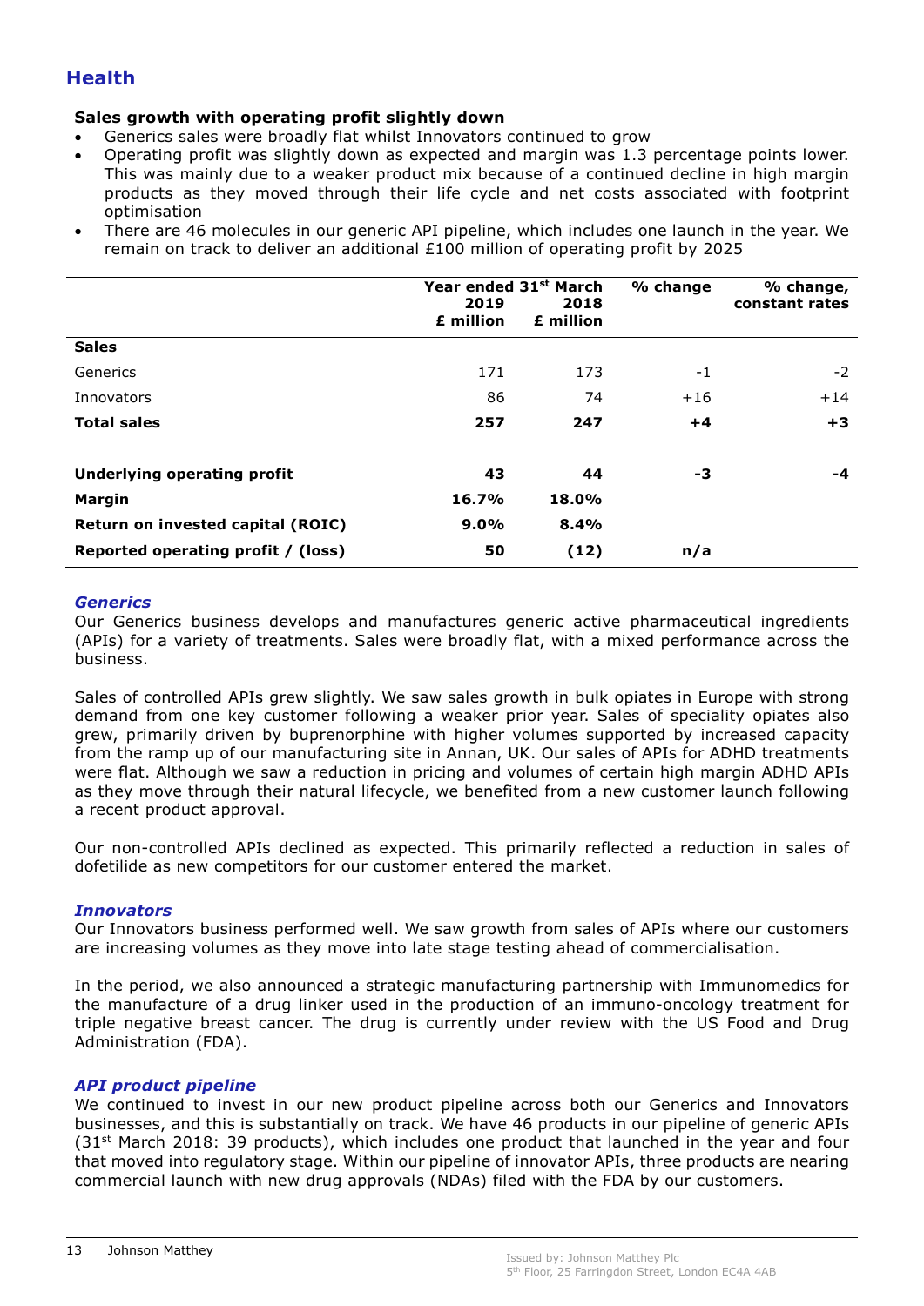## Health

**Sales growth with operating profit slightly down**

- Generics sales were broadly flat whilst Innovators continued to grow
- Operating profit was slightly down as expected and margin was 1.3 percentage points lower. This was mainly due to a weaker product mix because of a continued decline in high margin products as they moved through their life cycle and net costs associated with footprint optimisation
- There are 46 molecules in our generic API pipeline, which includes one launch in the year. We remain on track to deliver an additional £100 million of operating profit by 2025

| | Year ended 31st March 2019 £ million | 2018 £ million | % change | % change, constant rates |
|---|---|---|---|---|
| **Sales** | | | | |
| Generics | 171 | 173 | -1 | -2 |
| Innovators | 86 | 74 | +16 | +14 |
| **Total sales** | **257** | **247** | **+4** | **+3** |
| | | | | |
| **Underlying operating profit** | **43** | **44** | **-3** | **-4** |
| **Margin** | **16.7%** | **18.0%** | | |
| **Return on invested capital (ROIC)** | **9.0%** | **8.4%** | | |
| **Reported operating profit / (loss)** | **50** | **(12)** | **n/a** | |

### *Generics*

Our Generics business develops and manufactures generic active pharmaceutical ingredients (APIs) for a variety of treatments. Sales were broadly flat, with a mixed performance across the business.

Sales of controlled APIs grew slightly. We saw sales growth in bulk opiates in Europe with strong demand from one key customer following a weaker prior year. Sales of speciality opiates also grew, primarily driven by buprenorphine with higher volumes supported by increased capacity from the ramp up of our manufacturing site in Annan, UK. Our sales of APIs for ADHD treatments were flat. Although we saw a reduction in pricing and volumes of certain high margin ADHD APIs as they move through their natural lifecycle, we benefited from a new customer launch following a recent product approval.

Our non-controlled APIs declined as expected. This primarily reflected a reduction in sales of dofetilide as new competitors for our customer entered the market.

### *Innovators*

Our Innovators business performed well. We saw growth from sales of APIs where our customers are increasing volumes as they move into late stage testing ahead of commercialisation.

In the period, we also announced a strategic manufacturing partnership with Immunomedics for the manufacture of a drug linker used in the production of an immuno-oncology treatment for triple negative breast cancer. The drug is currently under review with the US Food and Drug Administration (FDA).

### *API product pipeline*

We continued to invest in our new product pipeline across both our Generics and Innovators businesses, and this is substantially on track. We have 46 products in our pipeline of generic APIs (31st March 2018: 39 products), which includes one product that launched in the year and four that moved into regulatory stage. Within our pipeline of innovator APIs, three products are nearing commercial launch with new drug approvals (NDAs) filed with the FDA by our customers.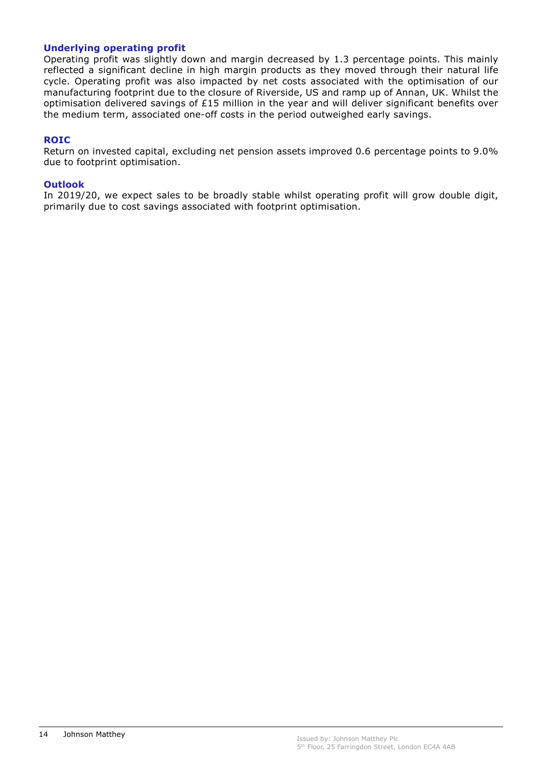### Underlying operating profit

Operating profit was slightly down and margin decreased by 1.3 percentage points. This mainly reflected a significant decline in high margin products as they moved through their natural life cycle. Operating profit was also impacted by net costs associated with the optimisation of our manufacturing footprint due to the closure of Riverside, US and ramp up of Annan, UK. Whilst the optimisation delivered savings of £15 million in the year and will deliver significant benefits over the medium term, associated one-off costs in the period outweighed early savings.

### ROIC

Return on invested capital, excluding net pension assets improved 0.6 percentage points to 9.0% due to footprint optimisation.

### Outlook

In 2019/20, we expect sales to be broadly stable whilst operating profit will grow double digit, primarily due to cost savings associated with footprint optimisation.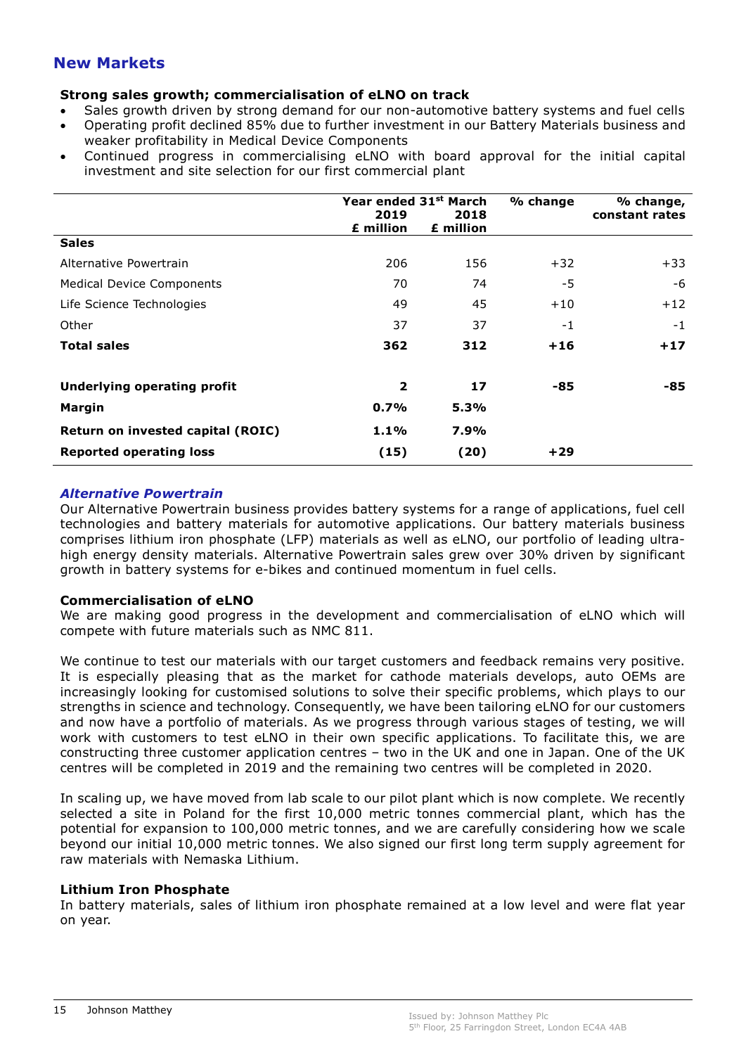## New Markets

**Strong sales growth; commercialisation of eLNO on track**

- Sales growth driven by strong demand for our non-automotive battery systems and fuel cells
- Operating profit declined 85% due to further investment in our Battery Materials business and weaker profitability in Medical Device Components
- Continued progress in commercialising eLNO with board approval for the initial capital investment and site selection for our first commercial plant

| | Year ended 31st March | | % change | % change, constant rates |
|---|---|---|---|---|
| | 2019 £ million | 2018 £ million | | |
| **Sales** | | | | |
| Alternative Powertrain | 206 | 156 | +32 | +33 |
| Medical Device Components | 70 | 74 | -5 | -6 |
| Life Science Technologies | 49 | 45 | +10 | +12 |
| Other | 37 | 37 | -1 | -1 |
| **Total sales** | **362** | **312** | **+16** | **+17** |
| **Underlying operating profit** | **2** | **17** | **-85** | **-85** |
| **Margin** | **0.7%** | **5.3%** | | |
| **Return on invested capital (ROIC)** | **1.1%** | **7.9%** | | |
| **Reported operating loss** | **(15)** | **(20)** | **+29** | |

### *Alternative Powertrain*

Our Alternative Powertrain business provides battery systems for a range of applications, fuel cell technologies and battery materials for automotive applications. Our battery materials business comprises lithium iron phosphate (LFP) materials as well as eLNO, our portfolio of leading ultra-high energy density materials. Alternative Powertrain sales grew over 30% driven by significant growth in battery systems for e-bikes and continued momentum in fuel cells.

**Commercialisation of eLNO**

We are making good progress in the development and commercialisation of eLNO which will compete with future materials such as NMC 811.

We continue to test our materials with our target customers and feedback remains very positive. It is especially pleasing that as the market for cathode materials develops, auto OEMs are increasingly looking for customised solutions to solve their specific problems, which plays to our strengths in science and technology. Consequently, we have been tailoring eLNO for our customers and now have a portfolio of materials. As we progress through various stages of testing, we will work with customers to test eLNO in their own specific applications. To facilitate this, we are constructing three customer application centres – two in the UK and one in Japan. One of the UK centres will be completed in 2019 and the remaining two centres will be completed in 2020.

In scaling up, we have moved from lab scale to our pilot plant which is now complete. We recently selected a site in Poland for the first 10,000 metric tonnes commercial plant, which has the potential for expansion to 100,000 metric tonnes, and we are carefully considering how we scale beyond our initial 10,000 metric tonnes. We also signed our first long term supply agreement for raw materials with Nemaska Lithium.

**Lithium Iron Phosphate**

In battery materials, sales of lithium iron phosphate remained at a low level and were flat year on year.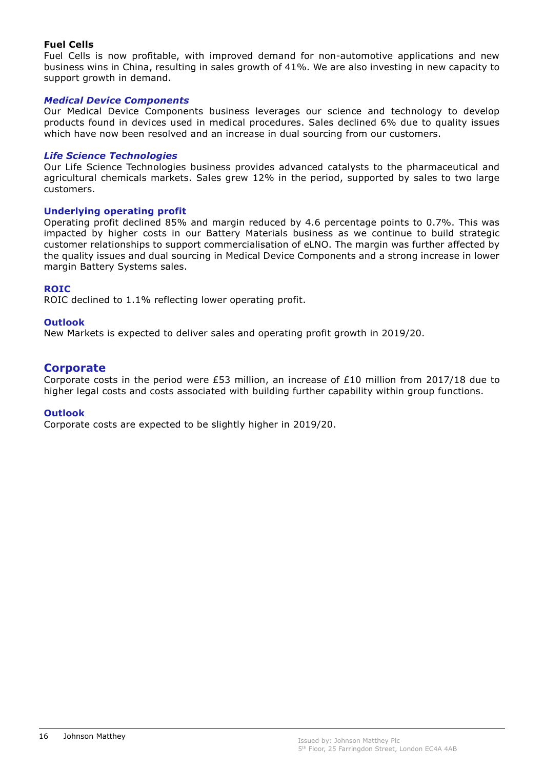**Fuel Cells**

Fuel Cells is now profitable, with improved demand for non-automotive applications and new business wins in China, resulting in sales growth of 41%. We are also investing in new capacity to support growth in demand.

***Medical Device Components***

Our Medical Device Components business leverages our science and technology to develop products found in devices used in medical procedures. Sales declined 6% due to quality issues which have now been resolved and an increase in dual sourcing from our customers.

***Life Science Technologies***

Our Life Science Technologies business provides advanced catalysts to the pharmaceutical and agricultural chemicals markets. Sales grew 12% in the period, supported by sales to two large customers.

### Underlying operating profit

Operating profit declined 85% and margin reduced by 4.6 percentage points to 0.7%. This was impacted by higher costs in our Battery Materials business as we continue to build strategic customer relationships to support commercialisation of eLNO. The margin was further affected by the quality issues and dual sourcing in Medical Device Components and a strong increase in lower margin Battery Systems sales.

### ROIC

ROIC declined to 1.1% reflecting lower operating profit.

### Outlook

New Markets is expected to deliver sales and operating profit growth in 2019/20.

## Corporate

Corporate costs in the period were £53 million, an increase of £10 million from 2017/18 due to higher legal costs and costs associated with building further capability within group functions.

### Outlook

Corporate costs are expected to be slightly higher in 2019/20.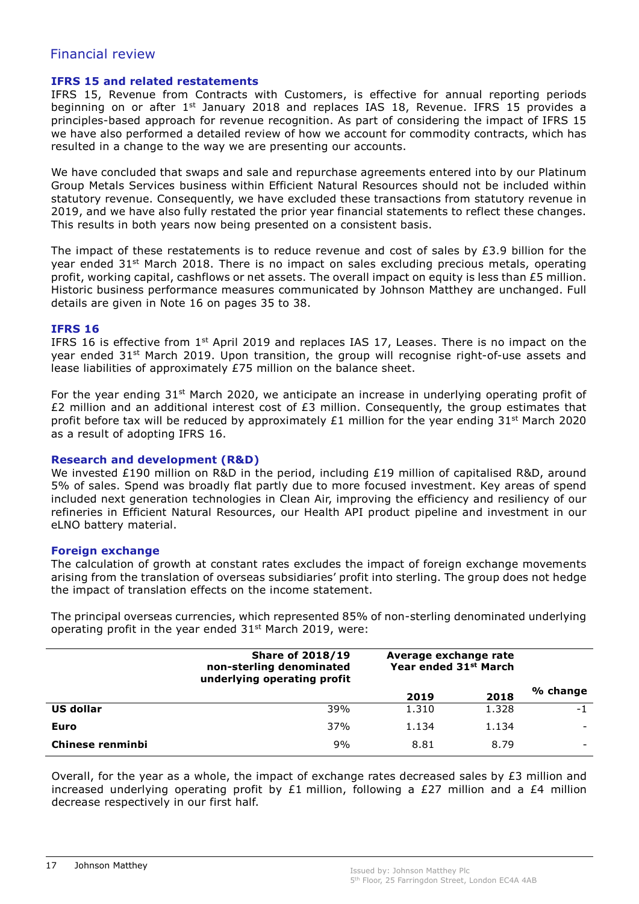## Financial review

### IFRS 15 and related restatements

IFRS 15, Revenue from Contracts with Customers, is effective for annual reporting periods beginning on or after 1st January 2018 and replaces IAS 18, Revenue. IFRS 15 provides a principles-based approach for revenue recognition. As part of considering the impact of IFRS 15 we have also performed a detailed review of how we account for commodity contracts, which has resulted in a change to the way we are presenting our accounts.

We have concluded that swaps and sale and repurchase agreements entered into by our Platinum Group Metals Services business within Efficient Natural Resources should not be included within statutory revenue. Consequently, we have excluded these transactions from statutory revenue in 2019, and we have also fully restated the prior year financial statements to reflect these changes. This results in both years now being presented on a consistent basis.

The impact of these restatements is to reduce revenue and cost of sales by £3.9 billion for the year ended 31st March 2018. There is no impact on sales excluding precious metals, operating profit, working capital, cashflows or net assets. The overall impact on equity is less than £5 million. Historic business performance measures communicated by Johnson Matthey are unchanged. Full details are given in Note 16 on pages 35 to 38.

### IFRS 16

IFRS 16 is effective from 1st April 2019 and replaces IAS 17, Leases. There is no impact on the year ended 31st March 2019. Upon transition, the group will recognise right-of-use assets and lease liabilities of approximately £75 million on the balance sheet.

For the year ending 31st March 2020, we anticipate an increase in underlying operating profit of £2 million and an additional interest cost of £3 million. Consequently, the group estimates that profit before tax will be reduced by approximately £1 million for the year ending 31st March 2020 as a result of adopting IFRS 16.

### Research and development (R&D)

We invested £190 million on R&D in the period, including £19 million of capitalised R&D, around 5% of sales. Spend was broadly flat partly due to more focused investment. Key areas of spend included next generation technologies in Clean Air, improving the efficiency and resiliency of our refineries in Efficient Natural Resources, our Health API product pipeline and investment in our eLNO battery material.

### Foreign exchange

The calculation of growth at constant rates excludes the impact of foreign exchange movements arising from the translation of overseas subsidiaries' profit into sterling. The group does not hedge the impact of translation effects on the income statement.

The principal overseas currencies, which represented 85% of non-sterling denominated underlying operating profit in the year ended 31st March 2019, were:

| | Share of 2018/19 non-sterling denominated underlying operating profit | Average exchange rate Year ended 31st March | | |
|---|---|---|---|---|
| | | 2019 | 2018 | % change |
| **US dollar** | 39% | 1.310 | 1.328 | -1 |
| **Euro** | 37% | 1.134 | 1.134 | - |
| **Chinese renminbi** | 9% | 8.81 | 8.79 | - |

Overall, for the year as a whole, the impact of exchange rates decreased sales by £3 million and increased underlying operating profit by £1 million, following a £27 million and a £4 million decrease respectively in our first half.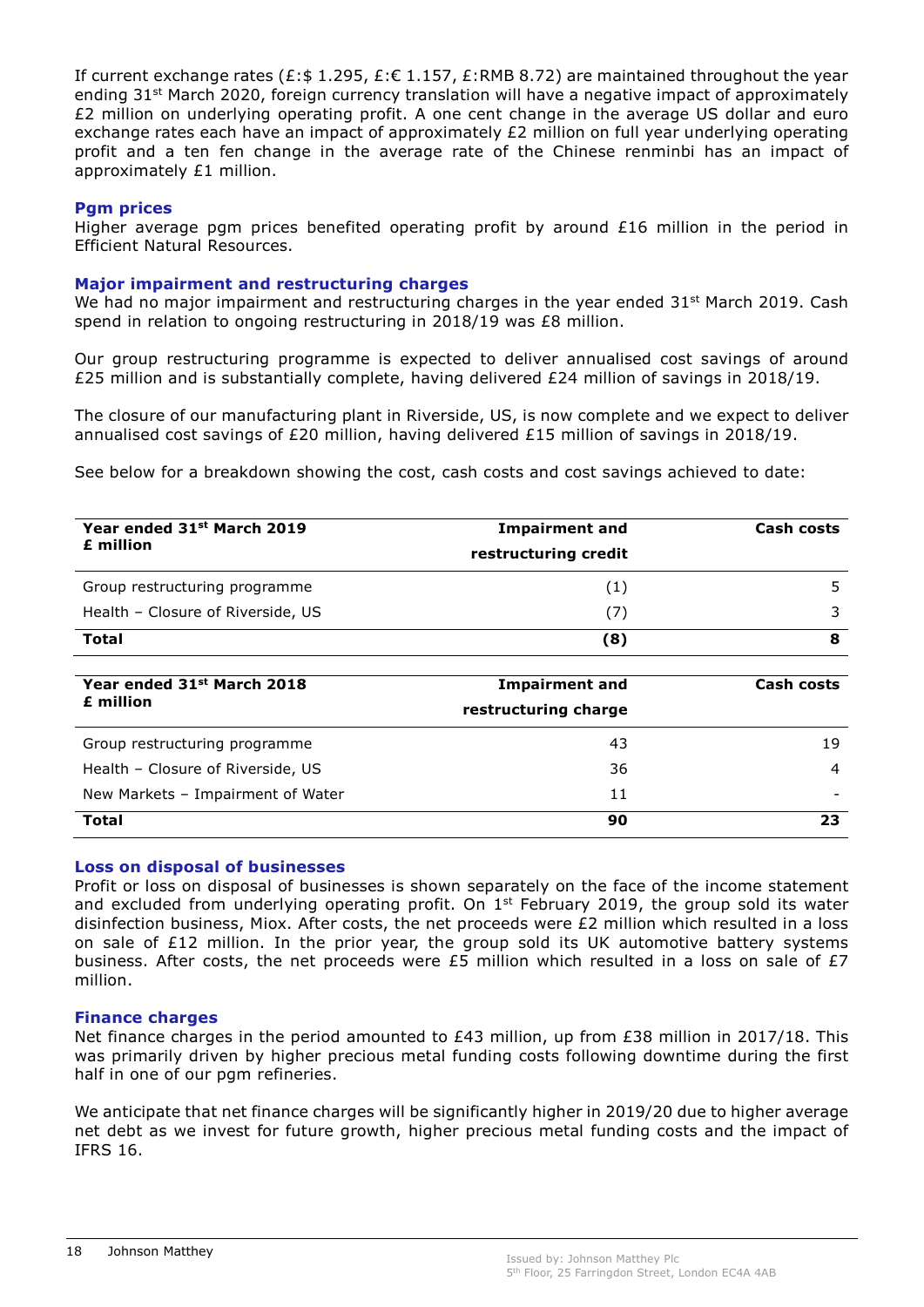If current exchange rates (£:$ 1.295, £:€ 1.157, £:RMB 8.72) are maintained throughout the year ending 31st March 2020, foreign currency translation will have a negative impact of approximately £2 million on underlying operating profit. A one cent change in the average US dollar and euro exchange rates each have an impact of approximately £2 million on full year underlying operating profit and a ten fen change in the average rate of the Chinese renminbi has an impact of approximately £1 million.

### Pgm prices

Higher average pgm prices benefited operating profit by around £16 million in the period in Efficient Natural Resources.

### Major impairment and restructuring charges

We had no major impairment and restructuring charges in the year ended 31st March 2019. Cash spend in relation to ongoing restructuring in 2018/19 was £8 million.

Our group restructuring programme is expected to deliver annualised cost savings of around £25 million and is substantially complete, having delivered £24 million of savings in 2018/19.

The closure of our manufacturing plant in Riverside, US, is now complete and we expect to deliver annualised cost savings of £20 million, having delivered £15 million of savings in 2018/19.

See below for a breakdown showing the cost, cash costs and cost savings achieved to date:

| **Year ended 31st March 2019**<br>**£ million** | **Impairment and restructuring credit** | **Cash costs** |
|---|---|---|
| Group restructuring programme | (1) | 5 |
| Health – Closure of Riverside, US | (7) | 3 |
| **Total** | **(8)** | **8** |

| **Year ended 31st March 2018**<br>**£ million** | **Impairment and restructuring charge** | **Cash costs** |
|---|---|---|
| Group restructuring programme | 43 | 19 |
| Health – Closure of Riverside, US | 36 | 4 |
| New Markets – Impairment of Water | 11 | - |
| **Total** | **90** | **23** |

### Loss on disposal of businesses

Profit or loss on disposal of businesses is shown separately on the face of the income statement and excluded from underlying operating profit. On 1st February 2019, the group sold its water disinfection business, Miox. After costs, the net proceeds were £2 million which resulted in a loss on sale of £12 million. In the prior year, the group sold its UK automotive battery systems business. After costs, the net proceeds were £5 million which resulted in a loss on sale of £7 million.

### Finance charges

Net finance charges in the period amounted to £43 million, up from £38 million in 2017/18. This was primarily driven by higher precious metal funding costs following downtime during the first half in one of our pgm refineries.

We anticipate that net finance charges will be significantly higher in 2019/20 due to higher average net debt as we invest for future growth, higher precious metal funding costs and the impact of IFRS 16.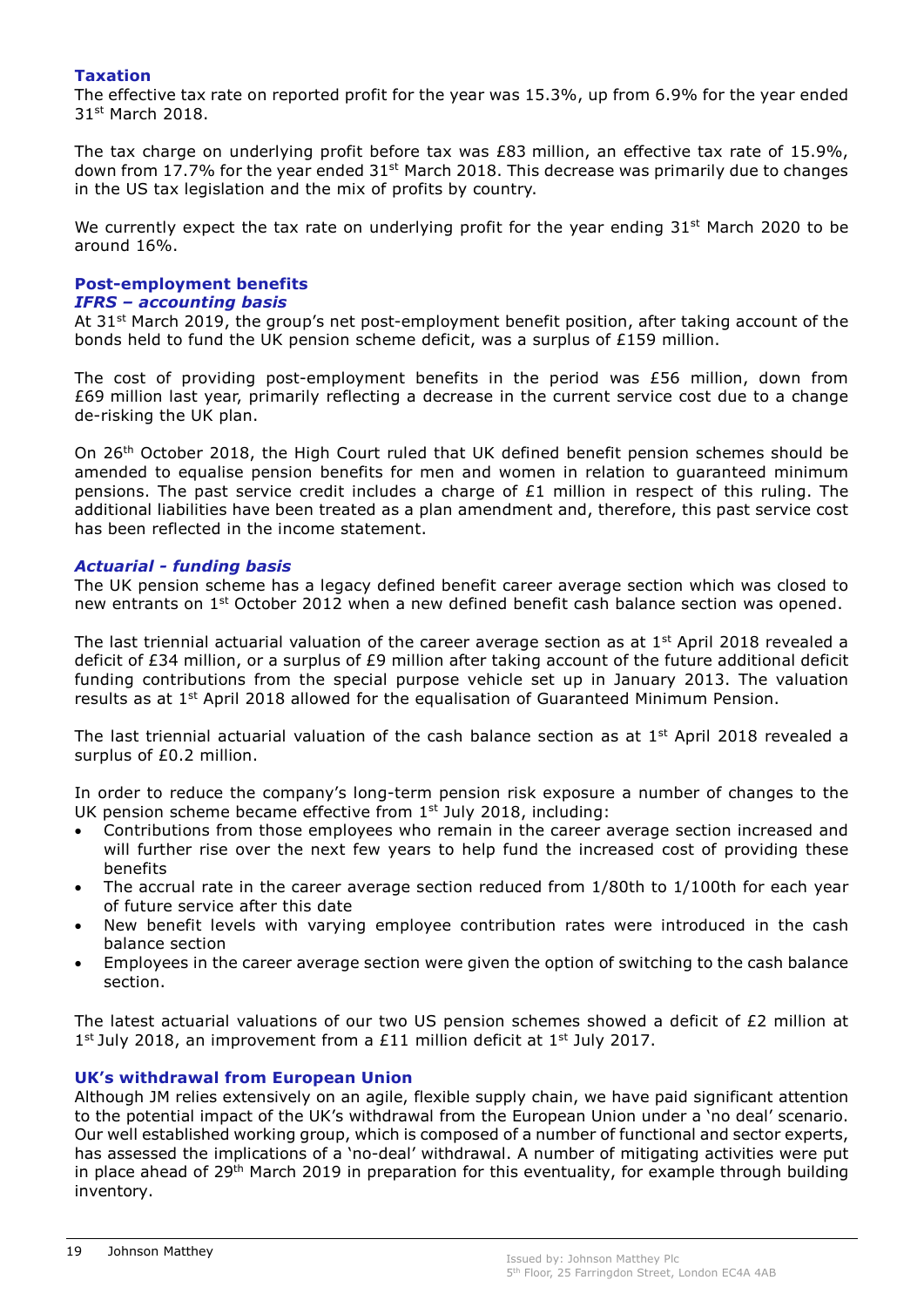## Taxation

The effective tax rate on reported profit for the year was 15.3%, up from 6.9% for the year ended 31st March 2018.

The tax charge on underlying profit before tax was £83 million, an effective tax rate of 15.9%, down from 17.7% for the year ended 31st March 2018. This decrease was primarily due to changes in the US tax legislation and the mix of profits by country.

We currently expect the tax rate on underlying profit for the year ending 31st March 2020 to be around 16%.

## Post-employment benefits

### *IFRS – accounting basis*

At 31st March 2019, the group's net post-employment benefit position, after taking account of the bonds held to fund the UK pension scheme deficit, was a surplus of £159 million.

The cost of providing post-employment benefits in the period was £56 million, down from £69 million last year, primarily reflecting a decrease in the current service cost due to a change de-risking the UK plan.

On 26th October 2018, the High Court ruled that UK defined benefit pension schemes should be amended to equalise pension benefits for men and women in relation to guaranteed minimum pensions. The past service credit includes a charge of £1 million in respect of this ruling. The additional liabilities have been treated as a plan amendment and, therefore, this past service cost has been reflected in the income statement.

### *Actuarial - funding basis*

The UK pension scheme has a legacy defined benefit career average section which was closed to new entrants on 1st October 2012 when a new defined benefit cash balance section was opened.

The last triennial actuarial valuation of the career average section as at 1st April 2018 revealed a deficit of £34 million, or a surplus of £9 million after taking account of the future additional deficit funding contributions from the special purpose vehicle set up in January 2013. The valuation results as at 1st April 2018 allowed for the equalisation of Guaranteed Minimum Pension.

The last triennial actuarial valuation of the cash balance section as at 1st April 2018 revealed a surplus of £0.2 million.

In order to reduce the company's long-term pension risk exposure a number of changes to the UK pension scheme became effective from 1st July 2018, including:

- Contributions from those employees who remain in the career average section increased and will further rise over the next few years to help fund the increased cost of providing these benefits
- The accrual rate in the career average section reduced from 1/80th to 1/100th for each year of future service after this date
- New benefit levels with varying employee contribution rates were introduced in the cash balance section
- Employees in the career average section were given the option of switching to the cash balance section.

The latest actuarial valuations of our two US pension schemes showed a deficit of £2 million at 1st July 2018, an improvement from a £11 million deficit at 1st July 2017.

## UK's withdrawal from European Union

Although JM relies extensively on an agile, flexible supply chain, we have paid significant attention to the potential impact of the UK's withdrawal from the European Union under a 'no deal' scenario. Our well established working group, which is composed of a number of functional and sector experts, has assessed the implications of a 'no-deal' withdrawal. A number of mitigating activities were put in place ahead of 29th March 2019 in preparation for this eventuality, for example through building inventory.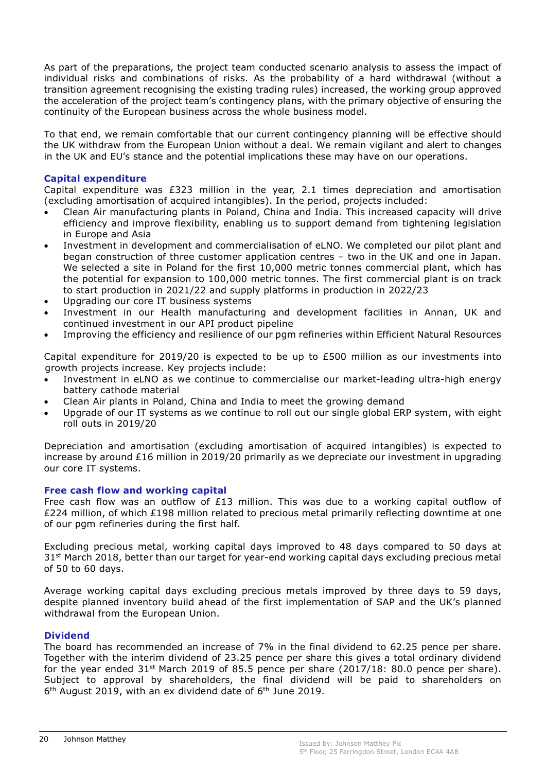As part of the preparations, the project team conducted scenario analysis to assess the impact of individual risks and combinations of risks. As the probability of a hard withdrawal (without a transition agreement recognising the existing trading rules) increased, the working group approved the acceleration of the project team's contingency plans, with the primary objective of ensuring the continuity of the European business across the whole business model.

To that end, we remain comfortable that our current contingency planning will be effective should the UK withdraw from the European Union without a deal. We remain vigilant and alert to changes in the UK and EU's stance and the potential implications these may have on our operations.

### Capital expenditure

Capital expenditure was £323 million in the year, 2.1 times depreciation and amortisation (excluding amortisation of acquired intangibles). In the period, projects included:

- Clean Air manufacturing plants in Poland, China and India. This increased capacity will drive efficiency and improve flexibility, enabling us to support demand from tightening legislation in Europe and Asia
- Investment in development and commercialisation of eLNO. We completed our pilot plant and began construction of three customer application centres – two in the UK and one in Japan. We selected a site in Poland for the first 10,000 metric tonnes commercial plant, which has the potential for expansion to 100,000 metric tonnes. The first commercial plant is on track to start production in 2021/22 and supply platforms in production in 2022/23
- Upgrading our core IT business systems
- Investment in our Health manufacturing and development facilities in Annan, UK and continued investment in our API product pipeline
- Improving the efficiency and resilience of our pgm refineries within Efficient Natural Resources

Capital expenditure for 2019/20 is expected to be up to £500 million as our investments into growth projects increase. Key projects include:

- Investment in eLNO as we continue to commercialise our market-leading ultra-high energy battery cathode material
- Clean Air plants in Poland, China and India to meet the growing demand
- Upgrade of our IT systems as we continue to roll out our single global ERP system, with eight roll outs in 2019/20

Depreciation and amortisation (excluding amortisation of acquired intangibles) is expected to increase by around £16 million in 2019/20 primarily as we depreciate our investment in upgrading our core IT systems.

### Free cash flow and working capital

Free cash flow was an outflow of £13 million. This was due to a working capital outflow of £224 million, of which £198 million related to precious metal primarily reflecting downtime at one of our pgm refineries during the first half.

Excluding precious metal, working capital days improved to 48 days compared to 50 days at 31st March 2018, better than our target for year-end working capital days excluding precious metal of 50 to 60 days.

Average working capital days excluding precious metals improved by three days to 59 days, despite planned inventory build ahead of the first implementation of SAP and the UK's planned withdrawal from the European Union.

### Dividend

The board has recommended an increase of 7% in the final dividend to 62.25 pence per share. Together with the interim dividend of 23.25 pence per share this gives a total ordinary dividend for the year ended 31st March 2019 of 85.5 pence per share (2017/18: 80.0 pence per share). Subject to approval by shareholders, the final dividend will be paid to shareholders on 6th August 2019, with an ex dividend date of 6th June 2019.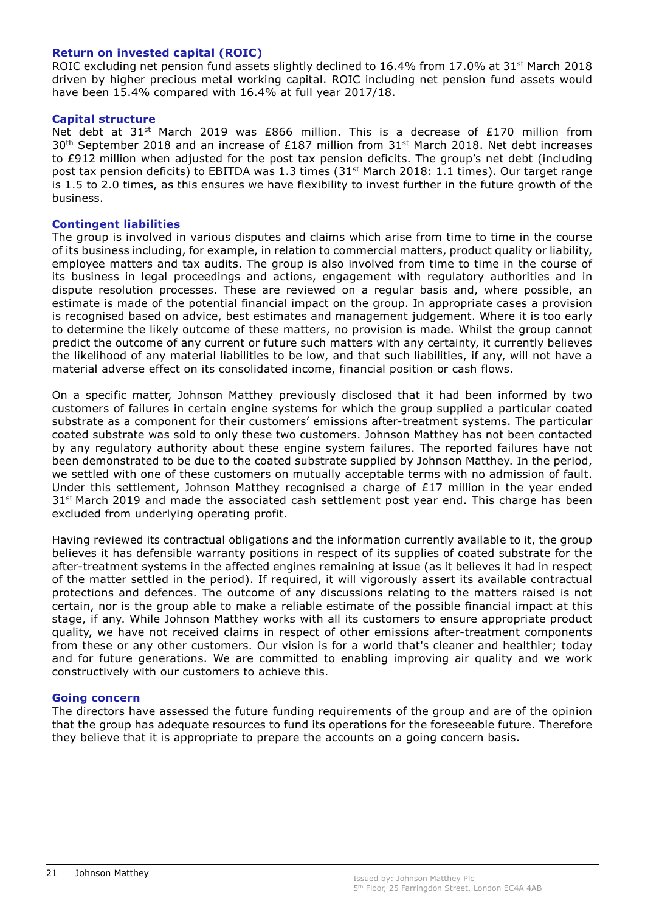### Return on invested capital (ROIC)

ROIC excluding net pension fund assets slightly declined to 16.4% from 17.0% at 31st March 2018 driven by higher precious metal working capital. ROIC including net pension fund assets would have been 15.4% compared with 16.4% at full year 2017/18.

### Capital structure

Net debt at 31st March 2019 was £866 million. This is a decrease of £170 million from 30th September 2018 and an increase of £187 million from 31st March 2018. Net debt increases to £912 million when adjusted for the post tax pension deficits. The group's net debt (including post tax pension deficits) to EBITDA was 1.3 times (31st March 2018: 1.1 times). Our target range is 1.5 to 2.0 times, as this ensures we have flexibility to invest further in the future growth of the business.

### Contingent liabilities

The group is involved in various disputes and claims which arise from time to time in the course of its business including, for example, in relation to commercial matters, product quality or liability, employee matters and tax audits. The group is also involved from time to time in the course of its business in legal proceedings and actions, engagement with regulatory authorities and in dispute resolution processes. These are reviewed on a regular basis and, where possible, an estimate is made of the potential financial impact on the group. In appropriate cases a provision is recognised based on advice, best estimates and management judgement. Where it is too early to determine the likely outcome of these matters, no provision is made. Whilst the group cannot predict the outcome of any current or future such matters with any certainty, it currently believes the likelihood of any material liabilities to be low, and that such liabilities, if any, will not have a material adverse effect on its consolidated income, financial position or cash flows.

On a specific matter, Johnson Matthey previously disclosed that it had been informed by two customers of failures in certain engine systems for which the group supplied a particular coated substrate as a component for their customers' emissions after-treatment systems. The particular coated substrate was sold to only these two customers. Johnson Matthey has not been contacted by any regulatory authority about these engine system failures. The reported failures have not been demonstrated to be due to the coated substrate supplied by Johnson Matthey. In the period, we settled with one of these customers on mutually acceptable terms with no admission of fault. Under this settlement, Johnson Matthey recognised a charge of £17 million in the year ended 31st March 2019 and made the associated cash settlement post year end. This charge has been excluded from underlying operating profit.

Having reviewed its contractual obligations and the information currently available to it, the group believes it has defensible warranty positions in respect of its supplies of coated substrate for the after-treatment systems in the affected engines remaining at issue (as it believes it had in respect of the matter settled in the period). If required, it will vigorously assert its available contractual protections and defences. The outcome of any discussions relating to the matters raised is not certain, nor is the group able to make a reliable estimate of the possible financial impact at this stage, if any. While Johnson Matthey works with all its customers to ensure appropriate product quality, we have not received claims in respect of other emissions after-treatment components from these or any other customers. Our vision is for a world that's cleaner and healthier; today and for future generations. We are committed to enabling improving air quality and we work constructively with our customers to achieve this.

### Going concern

The directors have assessed the future funding requirements of the group and are of the opinion that the group has adequate resources to fund its operations for the foreseeable future. Therefore they believe that it is appropriate to prepare the accounts on a going concern basis.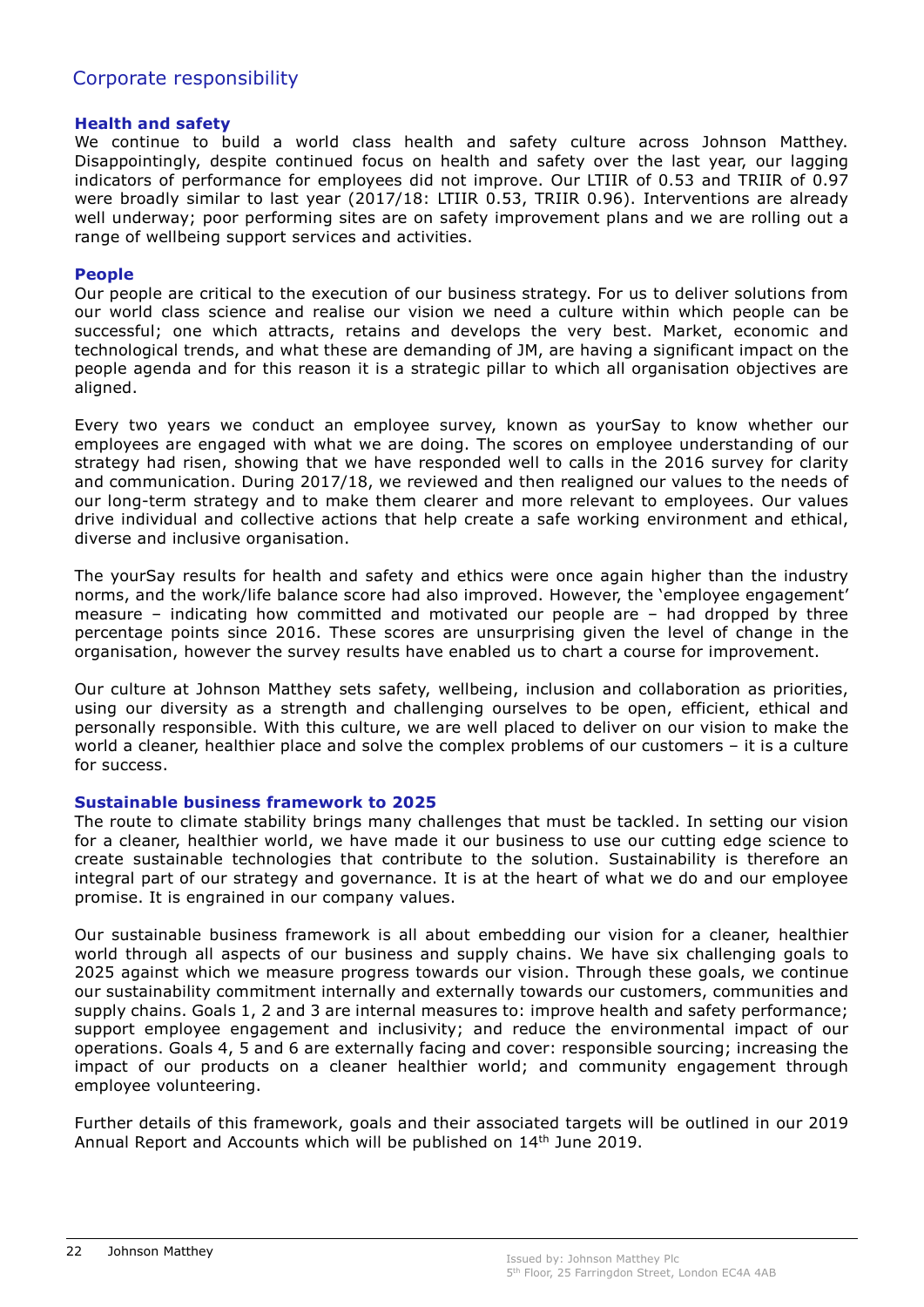## Corporate responsibility

### Health and safety

We continue to build a world class health and safety culture across Johnson Matthey. Disappointingly, despite continued focus on health and safety over the last year, our lagging indicators of performance for employees did not improve. Our LTIIR of 0.53 and TRIIR of 0.97 were broadly similar to last year (2017/18: LTIIR 0.53, TRIIR 0.96). Interventions are already well underway; poor performing sites are on safety improvement plans and we are rolling out a range of wellbeing support services and activities.

### People

Our people are critical to the execution of our business strategy. For us to deliver solutions from our world class science and realise our vision we need a culture within which people can be successful; one which attracts, retains and develops the very best. Market, economic and technological trends, and what these are demanding of JM, are having a significant impact on the people agenda and for this reason it is a strategic pillar to which all organisation objectives are aligned.

Every two years we conduct an employee survey, known as yourSay to know whether our employees are engaged with what we are doing. The scores on employee understanding of our strategy had risen, showing that we have responded well to calls in the 2016 survey for clarity and communication. During 2017/18, we reviewed and then realigned our values to the needs of our long-term strategy and to make them clearer and more relevant to employees. Our values drive individual and collective actions that help create a safe working environment and ethical, diverse and inclusive organisation.

The yourSay results for health and safety and ethics were once again higher than the industry norms, and the work/life balance score had also improved. However, the 'employee engagement' measure – indicating how committed and motivated our people are – had dropped by three percentage points since 2016. These scores are unsurprising given the level of change in the organisation, however the survey results have enabled us to chart a course for improvement.

Our culture at Johnson Matthey sets safety, wellbeing, inclusion and collaboration as priorities, using our diversity as a strength and challenging ourselves to be open, efficient, ethical and personally responsible. With this culture, we are well placed to deliver on our vision to make the world a cleaner, healthier place and solve the complex problems of our customers – it is a culture for success.

### Sustainable business framework to 2025

The route to climate stability brings many challenges that must be tackled. In setting our vision for a cleaner, healthier world, we have made it our business to use our cutting edge science to create sustainable technologies that contribute to the solution. Sustainability is therefore an integral part of our strategy and governance. It is at the heart of what we do and our employee promise. It is engrained in our company values.

Our sustainable business framework is all about embedding our vision for a cleaner, healthier world through all aspects of our business and supply chains. We have six challenging goals to 2025 against which we measure progress towards our vision. Through these goals, we continue our sustainability commitment internally and externally towards our customers, communities and supply chains. Goals 1, 2 and 3 are internal measures to: improve health and safety performance; support employee engagement and inclusivity; and reduce the environmental impact of our operations. Goals 4, 5 and 6 are externally facing and cover: responsible sourcing; increasing the impact of our products on a cleaner healthier world; and community engagement through employee volunteering.

Further details of this framework, goals and their associated targets will be outlined in our 2019 Annual Report and Accounts which will be published on 14th June 2019.

Issued by: Johnson Matthey Plc
5th Floor, 25 Farringdon Street, London EC4A 4AB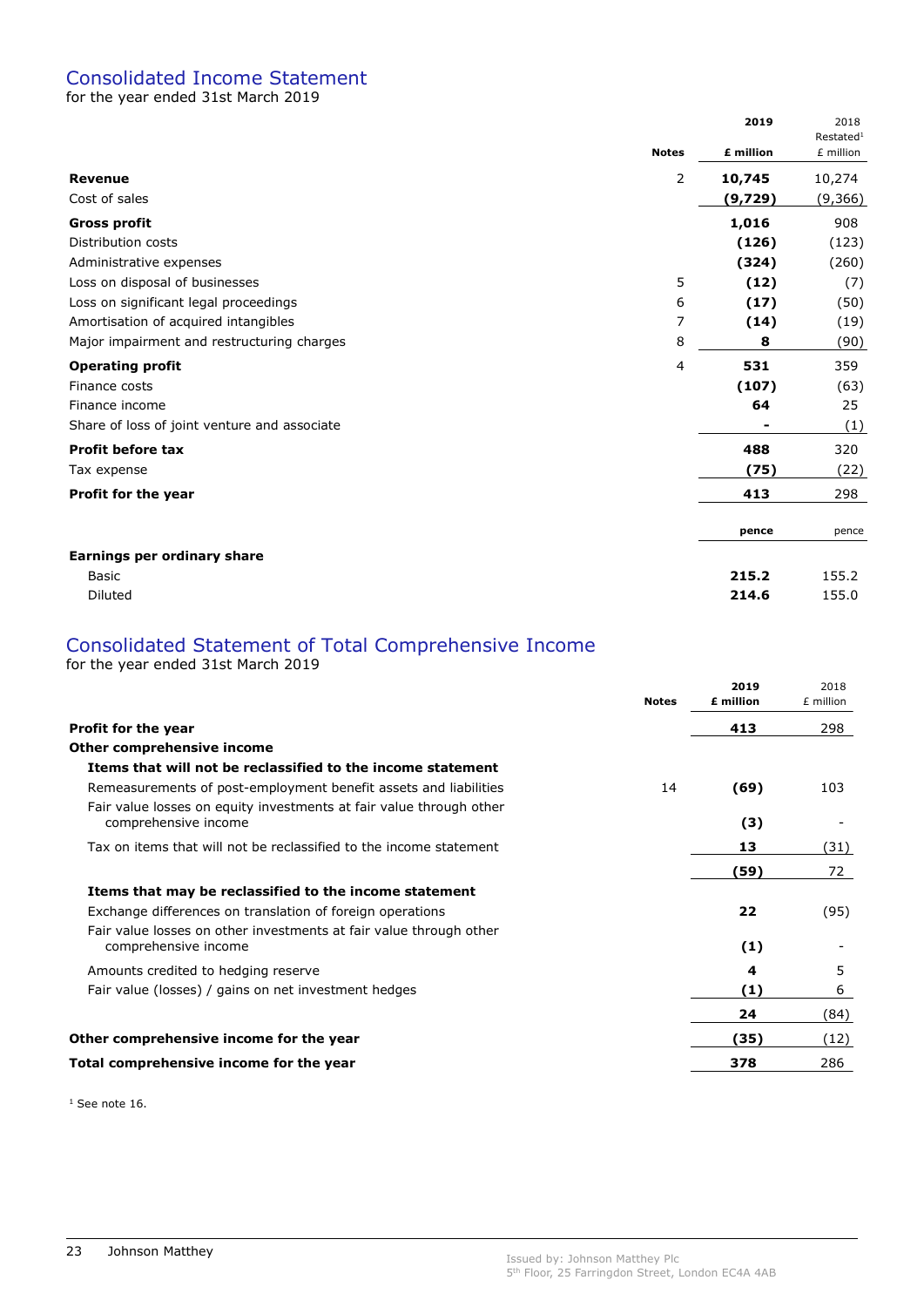# Consolidated Income Statement

for the year ended 31st March 2019

| | Notes | 2019<br>£ million | 2018<br>Restated[1]<br>£ million |
|---|---|---|---|
| **Revenue** | 2 | **10,745** | 10,274 |
| Cost of sales | | **(9,729)** | (9,366) |
| **Gross profit** | | **1,016** | 908 |
| Distribution costs | | **(126)** | (123) |
| Administrative expenses | | **(324)** | (260) |
| Loss on disposal of businesses | 5 | **(12)** | (7) |
| Loss on significant legal proceedings | 6 | **(17)** | (50) |
| Amortisation of acquired intangibles | 7 | **(14)** | (19) |
| Major impairment and restructuring charges | 8 | **8** | (90) |
| **Operating profit** | 4 | **531** | 359 |
| Finance costs | | **(107)** | (63) |
| Finance income | | **64** | 25 |
| Share of loss of joint venture and associate | | **-** | (1) |
| **Profit before tax** | | **488** | 320 |
| Tax expense | | **(75)** | (22) |
| **Profit for the year** | | **413** | 298 |
| | | **pence** | pence |
| **Earnings per ordinary share** | | | |
| Basic | | **215.2** | 155.2 |
| Diluted | | **214.6** | 155.0 |

# Consolidated Statement of Total Comprehensive Income

for the year ended 31st March 2019

| | Notes | 2019<br>£ million | 2018<br>£ million |
|---|---|---|---|
| **Profit for the year** | | **413** | 298 |
| **Other comprehensive income** | | | |
| **Items that will not be reclassified to the income statement** | | | |
| Remeasurements of post-employment benefit assets and liabilities | 14 | **(69)** | 103 |
| Fair value losses on equity investments at fair value through other comprehensive income | | **(3)** | - |
| Tax on items that will not be reclassified to the income statement | | **13** | (31) |
| | | **(59)** | 72 |
| **Items that may be reclassified to the income statement** | | | |
| Exchange differences on translation of foreign operations | | **22** | (95) |
| Fair value losses on other investments at fair value through other comprehensive income | | **(1)** | - |
| Amounts credited to hedging reserve | | **4** | 5 |
| Fair value (losses) / gains on net investment hedges | | **(1)** | 6 |
| | | **24** | (84) |
| **Other comprehensive income for the year** | | **(35)** | (12) |
| **Total comprehensive income for the year** | | **378** | 286 |

[1] See note 16.

Issued by: Johnson Matthey Plc
5th Floor, 25 Farringdon Street, London EC4A 4AB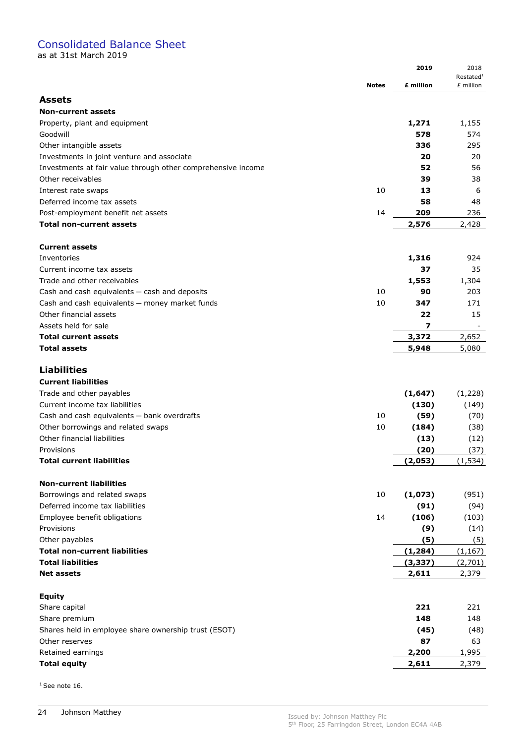# Consolidated Balance Sheet

as at 31st March 2019

| | Notes | 2019 £ million | 2018 Restated[1] £ million |
|---|---|---|---|
| **Assets** | | | |
| **Non-current assets** | | | |
| Property, plant and equipment | | **1,271** | 1,155 |
| Goodwill | | **578** | 574 |
| Other intangible assets | | **336** | 295 |
| Investments in joint venture and associate | | **20** | 20 |
| Investments at fair value through other comprehensive income | | **52** | 56 |
| Other receivables | | **39** | 38 |
| Interest rate swaps | 10 | **13** | 6 |
| Deferred income tax assets | | **58** | 48 |
| Post-employment benefit net assets | 14 | **209** | 236 |
| **Total non-current assets** | | **2,576** | 2,428 |
| **Current assets** | | | |
| Inventories | | **1,316** | 924 |
| Current income tax assets | | **37** | 35 |
| Trade and other receivables | | **1,553** | 1,304 |
| Cash and cash equivalents – cash and deposits | 10 | **90** | 203 |
| Cash and cash equivalents – money market funds | 10 | **347** | 171 |
| Other financial assets | | **22** | 15 |
| Assets held for sale | | **7** | - |
| **Total current assets** | | **3,372** | 2,652 |
| **Total assets** | | **5,948** | 5,080 |
| **Liabilities** | | | |
| **Current liabilities** | | | |
| Trade and other payables | | **(1,647)** | (1,228) |
| Current income tax liabilities | | **(130)** | (149) |
| Cash and cash equivalents – bank overdrafts | 10 | **(59)** | (70) |
| Other borrowings and related swaps | 10 | **(184)** | (38) |
| Other financial liabilities | | **(13)** | (12) |
| Provisions | | **(20)** | (37) |
| **Total current liabilities** | | **(2,053)** | (1,534) |
| **Non-current liabilities** | | | |
| Borrowings and related swaps | 10 | **(1,073)** | (951) |
| Deferred income tax liabilities | | **(91)** | (94) |
| Employee benefit obligations | 14 | **(106)** | (103) |
| Provisions | | **(9)** | (14) |
| Other payables | | **(5)** | (5) |
| **Total non-current liabilities** | | **(1,284)** | (1,167) |
| **Total liabilities** | | **(3,337)** | (2,701) |
| **Net assets** | | **2,611** | 2,379 |
| **Equity** | | | |
| Share capital | | **221** | 221 |
| Share premium | | **148** | 148 |
| Shares held in employee share ownership trust (ESOT) | | **(45)** | (48) |
| Other reserves | | **87** | 63 |
| Retained earnings | | **2,200** | 1,995 |
| **Total equity** | | **2,611** | 2,379 |

[1] See note 16.

Issued by: Johnson Matthey Plc
5th Floor, 25 Farringdon Street, London EC4A 4AB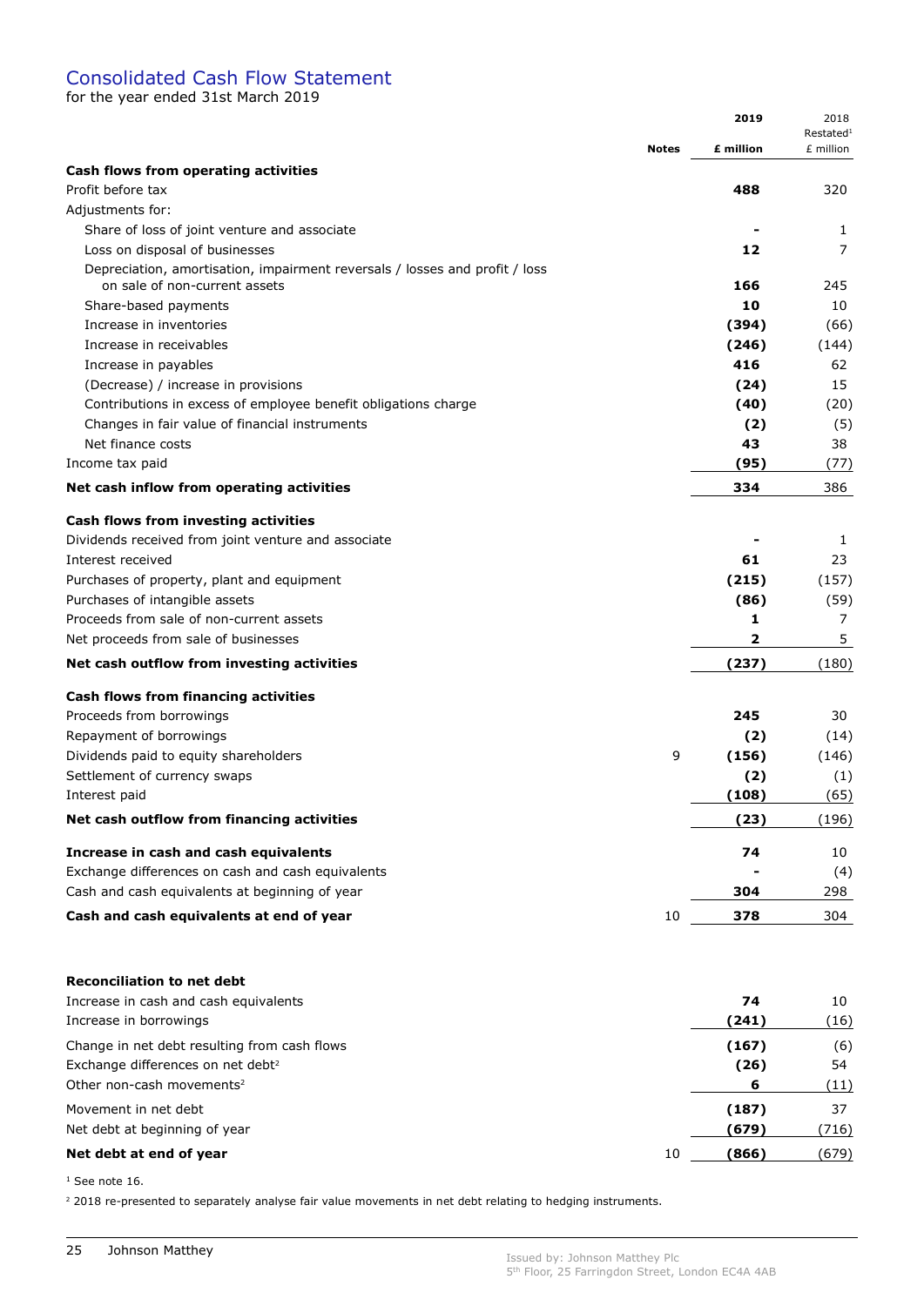# Consolidated Cash Flow Statement

for the year ended 31st March 2019

| | Notes | 2019 £ million | 2018 Restated[1] £ million |
|---|---|---|---|
| **Cash flows from operating activities** | | | |
| Profit before tax | | **488** | 320 |
| Adjustments for: | | | |
| Share of loss of joint venture and associate | | **-** | 1 |
| Loss on disposal of businesses | | **12** | 7 |
| Depreciation, amortisation, impairment reversals / losses and profit / loss on sale of non-current assets | | **166** | 245 |
| Share-based payments | | **10** | 10 |
| Increase in inventories | | **(394)** | (66) |
| Increase in receivables | | **(246)** | (144) |
| Increase in payables | | **416** | 62 |
| (Decrease) / increase in provisions | | **(24)** | 15 |
| Contributions in excess of employee benefit obligations charge | | **(40)** | (20) |
| Changes in fair value of financial instruments | | **(2)** | (5) |
| Net finance costs | | **43** | 38 |
| Income tax paid | | **(95)** | (77) |
| **Net cash inflow from operating activities** | | **334** | 386 |
| **Cash flows from investing activities** | | | |
| Dividends received from joint venture and associate | | **-** | 1 |
| Interest received | | **61** | 23 |
| Purchases of property, plant and equipment | | **(215)** | (157) |
| Purchases of intangible assets | | **(86)** | (59) |
| Proceeds from sale of non-current assets | | **1** | 7 |
| Net proceeds from sale of businesses | | **2** | 5 |
| **Net cash outflow from investing activities** | | **(237)** | (180) |
| **Cash flows from financing activities** | | | |
| Proceeds from borrowings | | **245** | 30 |
| Repayment of borrowings | | **(2)** | (14) |
| Dividends paid to equity shareholders | 9 | **(156)** | (146) |
| Settlement of currency swaps | | **(2)** | (1) |
| Interest paid | | **(108)** | (65) |
| **Net cash outflow from financing activities** | | **(23)** | (196) |
| **Increase in cash and cash equivalents** | | **74** | 10 |
| Exchange differences on cash and cash equivalents | | **-** | (4) |
| Cash and cash equivalents at beginning of year | | **304** | 298 |
| **Cash and cash equivalents at end of year** | 10 | **378** | 304 |

| | Notes | 2019 £ million | 2018 Restated[1] £ million |
|---|---|---|---|
| **Reconciliation to net debt** | | | |
| Increase in cash and cash equivalents | | **74** | 10 |
| Increase in borrowings | | **(241)** | (16) |
| Change in net debt resulting from cash flows | | **(167)** | (6) |
| Exchange differences on net debt[2] | | **(26)** | 54 |
| Other non-cash movements[2] | | **6** | (11) |
| Movement in net debt | | **(187)** | 37 |
| Net debt at beginning of year | | **(679)** | (716) |
| **Net debt at end of year** | 10 | **(866)** | (679) |

[1] See note 16.

[2] 2018 re-presented to separately analyse fair value movements in net debt relating to hedging instruments.

Issued by: Johnson Matthey Plc
5th Floor, 25 Farringdon Street, London EC4A 4AB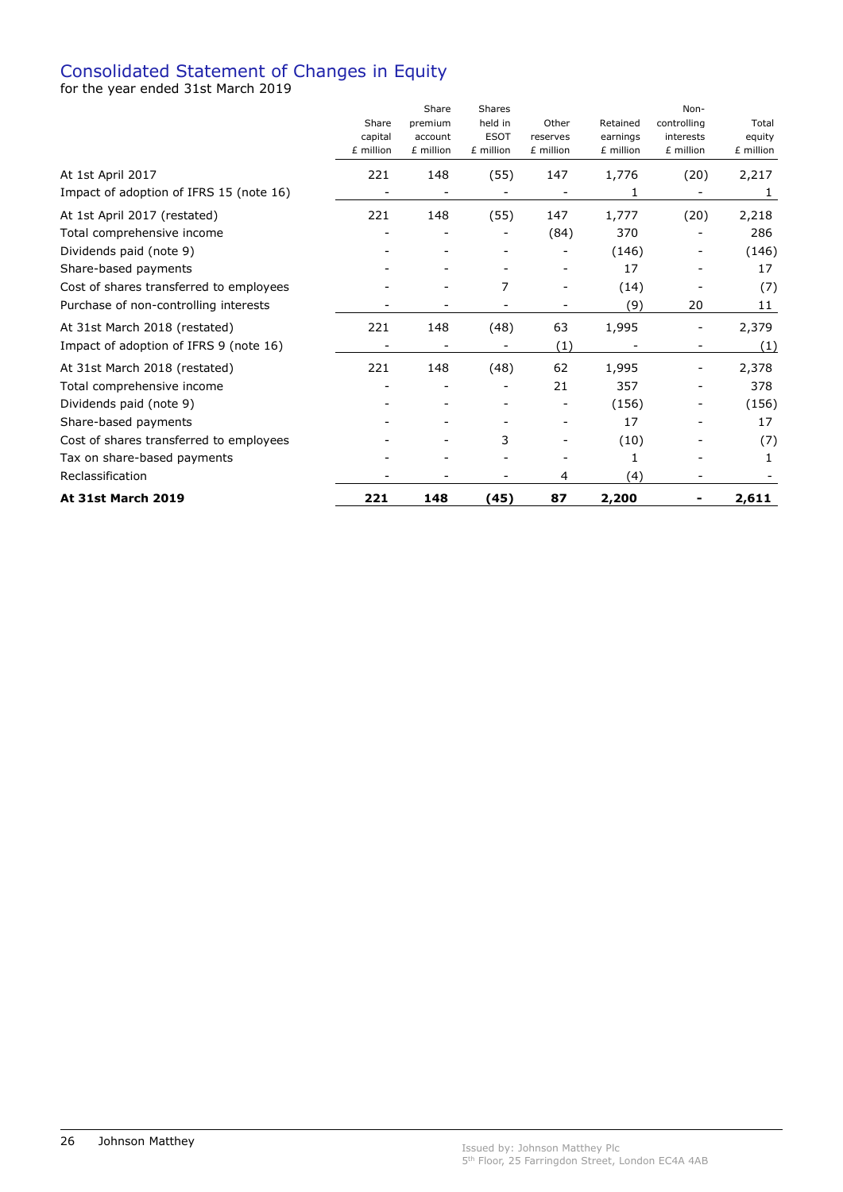# Consolidated Statement of Changes in Equity

for the year ended 31st March 2019

| | Share capital £ million | Share premium account £ million | Shares held in ESOT £ million | Other reserves £ million | Retained earnings £ million | Non-controlling interests £ million | Total equity £ million |
|---|---|---|---|---|---|---|---|
| At 1st April 2017 | 221 | 148 | (55) | 147 | 1,776 | (20) | 2,217 |
| Impact of adoption of IFRS 15 (note 16) | - | - | - | - | 1 | - | 1 |
| At 1st April 2017 (restated) | 221 | 148 | (55) | 147 | 1,777 | (20) | 2,218 |
| Total comprehensive income | - | - | - | (84) | 370 | - | 286 |
| Dividends paid (note 9) | - | - | - | - | (146) | - | (146) |
| Share-based payments | - | - | - | - | 17 | - | 17 |
| Cost of shares transferred to employees | - | - | 7 | - | (14) | - | (7) |
| Purchase of non-controlling interests | - | - | - | - | (9) | 20 | 11 |
| At 31st March 2018 (restated) | 221 | 148 | (48) | 63 | 1,995 | - | 2,379 |
| Impact of adoption of IFRS 9 (note 16) | - | - | - | (1) | - | - | (1) |
| At 31st March 2018 (restated) | 221 | 148 | (48) | 62 | 1,995 | - | 2,378 |
| Total comprehensive income | - | - | - | 21 | 357 | - | 378 |
| Dividends paid (note 9) | - | - | - | - | (156) | - | (156) |
| Share-based payments | - | - | - | - | 17 | - | 17 |
| Cost of shares transferred to employees | - | - | 3 | - | (10) | - | (7) |
| Tax on share-based payments | - | - | - | - | 1 | - | 1 |
| Reclassification | - | - | - | 4 | (4) | - | - |
| **At 31st March 2019** | **221** | **148** | **(45)** | **87** | **2,200** | **-** | **2,611** |

Issued by: Johnson Matthey Plc
5th Floor, 25 Farringdon Street, London EC4A 4AB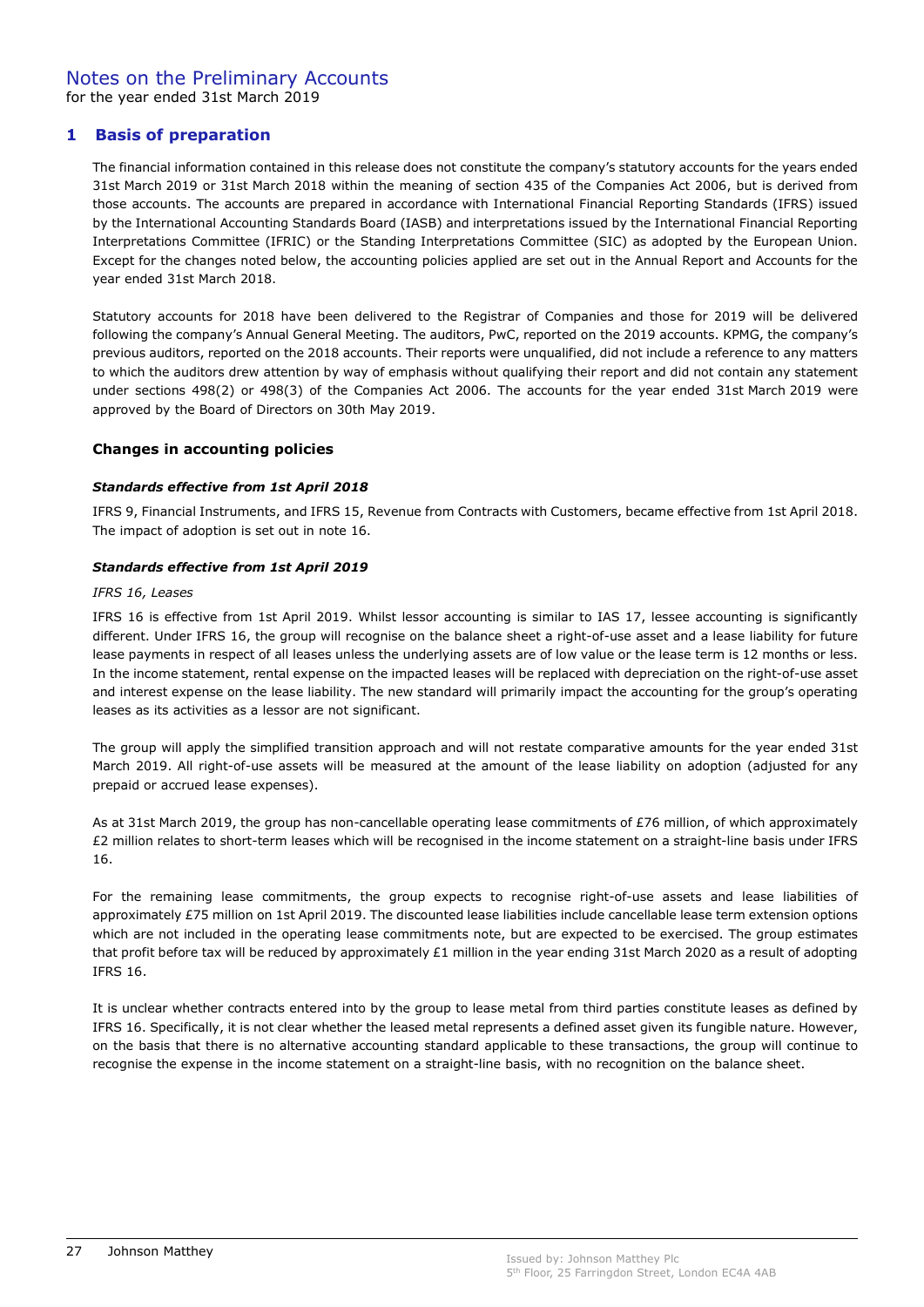# Notes on the Preliminary Accounts

for the year ended 31st March 2019

## 1 Basis of preparation

The financial information contained in this release does not constitute the company's statutory accounts for the years ended 31st March 2019 or 31st March 2018 within the meaning of section 435 of the Companies Act 2006, but is derived from those accounts. The accounts are prepared in accordance with International Financial Reporting Standards (IFRS) issued by the International Accounting Standards Board (IASB) and interpretations issued by the International Financial Reporting Interpretations Committee (IFRIC) or the Standing Interpretations Committee (SIC) as adopted by the European Union. Except for the changes noted below, the accounting policies applied are set out in the Annual Report and Accounts for the year ended 31st March 2018.

Statutory accounts for 2018 have been delivered to the Registrar of Companies and those for 2019 will be delivered following the company's Annual General Meeting. The auditors, PwC, reported on the 2019 accounts. KPMG, the company's previous auditors, reported on the 2018 accounts. Their reports were unqualified, did not include a reference to any matters to which the auditors drew attention by way of emphasis without qualifying their report and did not contain any statement under sections 498(2) or 498(3) of the Companies Act 2006. The accounts for the year ended 31st March 2019 were approved by the Board of Directors on 30th May 2019.

### Changes in accounting policies

***Standards effective from 1st April 2018***

IFRS 9, Financial Instruments, and IFRS 15, Revenue from Contracts with Customers, became effective from 1st April 2018. The impact of adoption is set out in note 16.

***Standards effective from 1st April 2019***

*IFRS 16, Leases*

IFRS 16 is effective from 1st April 2019. Whilst lessor accounting is similar to IAS 17, lessee accounting is significantly different. Under IFRS 16, the group will recognise on the balance sheet a right-of-use asset and a lease liability for future lease payments in respect of all leases unless the underlying assets are of low value or the lease term is 12 months or less. In the income statement, rental expense on the impacted leases will be replaced with depreciation on the right-of-use asset and interest expense on the lease liability. The new standard will primarily impact the accounting for the group's operating leases as its activities as a lessor are not significant.

The group will apply the simplified transition approach and will not restate comparative amounts for the year ended 31st March 2019. All right-of-use assets will be measured at the amount of the lease liability on adoption (adjusted for any prepaid or accrued lease expenses).

As at 31st March 2019, the group has non-cancellable operating lease commitments of £76 million, of which approximately £2 million relates to short-term leases which will be recognised in the income statement on a straight-line basis under IFRS 16.

For the remaining lease commitments, the group expects to recognise right-of-use assets and lease liabilities of approximately £75 million on 1st April 2019. The discounted lease liabilities include cancellable lease term extension options which are not included in the operating lease commitments note, but are expected to be exercised. The group estimates that profit before tax will be reduced by approximately £1 million in the year ending 31st March 2020 as a result of adopting IFRS 16.

It is unclear whether contracts entered into by the group to lease metal from third parties constitute leases as defined by IFRS 16. Specifically, it is not clear whether the leased metal represents a defined asset given its fungible nature. However, on the basis that there is no alternative accounting standard applicable to these transactions, the group will continue to recognise the expense in the income statement on a straight-line basis, with no recognition on the balance sheet.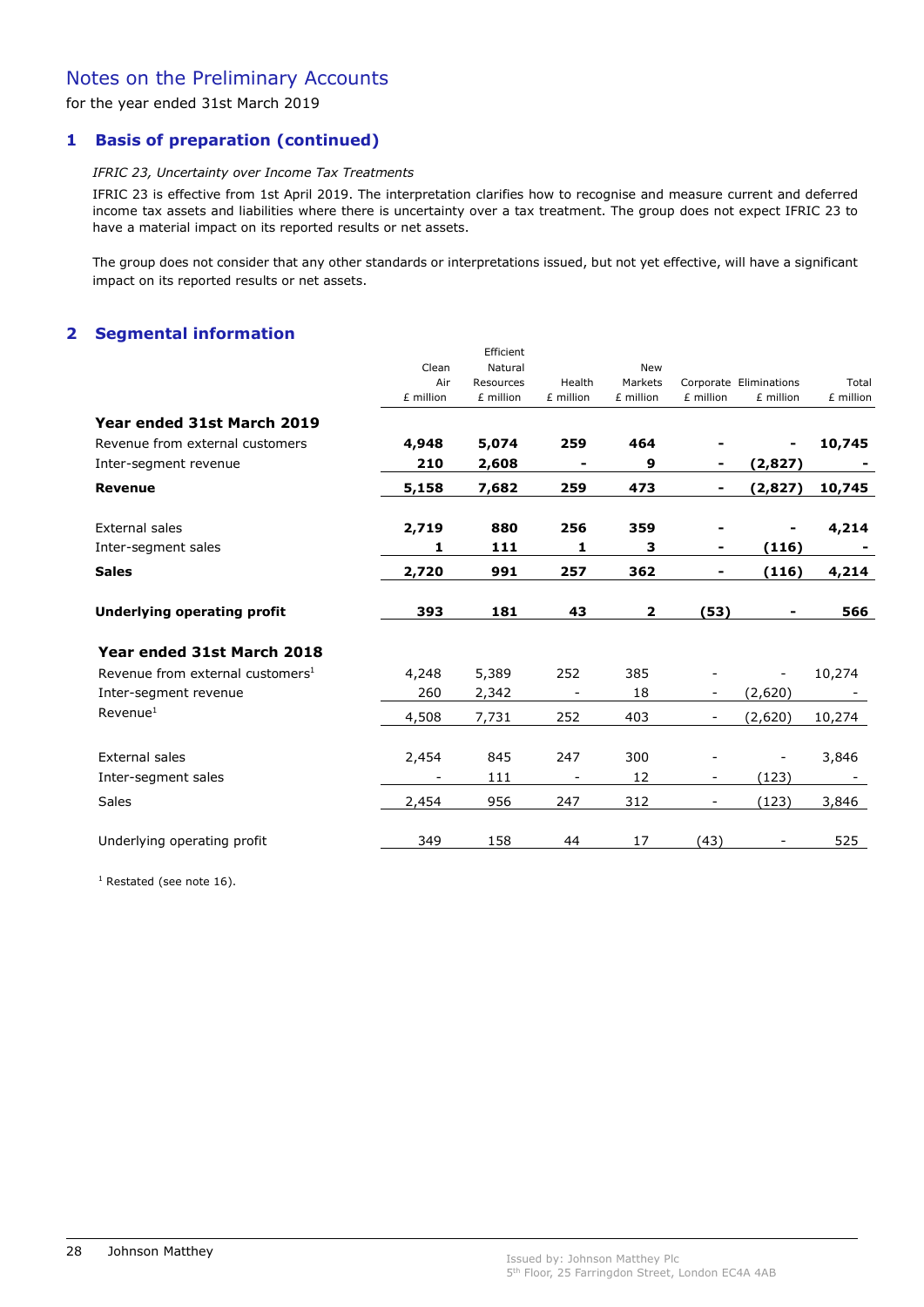# Notes on the Preliminary Accounts

for the year ended 31st March 2019

## 1 Basis of preparation (continued)

*IFRIC 23, Uncertainty over Income Tax Treatments*

IFRIC 23 is effective from 1st April 2019. The interpretation clarifies how to recognise and measure current and deferred income tax assets and liabilities where there is uncertainty over a tax treatment. The group does not expect IFRIC 23 to have a material impact on its reported results or net assets.

The group does not consider that any other standards or interpretations issued, but not yet effective, will have a significant impact on its reported results or net assets.

## 2 Segmental information

| | Clean Air £ million | Efficient Natural Resources £ million | Health £ million | New Markets £ million | Corporate £ million | Eliminations £ million | Total £ million |
|---|---|---|---|---|---|---|---|
| **Year ended 31st March 2019** | | | | | | | |
| Revenue from external customers | **4,948** | **5,074** | **259** | **464** | **-** | **-** | **10,745** |
| Inter-segment revenue | **210** | **2,608** | **-** | **9** | **-** | **(2,827)** | **-** |
| **Revenue** | **5,158** | **7,682** | **259** | **473** | **-** | **(2,827)** | **10,745** |
| External sales | **2,719** | **880** | **256** | **359** | **-** | **-** | **4,214** |
| Inter-segment sales | **1** | **111** | **1** | **3** | **-** | **(116)** | **-** |
| **Sales** | **2,720** | **991** | **257** | **362** | **-** | **(116)** | **4,214** |
| **Underlying operating profit** | **393** | **181** | **43** | **2** | **(53)** | **-** | **566** |
| **Year ended 31st March 2018** | | | | | | | |
| Revenue from external customers[1] | 4,248 | 5,389 | 252 | 385 | - | - | 10,274 |
| Inter-segment revenue | 260 | 2,342 | - | 18 | - | (2,620) | - |
| Revenue[1] | 4,508 | 7,731 | 252 | 403 | - | (2,620) | 10,274 |
| External sales | 2,454 | 845 | 247 | 300 | - | - | 3,846 |
| Inter-segment sales | - | 111 | - | 12 | - | (123) | - |
| Sales | 2,454 | 956 | 247 | 312 | - | (123) | 3,846 |
| Underlying operating profit | 349 | 158 | 44 | 17 | (43) | - | 525 |

[1] Restated (see note 16).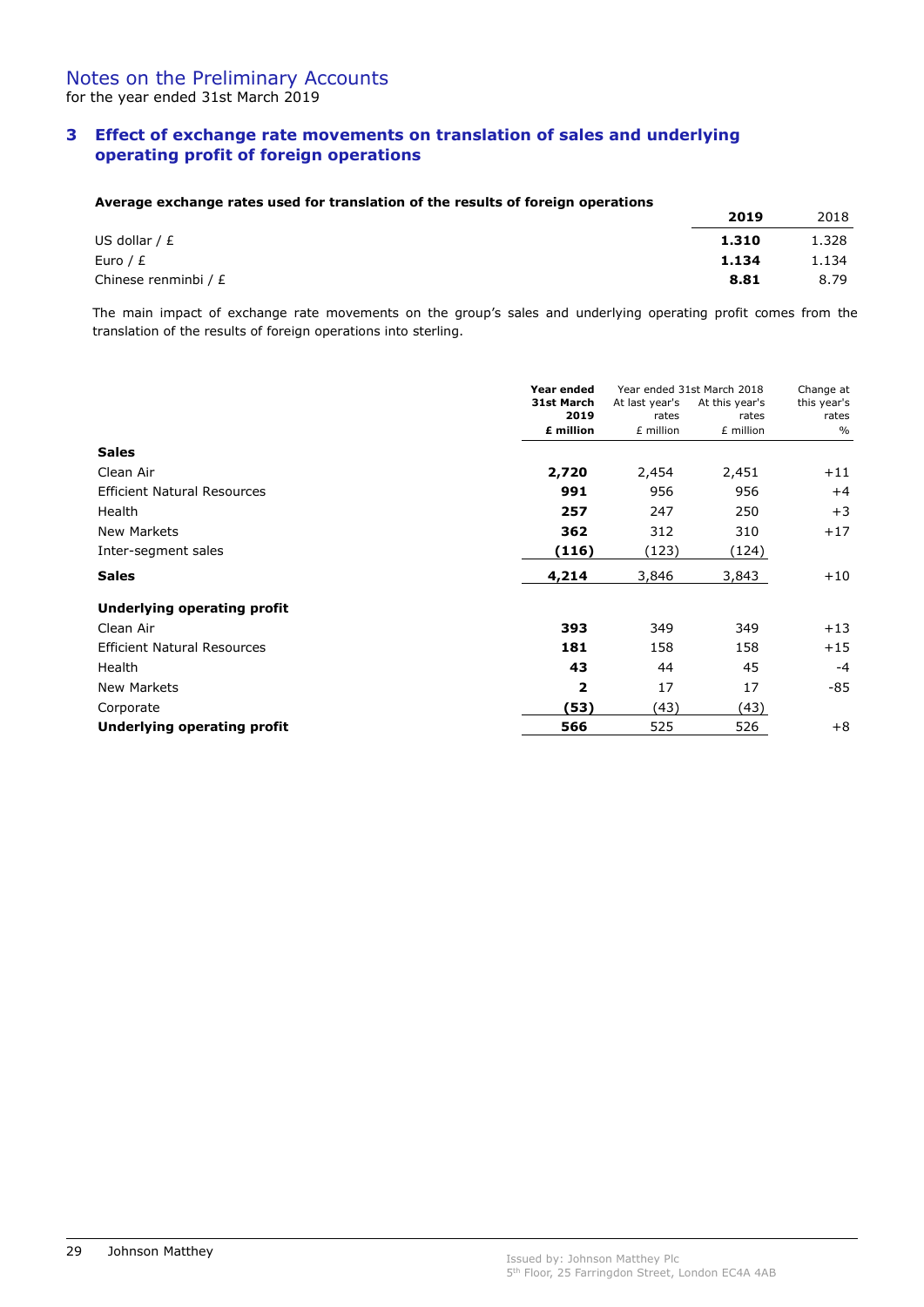# Notes on the Preliminary Accounts

for the year ended 31st March 2019

## 3 Effect of exchange rate movements on translation of sales and underlying operating profit of foreign operations

**Average exchange rates used for translation of the results of foreign operations**

| | 2019 | 2018 |
|---|---|---|
| US dollar / £ | **1.310** | 1.328 |
| Euro / £ | **1.134** | 1.134 |
| Chinese renminbi / £ | **8.81** | 8.79 |

The main impact of exchange rate movements on the group's sales and underlying operating profit comes from the translation of the results of foreign operations into sterling.

| | Year ended 31st March 2019 | Year ended 31st March 2018 | | Change at this year's rates |
|---|---|---|---|---|
| | | At last year's rates | At this year's rates | |
| | £ million | £ million | £ million | % |
| **Sales** | | | | |
| Clean Air | **2,720** | 2,454 | 2,451 | +11 |
| Efficient Natural Resources | **991** | 956 | 956 | +4 |
| Health | **257** | 247 | 250 | +3 |
| New Markets | **362** | 312 | 310 | +17 |
| Inter-segment sales | **(116)** | (123) | (124) | |
| **Sales** | **4,214** | 3,846 | 3,843 | +10 |
| **Underlying operating profit** | | | | |
| Clean Air | **393** | 349 | 349 | +13 |
| Efficient Natural Resources | **181** | 158 | 158 | +15 |
| Health | **43** | 44 | 45 | -4 |
| New Markets | **2** | 17 | 17 | -85 |
| Corporate | **(53)** | (43) | (43) | |
| **Underlying operating profit** | **566** | 525 | 526 | +8 |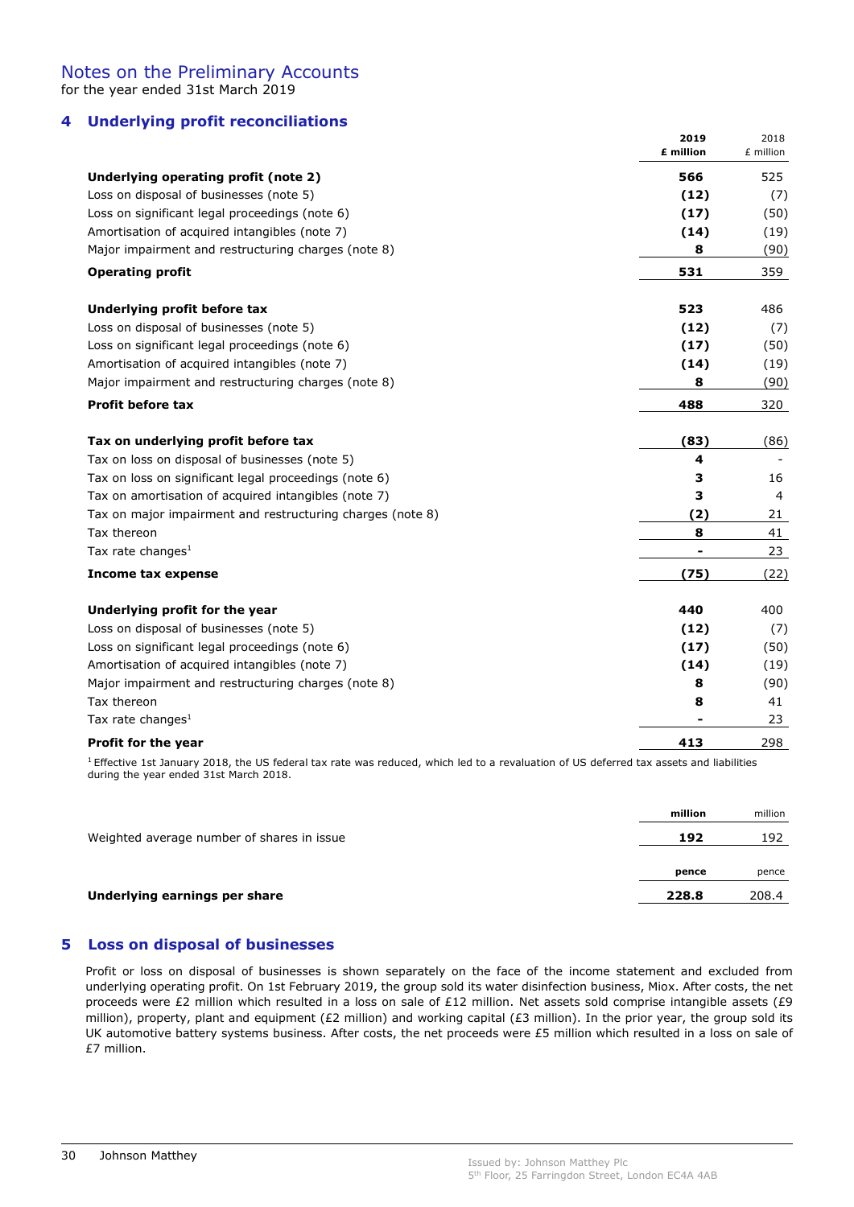# Notes on the Preliminary Accounts

for the year ended 31st March 2019

## 4 Underlying profit reconciliations

| | 2019 £ million | 2018 £ million |
|---|---|---|
| **Underlying operating profit (note 2)** | **566** | 525 |
| Loss on disposal of businesses (note 5) | **(12)** | (7) |
| Loss on significant legal proceedings (note 6) | **(17)** | (50) |
| Amortisation of acquired intangibles (note 7) | **(14)** | (19) |
| Major impairment and restructuring charges (note 8) | **8** | (90) |
| **Operating profit** | **531** | 359 |
| | | |
| **Underlying profit before tax** | **523** | 486 |
| Loss on disposal of businesses (note 5) | **(12)** | (7) |
| Loss on significant legal proceedings (note 6) | **(17)** | (50) |
| Amortisation of acquired intangibles (note 7) | **(14)** | (19) |
| Major impairment and restructuring charges (note 8) | **8** | (90) |
| **Profit before tax** | **488** | 320 |
| | | |
| **Tax on underlying profit before tax** | **(83)** | (86) |
| Tax on loss on disposal of businesses (note 5) | **4** | - |
| Tax on loss on significant legal proceedings (note 6) | **3** | 16 |
| Tax on amortisation of acquired intangibles (note 7) | **3** | 4 |
| Tax on major impairment and restructuring charges (note 8) | **(2)** | 21 |
| Tax thereon | **8** | 41 |
| Tax rate changes[1] | **-** | 23 |
| **Income tax expense** | **(75)** | (22) |
| | | |
| **Underlying profit for the year** | **440** | 400 |
| Loss on disposal of businesses (note 5) | **(12)** | (7) |
| Loss on significant legal proceedings (note 6) | **(17)** | (50) |
| Amortisation of acquired intangibles (note 7) | **(14)** | (19) |
| Major impairment and restructuring charges (note 8) | **8** | (90) |
| Tax thereon | **8** | 41 |
| Tax rate changes[1] | **-** | 23 |
| **Profit for the year** | **413** | 298 |

[1] Effective 1st January 2018, the US federal tax rate was reduced, which led to a revaluation of US deferred tax assets and liabilities during the year ended 31st March 2018.

| | million | million |
|---|---|---|
| Weighted average number of shares in issue | **192** | 192 |
| | **pence** | pence |
| **Underlying earnings per share** | **228.8** | 208.4 |

## 5 Loss on disposal of businesses

Profit or loss on disposal of businesses is shown separately on the face of the income statement and excluded from underlying operating profit. On 1st February 2019, the group sold its water disinfection business, Miox. After costs, the net proceeds were £2 million which resulted in a loss on sale of £12 million. Net assets sold comprise intangible assets (£9 million), property, plant and equipment (£2 million) and working capital (£3 million). In the prior year, the group sold its UK automotive battery systems business. After costs, the net proceeds were £5 million which resulted in a loss on sale of £7 million.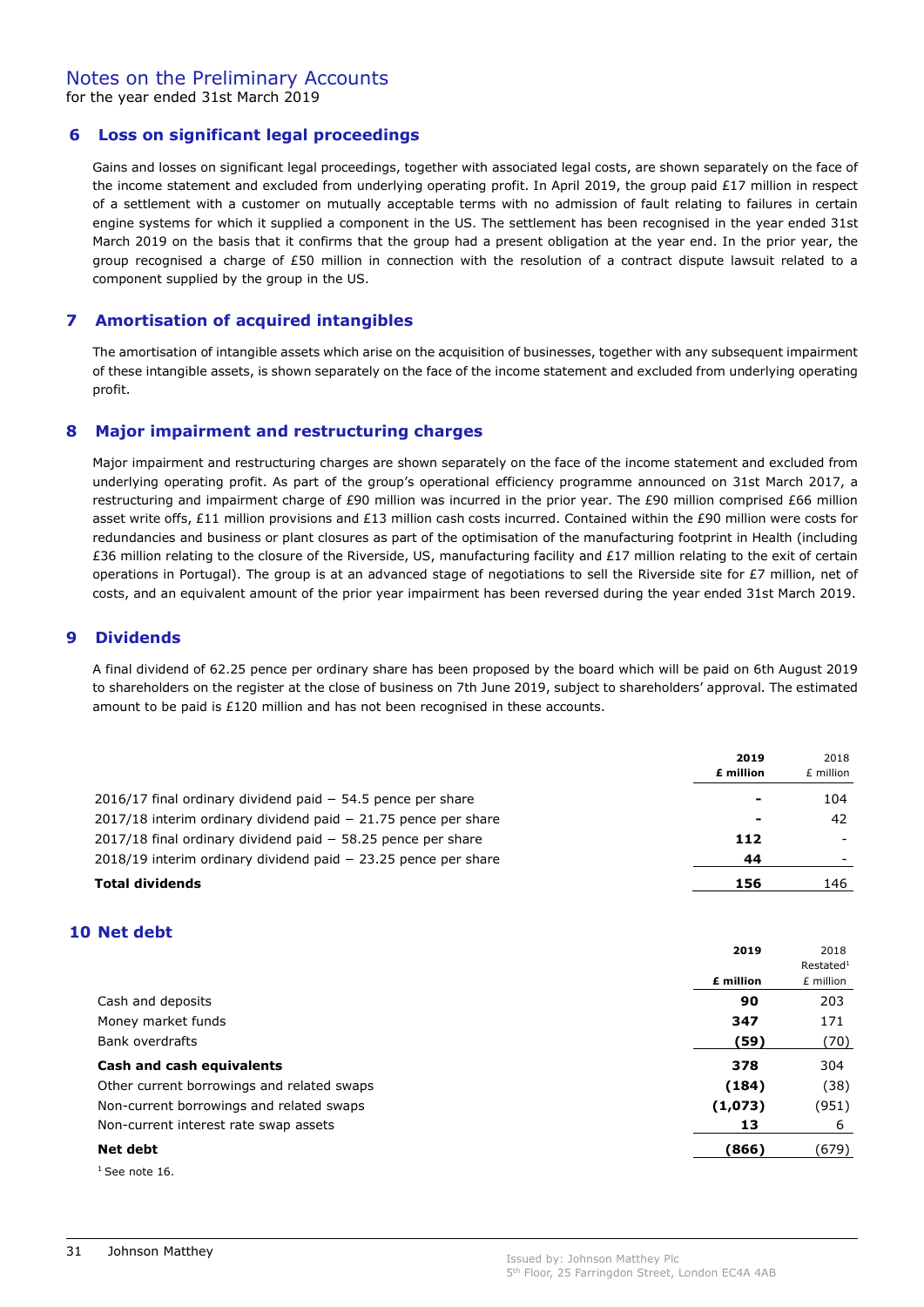# Notes on the Preliminary Accounts
for the year ended 31st March 2019

## 6 Loss on significant legal proceedings

Gains and losses on significant legal proceedings, together with associated legal costs, are shown separately on the face of the income statement and excluded from underlying operating profit. In April 2019, the group paid £17 million in respect of a settlement with a customer on mutually acceptable terms with no admission of fault relating to failures in certain engine systems for which it supplied a component in the US. The settlement has been recognised in the year ended 31st March 2019 on the basis that it confirms that the group had a present obligation at the year end. In the prior year, the group recognised a charge of £50 million in connection with the resolution of a contract dispute lawsuit related to a component supplied by the group in the US.

## 7 Amortisation of acquired intangibles

The amortisation of intangible assets which arise on the acquisition of businesses, together with any subsequent impairment of these intangible assets, is shown separately on the face of the income statement and excluded from underlying operating profit.

## 8 Major impairment and restructuring charges

Major impairment and restructuring charges are shown separately on the face of the income statement and excluded from underlying operating profit. As part of the group's operational efficiency programme announced on 31st March 2017, a restructuring and impairment charge of £90 million was incurred in the prior year. The £90 million comprised £66 million asset write offs, £11 million provisions and £13 million cash costs incurred. Contained within the £90 million were costs for redundancies and business or plant closures as part of the optimisation of the manufacturing footprint in Health (including £36 million relating to the closure of the Riverside, US, manufacturing facility and £17 million relating to the exit of certain operations in Portugal). The group is at an advanced stage of negotiations to sell the Riverside site for £7 million, net of costs, and an equivalent amount of the prior year impairment has been reversed during the year ended 31st March 2019.

## 9 Dividends

A final dividend of 62.25 pence per ordinary share has been proposed by the board which will be paid on 6th August 2019 to shareholders on the register at the close of business on 7th June 2019, subject to shareholders' approval. The estimated amount to be paid is £120 million and has not been recognised in these accounts.

| | **2019 £ million** | 2018 £ million |
|---|---|---|
| 2016/17 final ordinary dividend paid – 54.5 pence per share | **-** | 104 |
| 2017/18 interim ordinary dividend paid – 21.75 pence per share | **-** | 42 |
| 2017/18 final ordinary dividend paid – 58.25 pence per share | **112** | - |
| 2018/19 interim ordinary dividend paid – 23.25 pence per share | **44** | - |
| **Total dividends** | **156** | 146 |

## 10 Net debt

| | **2019 £ million** | 2018 Restated[1] £ million |
|---|---|---|
| Cash and deposits | **90** | 203 |
| Money market funds | **347** | 171 |
| Bank overdrafts | **(59)** | (70) |
| **Cash and cash equivalents** | **378** | 304 |
| Other current borrowings and related swaps | **(184)** | (38) |
| Non-current borrowings and related swaps | **(1,073)** | (951) |
| Non-current interest rate swap assets | **13** | 6 |
| **Net debt** | **(866)** | (679) |

[1] See note 16.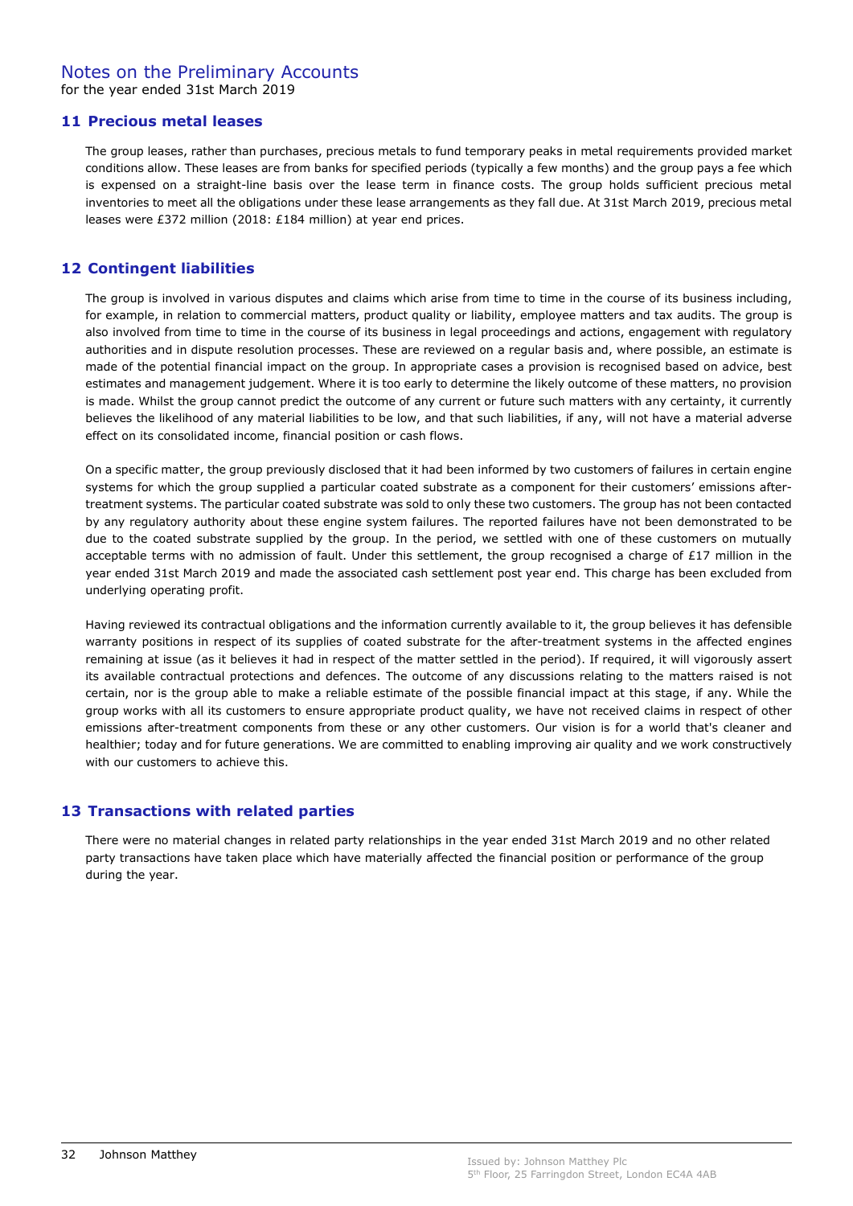# Notes on the Preliminary Accounts

for the year ended 31st March 2019

## 11 Precious metal leases

The group leases, rather than purchases, precious metals to fund temporary peaks in metal requirements provided market conditions allow. These leases are from banks for specified periods (typically a few months) and the group pays a fee which is expensed on a straight-line basis over the lease term in finance costs. The group holds sufficient precious metal inventories to meet all the obligations under these lease arrangements as they fall due. At 31st March 2019, precious metal leases were £372 million (2018: £184 million) at year end prices.

## 12 Contingent liabilities

The group is involved in various disputes and claims which arise from time to time in the course of its business including, for example, in relation to commercial matters, product quality or liability, employee matters and tax audits. The group is also involved from time to time in the course of its business in legal proceedings and actions, engagement with regulatory authorities and in dispute resolution processes. These are reviewed on a regular basis and, where possible, an estimate is made of the potential financial impact on the group. In appropriate cases a provision is recognised based on advice, best estimates and management judgement. Where it is too early to determine the likely outcome of these matters, no provision is made. Whilst the group cannot predict the outcome of any current or future such matters with any certainty, it currently believes the likelihood of any material liabilities to be low, and that such liabilities, if any, will not have a material adverse effect on its consolidated income, financial position or cash flows.

On a specific matter, the group previously disclosed that it had been informed by two customers of failures in certain engine systems for which the group supplied a particular coated substrate as a component for their customers' emissions after-treatment systems. The particular coated substrate was sold to only these two customers. The group has not been contacted by any regulatory authority about these engine system failures. The reported failures have not been demonstrated to be due to the coated substrate supplied by the group. In the period, we settled with one of these customers on mutually acceptable terms with no admission of fault. Under this settlement, the group recognised a charge of £17 million in the year ended 31st March 2019 and made the associated cash settlement post year end. This charge has been excluded from underlying operating profit.

Having reviewed its contractual obligations and the information currently available to it, the group believes it has defensible warranty positions in respect of its supplies of coated substrate for the after-treatment systems in the affected engines remaining at issue (as it believes it had in respect of the matter settled in the period). If required, it will vigorously assert its available contractual protections and defences. The outcome of any discussions relating to the matters raised is not certain, nor is the group able to make a reliable estimate of the possible financial impact at this stage, if any. While the group works with all its customers to ensure appropriate product quality, we have not received claims in respect of other emissions after-treatment components from these or any other customers. Our vision is for a world that's cleaner and healthier; today and for future generations. We are committed to enabling improving air quality and we work constructively with our customers to achieve this.

## 13 Transactions with related parties

There were no material changes in related party relationships in the year ended 31st March 2019 and no other related party transactions have taken place which have materially affected the financial position or performance of the group during the year.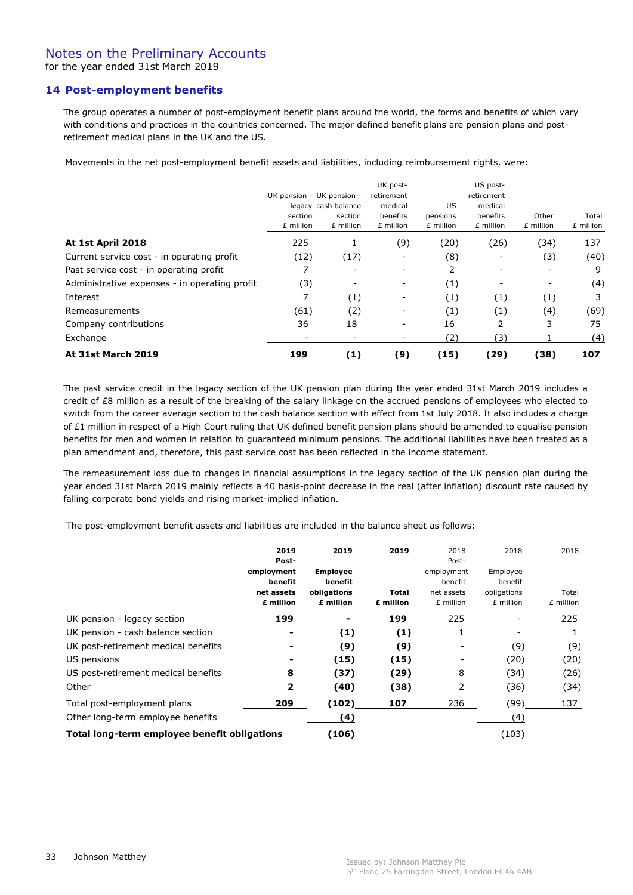# Notes on the Preliminary Accounts

for the year ended 31st March 2019

## 14 Post-employment benefits

The group operates a number of post-employment benefit plans around the world, the forms and benefits of which vary with conditions and practices in the countries concerned. The major defined benefit plans are pension plans and post-retirement medical plans in the UK and the US.

Movements in the net post-employment benefit assets and liabilities, including reimbursement rights, were:

| | UK pension - legacy section £ million | UK pension - cash balance section £ million | UK post-retirement medical benefits £ million | US pensions £ million | US post-retirement medical benefits £ million | Other £ million | Total £ million |
|---|---|---|---|---|---|---|---|
| **At 1st April 2018** | 225 | 1 | (9) | (20) | (26) | (34) | 137 |
| Current service cost - in operating profit | (12) | (17) | - | (8) | - | (3) | (40) |
| Past service cost - in operating profit | 7 | - | - | 2 | - | - | 9 |
| Administrative expenses - in operating profit | (3) | - | - | (1) | - | - | (4) |
| Interest | 7 | (1) | - | (1) | (1) | (1) | 3 |
| Remeasurements | (61) | (2) | - | (1) | (1) | (4) | (69) |
| Company contributions | 36 | 18 | - | 16 | 2 | 3 | 75 |
| Exchange | - | - | - | (2) | (3) | 1 | (4) |
| **At 31st March 2019** | **199** | **(1)** | **(9)** | **(15)** | **(29)** | **(38)** | **107** |

The past service credit in the legacy section of the UK pension plan during the year ended 31st March 2019 includes a credit of £8 million as a result of the breaking of the salary linkage on the accrued pensions of employees who elected to switch from the career average section to the cash balance section with effect from 1st July 2018. It also includes a charge of £1 million in respect of a High Court ruling that UK defined benefit pension plans should be amended to equalise pension benefits for men and women in relation to guaranteed minimum pensions. The additional liabilities have been treated as a plan amendment and, therefore, this past service cost has been reflected in the income statement.

The remeasurement loss due to changes in financial assumptions in the legacy section of the UK pension plan during the year ended 31st March 2019 mainly reflects a 40 basis-point decrease in the real (after inflation) discount rate caused by falling corporate bond yields and rising market-implied inflation.

The post-employment benefit assets and liabilities are included in the balance sheet as follows:

| | **2019 Post-employment benefit net assets £ million** | **2019 Employee benefit obligations £ million** | **2019 Total £ million** | 2018 Post-employment benefit net assets £ million | 2018 Employee benefit obligations £ million | 2018 Total £ million |
|---|---|---|---|---|---|---|
| UK pension - legacy section | **199** | **-** | **199** | 225 | - | 225 |
| UK pension - cash balance section | **-** | **(1)** | **(1)** | 1 | - | 1 |
| UK post-retirement medical benefits | **-** | **(9)** | **(9)** | - | (9) | (9) |
| US pensions | **-** | **(15)** | **(15)** | - | (20) | (20) |
| US post-retirement medical benefits | **8** | **(37)** | **(29)** | 8 | (34) | (26) |
| Other | **2** | **(40)** | **(38)** | 2 | (36) | (34) |
| Total post-employment plans | **209** | **(102)** | **107** | 236 | (99) | 137 |
| Other long-term employee benefits | | **(4)** | | | (4) | |
| **Total long-term employee benefit obligations** | | **(106)** | | | (103) | |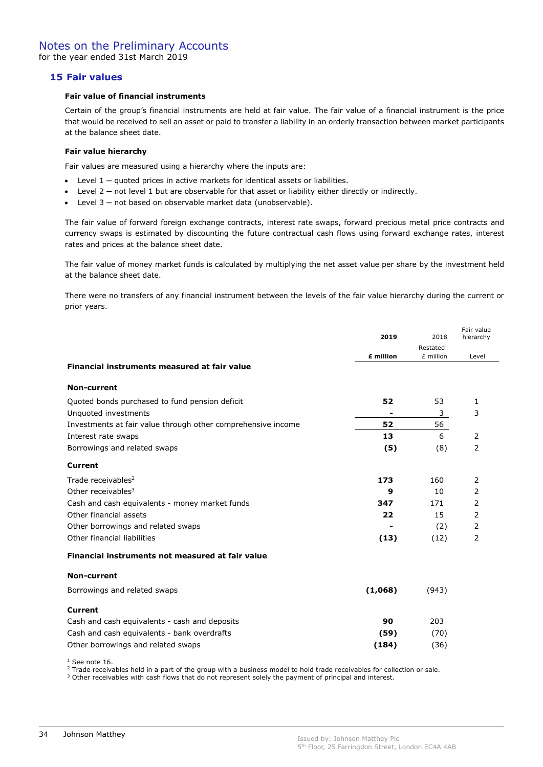# Notes on the Preliminary Accounts

for the year ended 31st March 2019

## 15 Fair values

### Fair value of financial instruments

Certain of the group's financial instruments are held at fair value. The fair value of a financial instrument is the price that would be received to sell an asset or paid to transfer a liability in an orderly transaction between market participants at the balance sheet date.

### Fair value hierarchy

Fair values are measured using a hierarchy where the inputs are:

- Level 1 – quoted prices in active markets for identical assets or liabilities.
- Level 2 – not level 1 but are observable for that asset or liability either directly or indirectly.
- Level 3 – not based on observable market data (unobservable).

The fair value of forward foreign exchange contracts, interest rate swaps, forward precious metal price contracts and currency swaps is estimated by discounting the future contractual cash flows using forward exchange rates, interest rates and prices at the balance sheet date.

The fair value of money market funds is calculated by multiplying the net asset value per share by the investment held at the balance sheet date.

There were no transfers of any financial instrument between the levels of the fair value hierarchy during the current or prior years.

| | 2019 £ million | 2018 Restated[1] £ million | Fair value hierarchy Level |
|---|---|---|---|
| **Financial instruments measured at fair value** | | | |
| **Non-current** | | | |
| Quoted bonds purchased to fund pension deficit | **52** | 53 | 1 |
| Unquoted investments | **-** | 3 | 3 |
| Investments at fair value through other comprehensive income | **52** | 56 | |
| Interest rate swaps | **13** | 6 | 2 |
| Borrowings and related swaps | **(5)** | (8) | 2 |
| **Current** | | | |
| Trade receivables[2] | **173** | 160 | 2 |
| Other receivables[3] | **9** | 10 | 2 |
| Cash and cash equivalents - money market funds | **347** | 171 | 2 |
| Other financial assets | **22** | 15 | 2 |
| Other borrowings and related swaps | **-** | (2) | 2 |
| Other financial liabilities | **(13)** | (12) | 2 |
| **Financial instruments not measured at fair value** | | | |
| **Non-current** | | | |
| Borrowings and related swaps | **(1,068)** | (943) | |
| **Current** | | | |
| Cash and cash equivalents - cash and deposits | **90** | 203 | |
| Cash and cash equivalents - bank overdrafts | **(59)** | (70) | |
| Other borrowings and related swaps | **(184)** | (36) | |

[1] See note 16.
[2] Trade receivables held in a part of the group with a business model to hold trade receivables for collection or sale.
[3] Other receivables with cash flows that do not represent solely the payment of principal and interest.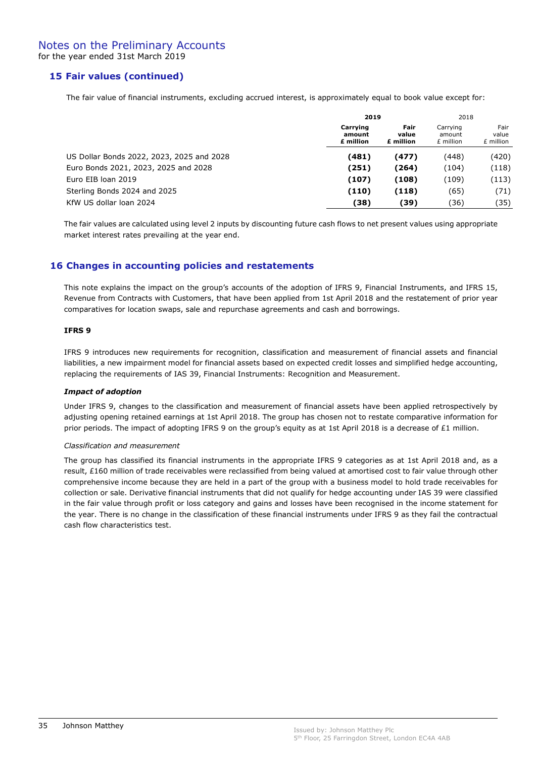# Notes on the Preliminary Accounts
for the year ended 31st March 2019

## 15 Fair values (continued)

The fair value of financial instruments, excluding accrued interest, is approximately equal to book value except for:

| | 2019 | | 2018 | |
|---|---|---|---|---|
| | **Carrying amount £ million** | **Fair value £ million** | Carrying amount £ million | Fair value £ million |
| US Dollar Bonds 2022, 2023, 2025 and 2028 | **(481)** | **(477)** | (448) | (420) |
| Euro Bonds 2021, 2023, 2025 and 2028 | **(251)** | **(264)** | (104) | (118) |
| Euro EIB loan 2019 | **(107)** | **(108)** | (109) | (113) |
| Sterling Bonds 2024 and 2025 | **(110)** | **(118)** | (65) | (71) |
| KfW US dollar loan 2024 | **(38)** | **(39)** | (36) | (35) |

The fair values are calculated using level 2 inputs by discounting future cash flows to net present values using appropriate market interest rates prevailing at the year end.

## 16 Changes in accounting policies and restatements

This note explains the impact on the group's accounts of the adoption of IFRS 9, Financial Instruments, and IFRS 15, Revenue from Contracts with Customers, that have been applied from 1st April 2018 and the restatement of prior year comparatives for location swaps, sale and repurchase agreements and cash and borrowings.

### IFRS 9

IFRS 9 introduces new requirements for recognition, classification and measurement of financial assets and financial liabilities, a new impairment model for financial assets based on expected credit losses and simplified hedge accounting, replacing the requirements of IAS 39, Financial Instruments: Recognition and Measurement.

***Impact of adoption***

Under IFRS 9, changes to the classification and measurement of financial assets have been applied retrospectively by adjusting opening retained earnings at 1st April 2018. The group has chosen not to restate comparative information for prior periods. The impact of adopting IFRS 9 on the group's equity as at 1st April 2018 is a decrease of £1 million.

*Classification and measurement*

The group has classified its financial instruments in the appropriate IFRS 9 categories as at 1st April 2018 and, as a result, £160 million of trade receivables were reclassified from being valued at amortised cost to fair value through other comprehensive income because they are held in a part of the group with a business model to hold trade receivables for collection or sale. Derivative financial instruments that did not qualify for hedge accounting under IAS 39 were classified in the fair value through profit or loss category and gains and losses have been recognised in the income statement for the year. There is no change in the classification of these financial instruments under IFRS 9 as they fail the contractual cash flow characteristics test.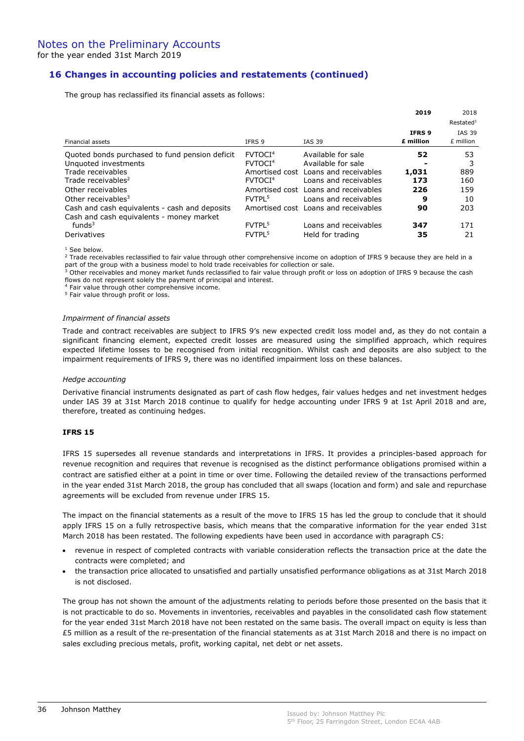# Notes on the Preliminary Accounts

for the year ended 31st March 2019

## 16 Changes in accounting policies and restatements (continued)

The group has reclassified its financial assets as follows:

| Financial assets | IFRS 9 | IAS 39 | 2019<br>IFRS 9<br>£ million | 2018<br>Restated[1]<br>IAS 39<br>£ million |
|---|---|---|---|---|
| Quoted bonds purchased to fund pension deficit | FVTOCI[4] | Available for sale | **52** | 53 |
| Unquoted investments | FVTOCI[4] | Available for sale | **-** | 3 |
| Trade receivables | Amortised cost | Loans and receivables | **1,031** | 889 |
| Trade receivables[2] | FVTOCI[4] | Loans and receivables | **173** | 160 |
| Other receivables | Amortised cost | Loans and receivables | **226** | 159 |
| Other receivables[3] | FVTPL[5] | Loans and receivables | **9** | 10 |
| Cash and cash equivalents - cash and deposits | Amortised cost | Loans and receivables | **90** | 203 |
| Cash and cash equivalents - money market funds[3] | FVTPL[5] | Loans and receivables | **347** | 171 |
| Derivatives | FVTPL[5] | Held for trading | **35** | 21 |

[1] See below.
[2] Trade receivables reclassified to fair value through other comprehensive income on adoption of IFRS 9 because they are held in a part of the group with a business model to hold trade receivables for collection or sale.
[3] Other receivables and money market funds reclassified to fair value through profit or loss on adoption of IFRS 9 because the cash flows do not represent solely the payment of principal and interest.
[4] Fair value through other comprehensive income.
[5] Fair value through profit or loss.

*Impairment of financial assets*

Trade and contract receivables are subject to IFRS 9's new expected credit loss model and, as they do not contain a significant financing element, expected credit losses are measured using the simplified approach, which requires expected lifetime losses to be recognised from initial recognition. Whilst cash and deposits are also subject to the impairment requirements of IFRS 9, there was no identified impairment loss on these balances.

*Hedge accounting*

Derivative financial instruments designated as part of cash flow hedges, fair values hedges and net investment hedges under IAS 39 at 31st March 2018 continue to qualify for hedge accounting under IFRS 9 at 1st April 2018 and are, therefore, treated as continuing hedges.

**IFRS 15**

IFRS 15 supersedes all revenue standards and interpretations in IFRS. It provides a principles-based approach for revenue recognition and requires that revenue is recognised as the distinct performance obligations promised within a contract are satisfied either at a point in time or over time. Following the detailed review of the transactions performed in the year ended 31st March 2018, the group has concluded that all swaps (location and form) and sale and repurchase agreements will be excluded from revenue under IFRS 15.

The impact on the financial statements as a result of the move to IFRS 15 has led the group to conclude that it should apply IFRS 15 on a fully retrospective basis, which means that the comparative information for the year ended 31st March 2018 has been restated. The following expedients have been used in accordance with paragraph C5:

- revenue in respect of completed contracts with variable consideration reflects the transaction price at the date the contracts were completed; and
- the transaction price allocated to unsatisfied and partially unsatisfied performance obligations as at 31st March 2018 is not disclosed.

The group has not shown the amount of the adjustments relating to periods before those presented on the basis that it is not practicable to do so. Movements in inventories, receivables and payables in the consolidated cash flow statement for the year ended 31st March 2018 have not been restated on the same basis. The overall impact on equity is less than £5 million as a result of the re-presentation of the financial statements as at 31st March 2018 and there is no impact on sales excluding precious metals, profit, working capital, net debt or net assets.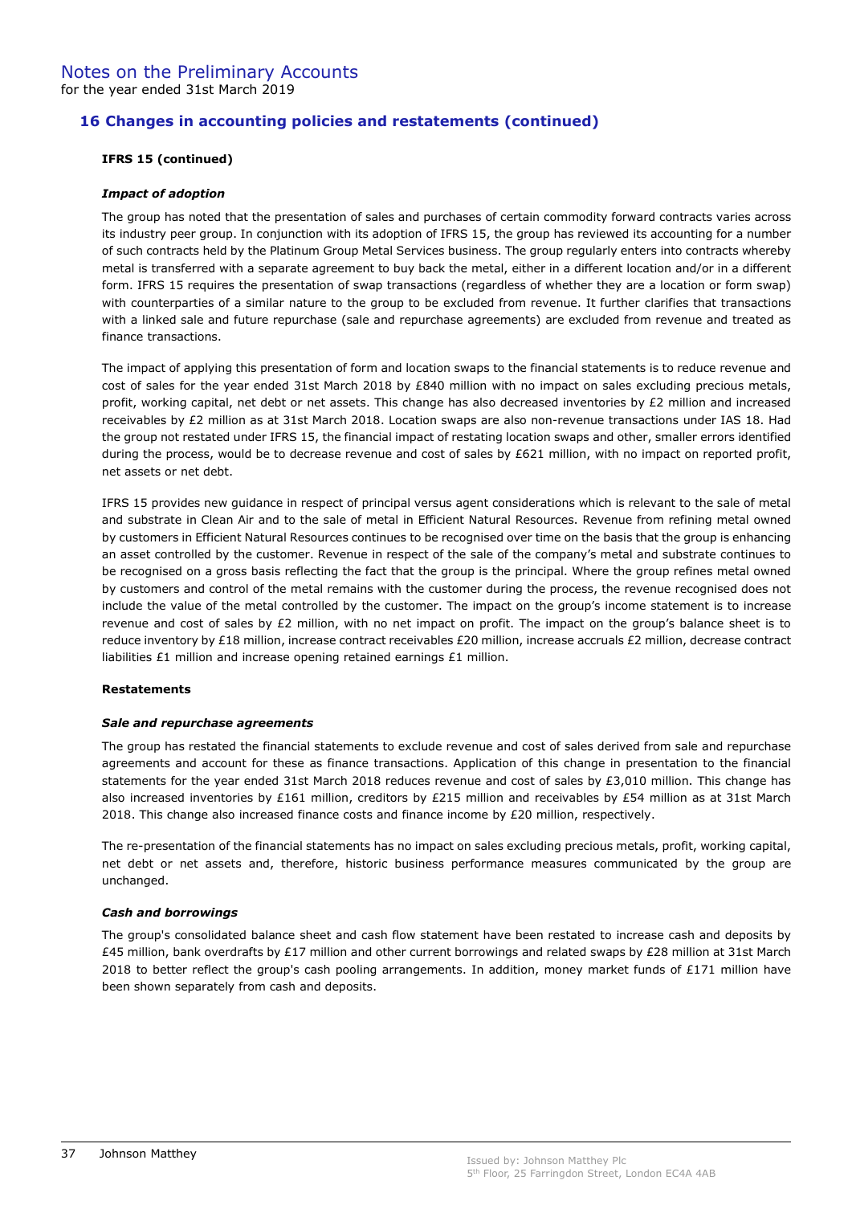# Notes on the Preliminary Accounts

for the year ended 31st March 2019

## 16 Changes in accounting policies and restatements (continued)

**IFRS 15 (continued)**

***Impact of adoption***

The group has noted that the presentation of sales and purchases of certain commodity forward contracts varies across its industry peer group. In conjunction with its adoption of IFRS 15, the group has reviewed its accounting for a number of such contracts held by the Platinum Group Metal Services business. The group regularly enters into contracts whereby metal is transferred with a separate agreement to buy back the metal, either in a different location and/or in a different form. IFRS 15 requires the presentation of swap transactions (regardless of whether they are a location or form swap) with counterparties of a similar nature to the group to be excluded from revenue. It further clarifies that transactions with a linked sale and future repurchase (sale and repurchase agreements) are excluded from revenue and treated as finance transactions.

The impact of applying this presentation of form and location swaps to the financial statements is to reduce revenue and cost of sales for the year ended 31st March 2018 by £840 million with no impact on sales excluding precious metals, profit, working capital, net debt or net assets. This change has also decreased inventories by £2 million and increased receivables by £2 million as at 31st March 2018. Location swaps are also non-revenue transactions under IAS 18. Had the group not restated under IFRS 15, the financial impact of restating location swaps and other, smaller errors identified during the process, would be to decrease revenue and cost of sales by £621 million, with no impact on reported profit, net assets or net debt.

IFRS 15 provides new guidance in respect of principal versus agent considerations which is relevant to the sale of metal and substrate in Clean Air and to the sale of metal in Efficient Natural Resources. Revenue from refining metal owned by customers in Efficient Natural Resources continues to be recognised over time on the basis that the group is enhancing an asset controlled by the customer. Revenue in respect of the sale of the company's metal and substrate continues to be recognised on a gross basis reflecting the fact that the group is the principal. Where the group refines metal owned by customers and control of the metal remains with the customer during the process, the revenue recognised does not include the value of the metal controlled by the customer. The impact on the group's income statement is to increase revenue and cost of sales by £2 million, with no net impact on profit. The impact on the group's balance sheet is to reduce inventory by £18 million, increase contract receivables £20 million, increase accruals £2 million, decrease contract liabilities £1 million and increase opening retained earnings £1 million.

**Restatements**

***Sale and repurchase agreements***

The group has restated the financial statements to exclude revenue and cost of sales derived from sale and repurchase agreements and account for these as finance transactions. Application of this change in presentation to the financial statements for the year ended 31st March 2018 reduces revenue and cost of sales by £3,010 million. This change has also increased inventories by £161 million, creditors by £215 million and receivables by £54 million as at 31st March 2018. This change also increased finance costs and finance income by £20 million, respectively.

The re-presentation of the financial statements has no impact on sales excluding precious metals, profit, working capital, net debt or net assets and, therefore, historic business performance measures communicated by the group are unchanged.

***Cash and borrowings***

The group's consolidated balance sheet and cash flow statement have been restated to increase cash and deposits by £45 million, bank overdrafts by £17 million and other current borrowings and related swaps by £28 million at 31st March 2018 to better reflect the group's cash pooling arrangements. In addition, money market funds of £171 million have been shown separately from cash and deposits.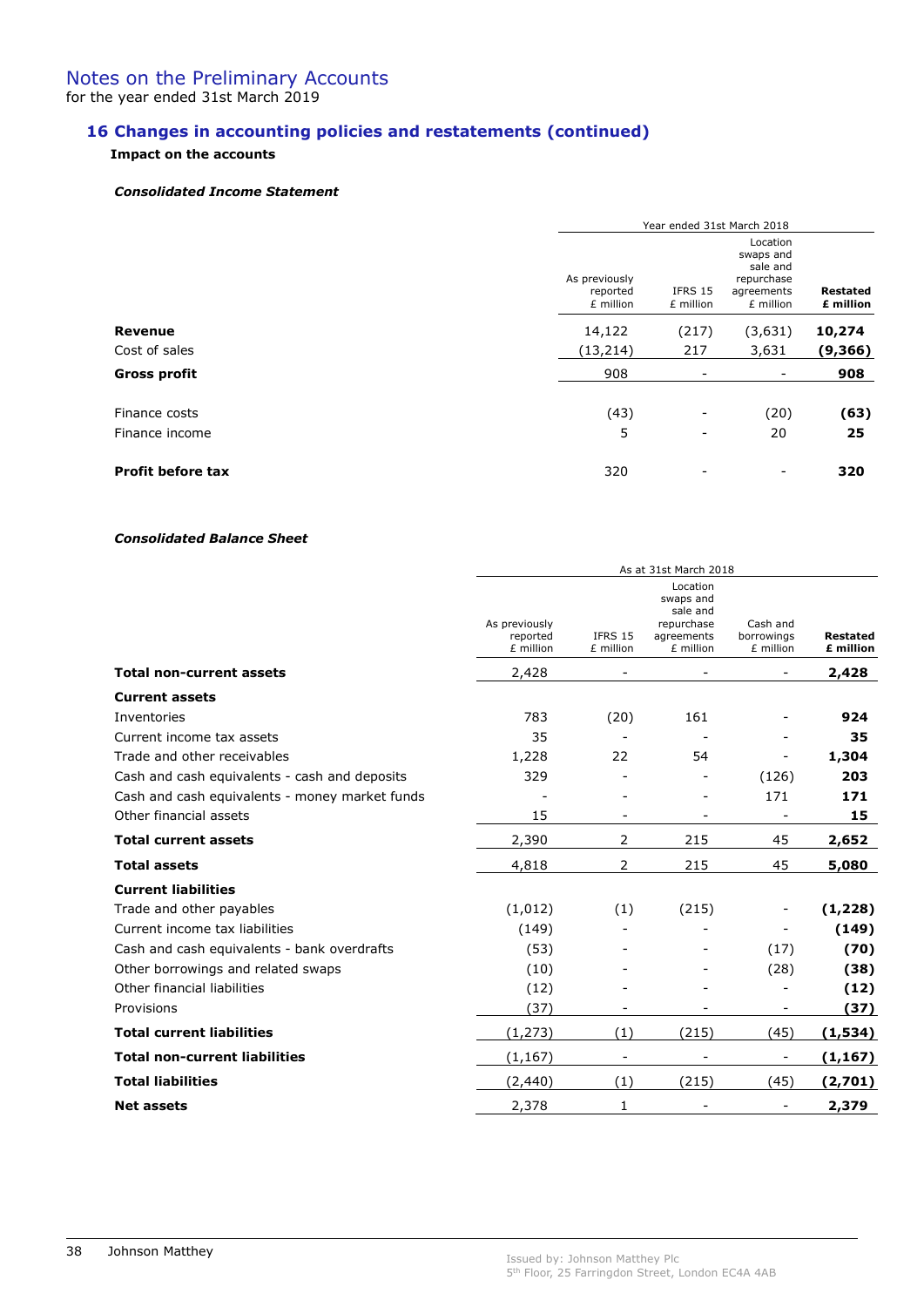# Notes on the Preliminary Accounts

for the year ended 31st March 2019

## 16 Changes in accounting policies and restatements (continued)

**Impact on the accounts**

***Consolidated Income Statement***

| | Year ended 31st March 2018 | | | |
|---|---|---|---|---|
| | As previously reported £ million | IFRS 15 £ million | Location swaps and sale and repurchase agreements £ million | **Restated £ million** |
| **Revenue** | 14,122 | (217) | (3,631) | **10,274** |
| Cost of sales | (13,214) | 217 | 3,631 | **(9,366)** |
| **Gross profit** | 908 | - | - | **908** |
| Finance costs | (43) | - | (20) | **(63)** |
| Finance income | 5 | - | 20 | **25** |
| **Profit before tax** | 320 | - | - | **320** |

***Consolidated Balance Sheet***

| | As at 31st March 2018 | | | | |
|---|---|---|---|---|---|
| | As previously reported £ million | IFRS 15 £ million | Location swaps and sale and repurchase agreements £ million | Cash and borrowings £ million | **Restated £ million** |
| **Total non-current assets** | 2,428 | - | - | - | **2,428** |
| **Current assets** | | | | | |
| Inventories | 783 | (20) | 161 | - | **924** |
| Current income tax assets | 35 | - | - | - | **35** |
| Trade and other receivables | 1,228 | 22 | 54 | - | **1,304** |
| Cash and cash equivalents - cash and deposits | 329 | - | - | (126) | **203** |
| Cash and cash equivalents - money market funds | - | - | - | 171 | **171** |
| Other financial assets | 15 | - | - | - | **15** |
| **Total current assets** | 2,390 | 2 | 215 | 45 | **2,652** |
| **Total assets** | 4,818 | 2 | 215 | 45 | **5,080** |
| **Current liabilities** | | | | | |
| Trade and other payables | (1,012) | (1) | (215) | - | **(1,228)** |
| Current income tax liabilities | (149) | - | - | - | **(149)** |
| Cash and cash equivalents - bank overdrafts | (53) | - | - | (17) | **(70)** |
| Other borrowings and related swaps | (10) | - | - | (28) | **(38)** |
| Other financial liabilities | (12) | - | - | - | **(12)** |
| Provisions | (37) | - | - | - | **(37)** |
| **Total current liabilities** | (1,273) | (1) | (215) | (45) | **(1,534)** |
| **Total non-current liabilities** | (1,167) | - | - | - | **(1,167)** |
| **Total liabilities** | (2,440) | (1) | (215) | (45) | **(2,701)** |
| **Net assets** | 2,378 | 1 | - | - | **2,379** |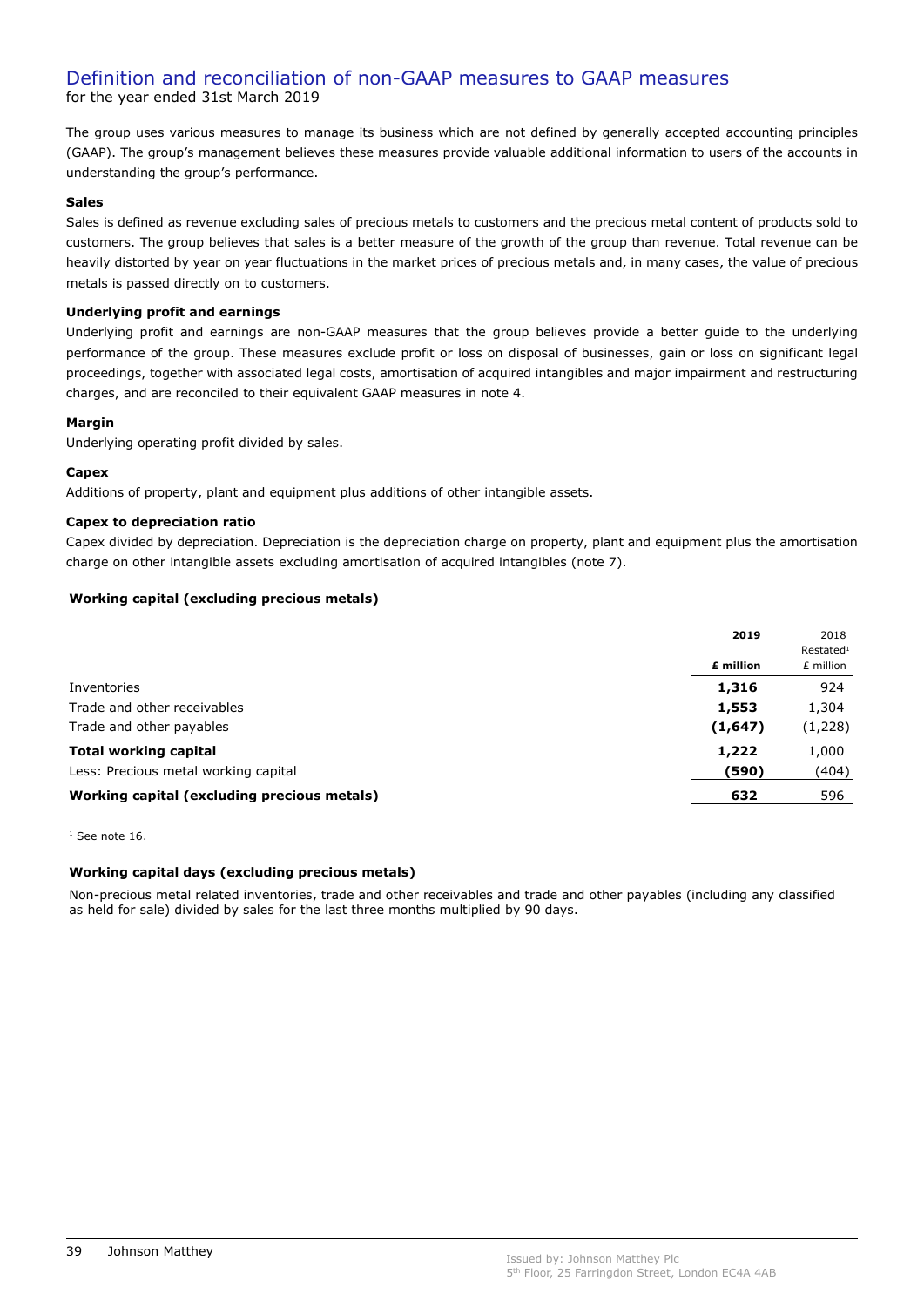# Definition and reconciliation of non-GAAP measures to GAAP measures

for the year ended 31st March 2019

The group uses various measures to manage its business which are not defined by generally accepted accounting principles (GAAP). The group's management believes these measures provide valuable additional information to users of the accounts in understanding the group's performance.

**Sales**

Sales is defined as revenue excluding sales of precious metals to customers and the precious metal content of products sold to customers. The group believes that sales is a better measure of the growth of the group than revenue. Total revenue can be heavily distorted by year on year fluctuations in the market prices of precious metals and, in many cases, the value of precious metals is passed directly on to customers.

**Underlying profit and earnings**

Underlying profit and earnings are non-GAAP measures that the group believes provide a better guide to the underlying performance of the group. These measures exclude profit or loss on disposal of businesses, gain or loss on significant legal proceedings, together with associated legal costs, amortisation of acquired intangibles and major impairment and restructuring charges, and are reconciled to their equivalent GAAP measures in note 4.

**Margin**

Underlying operating profit divided by sales.

**Capex**

Additions of property, plant and equipment plus additions of other intangible assets.

**Capex to depreciation ratio**

Capex divided by depreciation. Depreciation is the depreciation charge on property, plant and equipment plus the amortisation charge on other intangible assets excluding amortisation of acquired intangibles (note 7).

**Working capital (excluding precious metals)**

| | **2019** | 2018 Restated[1] |
|---|---|---|
| | **£ million** | £ million |
| Inventories | **1,316** | 924 |
| Trade and other receivables | **1,553** | 1,304 |
| Trade and other payables | **(1,647)** | (1,228) |
| **Total working capital** | **1,222** | 1,000 |
| Less: Precious metal working capital | **(590)** | (404) |
| **Working capital (excluding precious metals)** | **632** | 596 |

[1] See note 16.

**Working capital days (excluding precious metals)**

Non-precious metal related inventories, trade and other receivables and trade and other payables (including any classified as held for sale) divided by sales for the last three months multiplied by 90 days.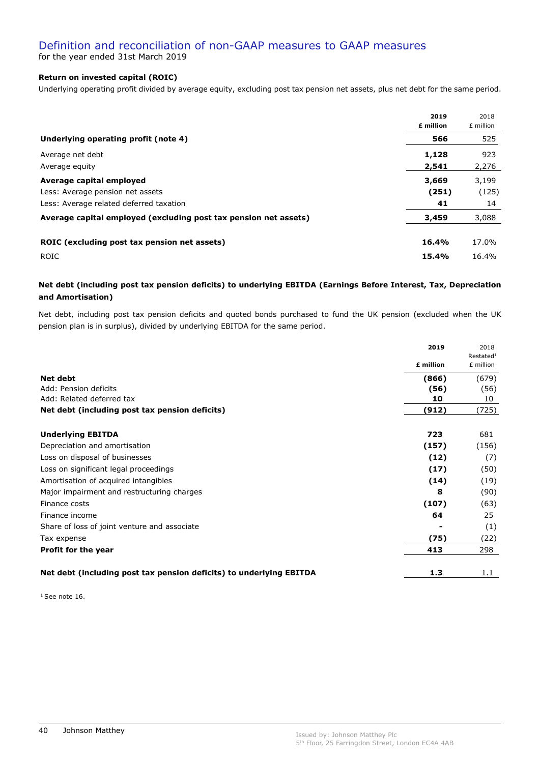# Definition and reconciliation of non-GAAP measures to GAAP measures

for the year ended 31st March 2019

### Return on invested capital (ROIC)

Underlying operating profit divided by average equity, excluding post tax pension net assets, plus net debt for the same period.

| | 2019 £ million | 2018 £ million |
|---|---|---|
| **Underlying operating profit (note 4)** | **566** | 525 |
| Average net debt | **1,128** | 923 |
| Average equity | **2,541** | 2,276 |
| **Average capital employed** | **3,669** | 3,199 |
| Less: Average pension net assets | **(251)** | (125) |
| Less: Average related deferred taxation | **41** | 14 |
| **Average capital employed (excluding post tax pension net assets)** | **3,459** | 3,088 |
| **ROIC (excluding post tax pension net assets)** | **16.4%** | 17.0% |
| ROIC | **15.4%** | 16.4% |

### Net debt (including post tax pension deficits) to underlying EBITDA (Earnings Before Interest, Tax, Depreciation and Amortisation)

Net debt, including post tax pension deficits and quoted bonds purchased to fund the UK pension (excluded when the UK pension plan is in surplus), divided by underlying EBITDA for the same period.

| | 2019 £ million | 2018 Restated[1] £ million |
|---|---|---|
| **Net debt** | **(866)** | (679) |
| Add: Pension deficits | **(56)** | (56) |
| Add: Related deferred tax | **10** | 10 |
| **Net debt (including post tax pension deficits)** | **(912)** | (725) |
| **Underlying EBITDA** | **723** | 681 |
| Depreciation and amortisation | **(157)** | (156) |
| Loss on disposal of businesses | **(12)** | (7) |
| Loss on significant legal proceedings | **(17)** | (50) |
| Amortisation of acquired intangibles | **(14)** | (19) |
| Major impairment and restructuring charges | **8** | (90) |
| Finance costs | **(107)** | (63) |
| Finance income | **64** | 25 |
| Share of loss of joint venture and associate | **-** | (1) |
| Tax expense | **(75)** | (22) |
| **Profit for the year** | **413** | 298 |
| **Net debt (including post tax pension deficits) to underlying EBITDA** | **1.3** | 1.1 |

[1] See note 16.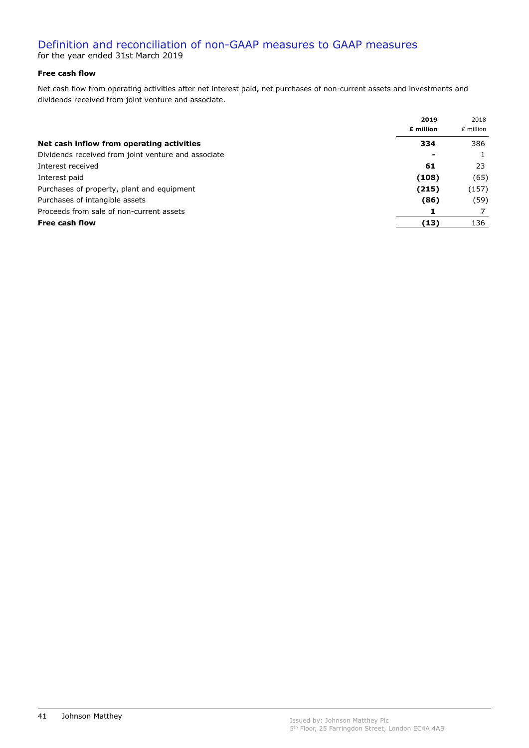# Definition and reconciliation of non-GAAP measures to GAAP measures

for the year ended 31st March 2019

### Free cash flow

Net cash flow from operating activities after net interest paid, net purchases of non-current assets and investments and dividends received from joint venture and associate.

| | 2019 £ million | 2018 £ million |
|---|---|---|
| **Net cash inflow from operating activities** | **334** | 386 |
| Dividends received from joint venture and associate | **-** | 1 |
| Interest received | **61** | 23 |
| Interest paid | **(108)** | (65) |
| Purchases of property, plant and equipment | **(215)** | (157) |
| Purchases of intangible assets | **(86)** | (59) |
| Proceeds from sale of non-current assets | **1** | 7 |
| **Free cash flow** | **(13)** | 136 |

Issued by: Johnson Matthey Plc
5th Floor, 25 Farringdon Street, London EC4A 4AB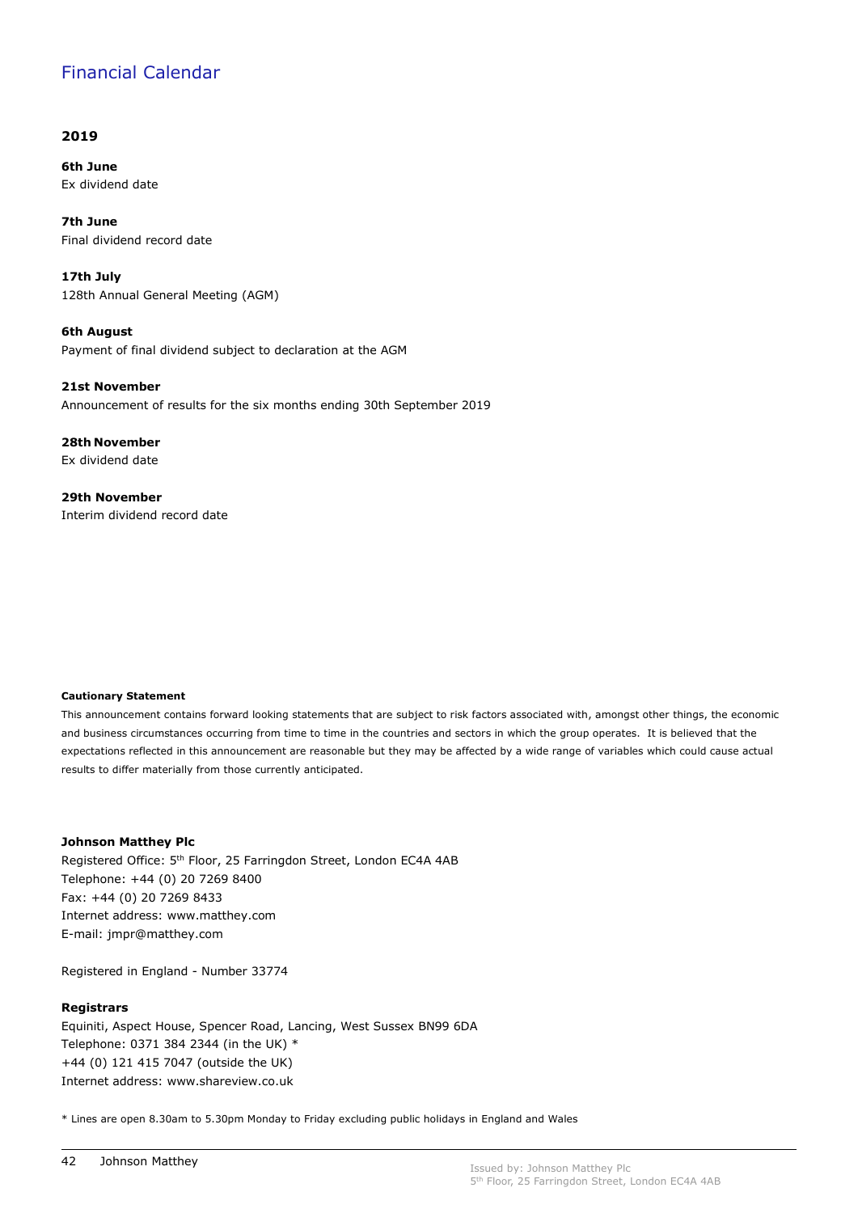# Financial Calendar

## 2019

**6th June**
Ex dividend date

**7th June**
Final dividend record date

**17th July**
128th Annual General Meeting (AGM)

**6th August**
Payment of final dividend subject to declaration at the AGM

**21st November**
Announcement of results for the six months ending 30th September 2019

**28th November**
Ex dividend date

**29th November**
Interim dividend record date

**Cautionary Statement**

This announcement contains forward looking statements that are subject to risk factors associated with, amongst other things, the economic and business circumstances occurring from time to time in the countries and sectors in which the group operates. It is believed that the expectations reflected in this announcement are reasonable but they may be affected by a wide range of variables which could cause actual results to differ materially from those currently anticipated.

**Johnson Matthey Plc**
Registered Office: 5th Floor, 25 Farringdon Street, London EC4A 4AB
Telephone: +44 (0) 20 7269 8400
Fax: +44 (0) 20 7269 8433
Internet address: www.matthey.com
E-mail: jmpr@matthey.com

Registered in England - Number 33774

**Registrars**
Equiniti, Aspect House, Spencer Road, Lancing, West Sussex BN99 6DA
Telephone: 0371 384 2344 (in the UK) *
+44 (0) 121 415 7047 (outside the UK)
Internet address: www.shareview.co.uk

* Lines are open 8.30am to 5.30pm Monday to Friday excluding public holidays in England and Wales

Issued by: Johnson Matthey Plc
5th Floor, 25 Farringdon Street, London EC4A 4AB